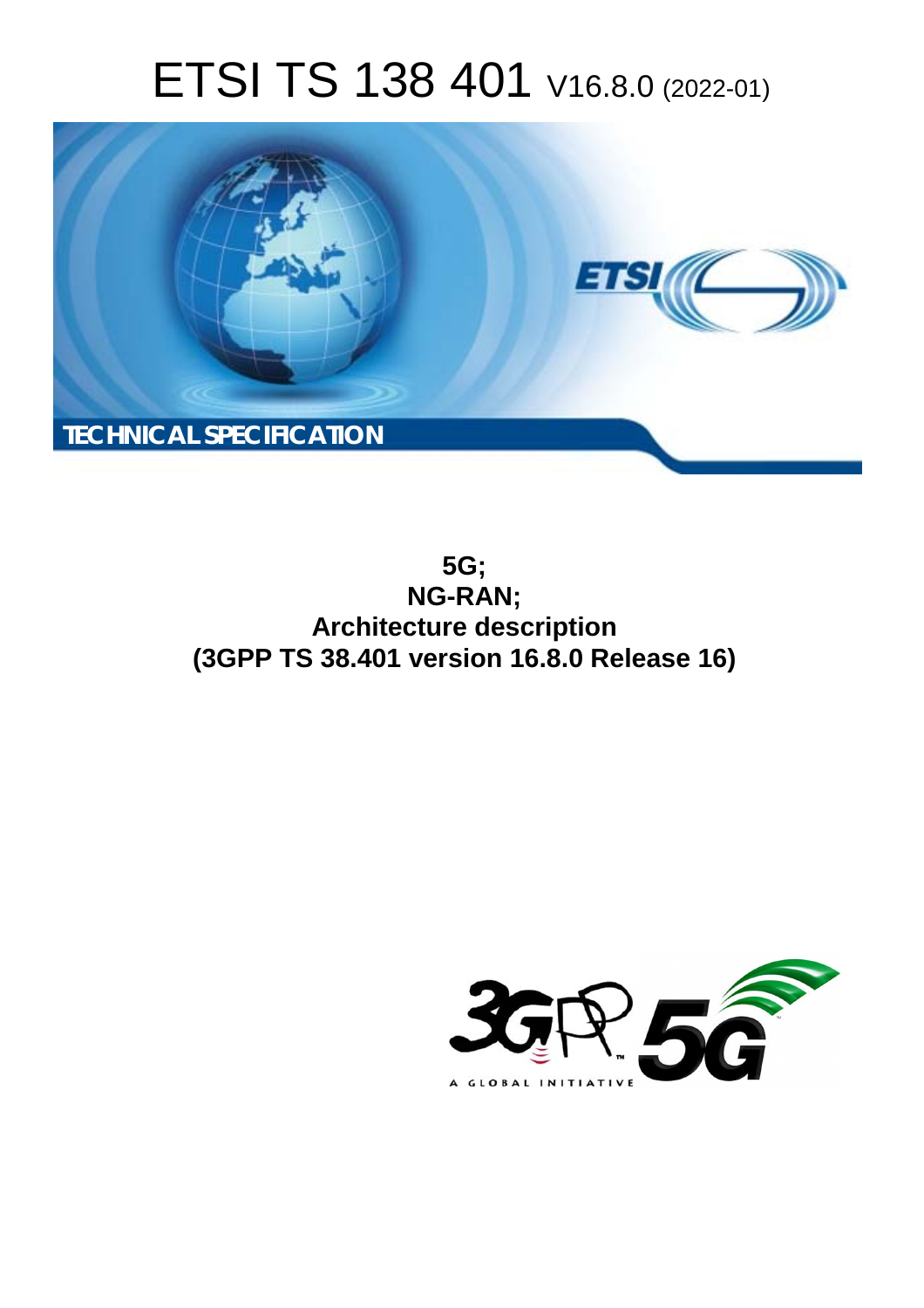# ETSI TS 138 401 V16.8.0 (2022-01)

TECHNICAL SPECIFICATION

**5G;**
**NG-RAN;**
**Architecture description**
**(3GPP TS 38.401 version 16.8.0 Release 16)**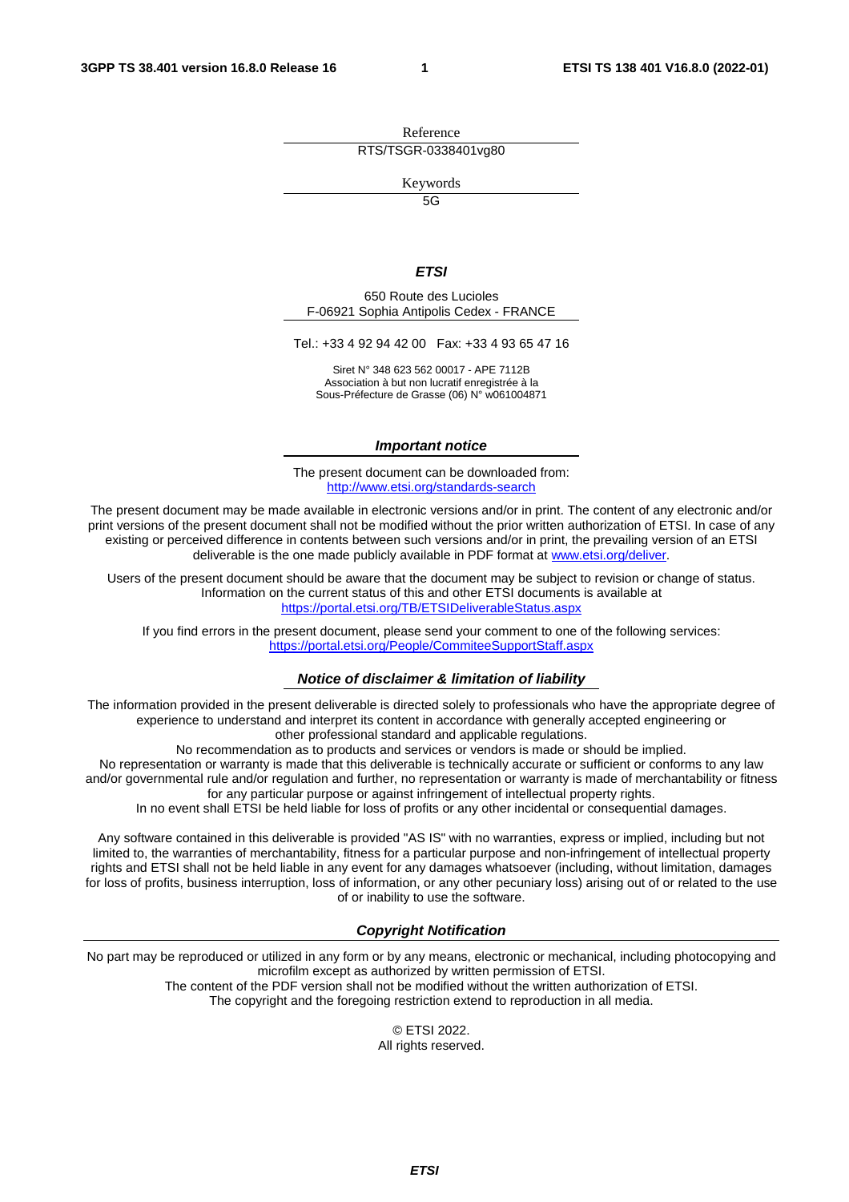Reference

RTS/TSGR-0338401vg80

Keywords

5G

***ETSI***

650 Route des Lucioles
F-06921 Sophia Antipolis Cedex - FRANCE

Tel.: +33 4 92 94 42 00   Fax: +33 4 93 65 47 16

Siret N° 348 623 562 00017 - APE 7112B
Association à but non lucratif enregistrée à la
Sous-Préfecture de Grasse (06) N° w061004871

***Important notice***

The present document can be downloaded from:
http://www.etsi.org/standards-search

The present document may be made available in electronic versions and/or in print. The content of any electronic and/or print versions of the present document shall not be modified without the prior written authorization of ETSI. In case of any existing or perceived difference in contents between such versions and/or in print, the prevailing version of an ETSI deliverable is the one made publicly available in PDF format at www.etsi.org/deliver.

Users of the present document should be aware that the document may be subject to revision or change of status. Information on the current status of this and other ETSI documents is available at
https://portal.etsi.org/TB/ETSIDeliverableStatus.aspx

If you find errors in the present document, please send your comment to one of the following services:
https://portal.etsi.org/People/CommiteeSupportStaff.aspx

***Notice of disclaimer & limitation of liability***

The information provided in the present deliverable is directed solely to professionals who have the appropriate degree of experience to understand and interpret its content in accordance with generally accepted engineering or other professional standard and applicable regulations.
No recommendation as to products and services or vendors is made or should be implied.
No representation or warranty is made that this deliverable is technically accurate or sufficient or conforms to any law and/or governmental rule and/or regulation and further, no representation or warranty is made of merchantability or fitness for any particular purpose or against infringement of intellectual property rights.
In no event shall ETSI be held liable for loss of profits or any other incidental or consequential damages.

Any software contained in this deliverable is provided "AS IS" with no warranties, express or implied, including but not limited to, the warranties of merchantability, fitness for a particular purpose and non-infringement of intellectual property rights and ETSI shall not be held liable in any event for any damages whatsoever (including, without limitation, damages for loss of profits, business interruption, loss of information, or any other pecuniary loss) arising out of or related to the use of or inability to use the software.

***Copyright Notification***

No part may be reproduced or utilized in any form or by any means, electronic or mechanical, including photocopying and microfilm except as authorized by written permission of ETSI.
The content of the PDF version shall not be modified without the written authorization of ETSI.
The copyright and the foregoing restriction extend to reproduction in all media.

© ETSI 2022.
All rights reserved.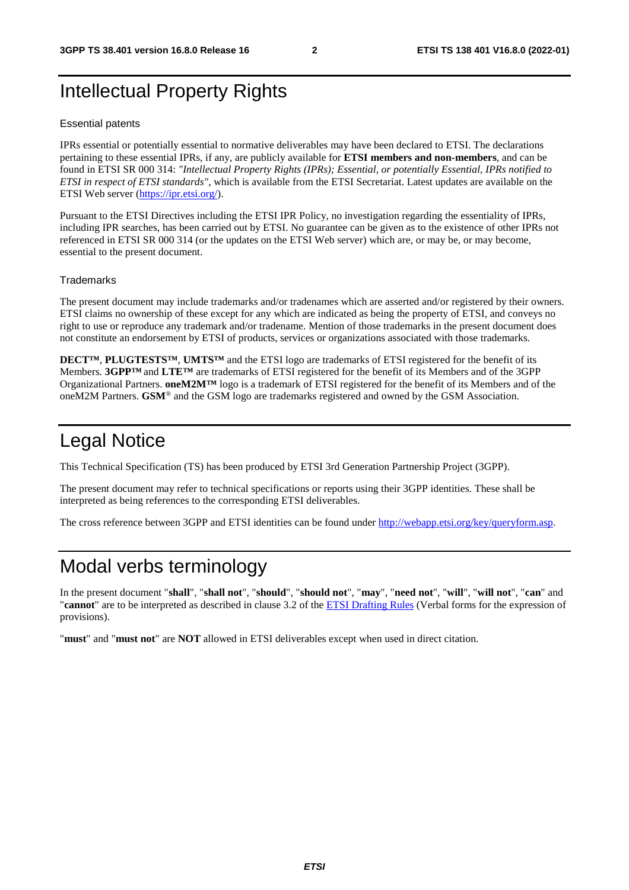# Intellectual Property Rights

## Essential patents

IPRs essential or potentially essential to normative deliverables may have been declared to ETSI. The declarations pertaining to these essential IPRs, if any, are publicly available for **ETSI members and non-members**, and can be found in ETSI SR 000 314: *"Intellectual Property Rights (IPRs); Essential, or potentially Essential, IPRs notified to ETSI in respect of ETSI standards"*, which is available from the ETSI Secretariat. Latest updates are available on the ETSI Web server (https://ipr.etsi.org/).

Pursuant to the ETSI Directives including the ETSI IPR Policy, no investigation regarding the essentiality of IPRs, including IPR searches, has been carried out by ETSI. No guarantee can be given as to the existence of other IPRs not referenced in ETSI SR 000 314 (or the updates on the ETSI Web server) which are, or may be, or may become, essential to the present document.

## Trademarks

The present document may include trademarks and/or tradenames which are asserted and/or registered by their owners. ETSI claims no ownership of these except for any which are indicated as being the property of ETSI, and conveys no right to use or reproduce any trademark and/or tradename. Mention of those trademarks in the present document does not constitute an endorsement by ETSI of products, services or organizations associated with those trademarks.

**DECT™**, **PLUGTESTS™**, **UMTS™** and the ETSI logo are trademarks of ETSI registered for the benefit of its Members. **3GPP™** and **LTE™** are trademarks of ETSI registered for the benefit of its Members and of the 3GPP Organizational Partners. **oneM2M™** logo is a trademark of ETSI registered for the benefit of its Members and of the oneM2M Partners. **GSM**® and the GSM logo are trademarks registered and owned by the GSM Association.

# Legal Notice

This Technical Specification (TS) has been produced by ETSI 3rd Generation Partnership Project (3GPP).

The present document may refer to technical specifications or reports using their 3GPP identities. These shall be interpreted as being references to the corresponding ETSI deliverables.

The cross reference between 3GPP and ETSI identities can be found under http://webapp.etsi.org/key/queryform.asp.

# Modal verbs terminology

In the present document "**shall**", "**shall not**", "**should**", "**should not**", "**may**", "**need not**", "**will**", "**will not**", "**can**" and "**cannot**" are to be interpreted as described in clause 3.2 of the ETSI Drafting Rules (Verbal forms for the expression of provisions).

"**must**" and "**must not**" are **NOT** allowed in ETSI deliverables except when used in direct citation.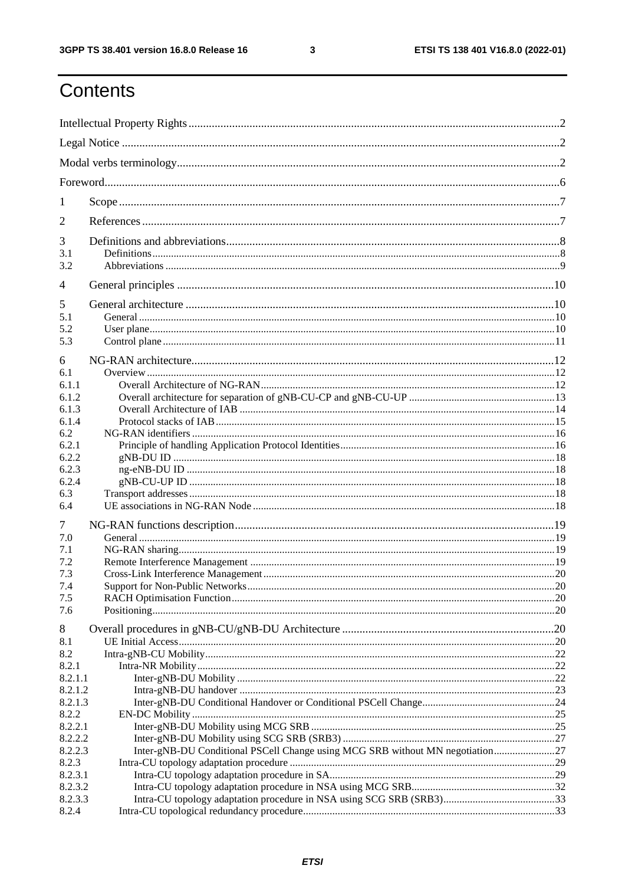# Contents

Intellectual Property Rights ..... 2
Legal Notice ..... 2
Modal verbs terminology ..... 2
Foreword ..... 6
1 Scope ..... 7
2 References ..... 7
3 Definitions and abbreviations ..... 8
3.1 Definitions ..... 8
3.2 Abbreviations ..... 9
4 General principles ..... 10
5 General architecture ..... 10
5.1 General ..... 10
5.2 User plane ..... 10
5.3 Control plane ..... 11
6 NG-RAN architecture ..... 12
6.1 Overview ..... 12
6.1.1 Overall Architecture of NG-RAN ..... 12
6.1.2 Overall architecture for separation of gNB-CU-CP and gNB-CU-UP ..... 13
6.1.3 Overall Architecture of IAB ..... 14
6.1.4 Protocol stacks of IAB ..... 15
6.2 NG-RAN identifiers ..... 16
6.2.1 Principle of handling Application Protocol Identities ..... 16
6.2.2 gNB-DU ID ..... 18
6.2.3 ng-eNB-DU ID ..... 18
6.2.4 gNB-CU-UP ID ..... 18
6.3 Transport addresses ..... 18
6.4 UE associations in NG-RAN Node ..... 18
7 NG-RAN functions description ..... 19
7.0 General ..... 19
7.1 NG-RAN sharing ..... 19
7.2 Remote Interference Management ..... 19
7.3 Cross-Link Interference Management ..... 20
7.4 Support for Non-Public Networks ..... 20
7.5 RACH Optimisation Function ..... 20
7.6 Positioning ..... 20
8 Overall procedures in gNB-CU/gNB-DU Architecture ..... 20
8.1 UE Initial Access ..... 20
8.2 Intra-gNB-CU Mobility ..... 22
8.2.1 Intra-NR Mobility ..... 22
8.2.1.1 Inter-gNB-DU Mobility ..... 22
8.2.1.2 Intra-gNB-DU handover ..... 23
8.2.1.3 Inter-gNB-DU Conditional Handover or Conditional PSCell Change ..... 24
8.2.2 EN-DC Mobility ..... 25
8.2.2.1 Inter-gNB-DU Mobility using MCG SRB ..... 25
8.2.2.2 Inter-gNB-DU Mobility using SCG SRB (SRB3) ..... 27
8.2.2.3 Inter-gNB-DU Conditional PSCell Change using MCG SRB without MN negotiation ..... 27
8.2.3 Intra-CU topology adaptation procedure ..... 29
8.2.3.1 Intra-CU topology adaptation procedure in SA ..... 29
8.2.3.2 Intra-CU topology adaptation procedure in NSA using MCG SRB ..... 32
8.2.3.3 Intra-CU topology adaptation procedure in NSA using SCG SRB (SRB3) ..... 33
8.2.4 Intra-CU topological redundancy procedure ..... 33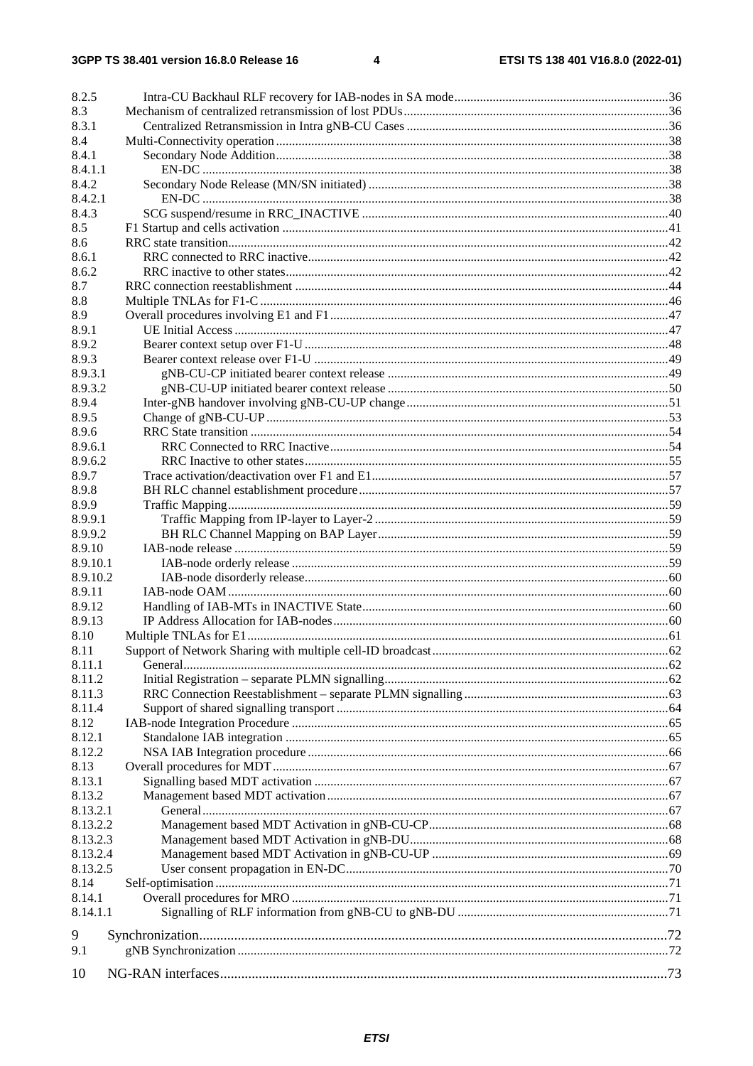| | | |
|---|---|---|
| 8.2.5 | Intra-CU Backhaul RLF recovery for IAB-nodes in SA mode | 36 |
| 8.3 | Mechanism of centralized retransmission of lost PDUs | 36 |
| 8.3.1 | Centralized Retransmission in Intra gNB-CU Cases | 36 |
| 8.4 | Multi-Connectivity operation | 38 |
| 8.4.1 | Secondary Node Addition | 38 |
| 8.4.1.1 | EN-DC | 38 |
| 8.4.2 | Secondary Node Release (MN/SN initiated) | 38 |
| 8.4.2.1 | EN-DC | 38 |
| 8.4.3 | SCG suspend/resume in RRC_INACTIVE | 40 |
| 8.5 | F1 Startup and cells activation | 41 |
| 8.6 | RRC state transition | 42 |
| 8.6.1 | RRC connected to RRC inactive | 42 |
| 8.6.2 | RRC inactive to other states | 42 |
| 8.7 | RRC connection reestablishment | 44 |
| 8.8 | Multiple TNLAs for F1-C | 46 |
| 8.9 | Overall procedures involving E1 and F1 | 47 |
| 8.9.1 | UE Initial Access | 47 |
| 8.9.2 | Bearer context setup over F1-U | 48 |
| 8.9.3 | Bearer context release over F1-U | 49 |
| 8.9.3.1 | gNB-CU-CP initiated bearer context release | 49 |
| 8.9.3.2 | gNB-CU-UP initiated bearer context release | 50 |
| 8.9.4 | Inter-gNB handover involving gNB-CU-UP change | 51 |
| 8.9.5 | Change of gNB-CU-UP | 53 |
| 8.9.6 | RRC State transition | 54 |
| 8.9.6.1 | RRC Connected to RRC Inactive | 54 |
| 8.9.6.2 | RRC Inactive to other states | 55 |
| 8.9.7 | Trace activation/deactivation over F1 and E1 | 57 |
| 8.9.8 | BH RLC channel establishment procedure | 57 |
| 8.9.9 | Traffic Mapping | 59 |
| 8.9.9.1 | Traffic Mapping from IP-layer to Layer-2 | 59 |
| 8.9.9.2 | BH RLC Channel Mapping on BAP Layer | 59 |
| 8.9.10 | IAB-node release | 59 |
| 8.9.10.1 | IAB-node orderly release | 59 |
| 8.9.10.2 | IAB-node disorderly release | 60 |
| 8.9.11 | IAB-node OAM | 60 |
| 8.9.12 | Handling of IAB-MTs in INACTIVE State | 60 |
| 8.9.13 | IP Address Allocation for IAB-nodes | 60 |
| 8.10 | Multiple TNLAs for E1 | 61 |
| 8.11 | Support of Network Sharing with multiple cell-ID broadcast | 62 |
| 8.11.1 | General | 62 |
| 8.11.2 | Initial Registration – separate PLMN signalling | 62 |
| 8.11.3 | RRC Connection Reestablishment – separate PLMN signalling | 63 |
| 8.11.4 | Support of shared signalling transport | 64 |
| 8.12 | IAB-node Integration Procedure | 65 |
| 8.12.1 | Standalone IAB integration | 65 |
| 8.12.2 | NSA IAB Integration procedure | 66 |
| 8.13 | Overall procedures for MDT | 67 |
| 8.13.1 | Signalling based MDT activation | 67 |
| 8.13.2 | Management based MDT activation | 67 |
| 8.13.2.1 | General | 67 |
| 8.13.2.2 | Management based MDT Activation in gNB-CU-CP | 68 |
| 8.13.2.3 | Management based MDT Activation in gNB-DU | 68 |
| 8.13.2.4 | Management based MDT Activation in gNB-CU-UP | 69 |
| 8.13.2.5 | User consent propagation in EN-DC | 70 |
| 8.14 | Self-optimisation | 71 |
| 8.14.1 | Overall procedures for MRO | 71 |
| 8.14.1.1 | Signalling of RLF information from gNB-CU to gNB-DU | 71 |
| 9 | Synchronization | 72 |
| 9.1 | gNB Synchronization | 72 |
| 10 | NG-RAN interfaces | 73 |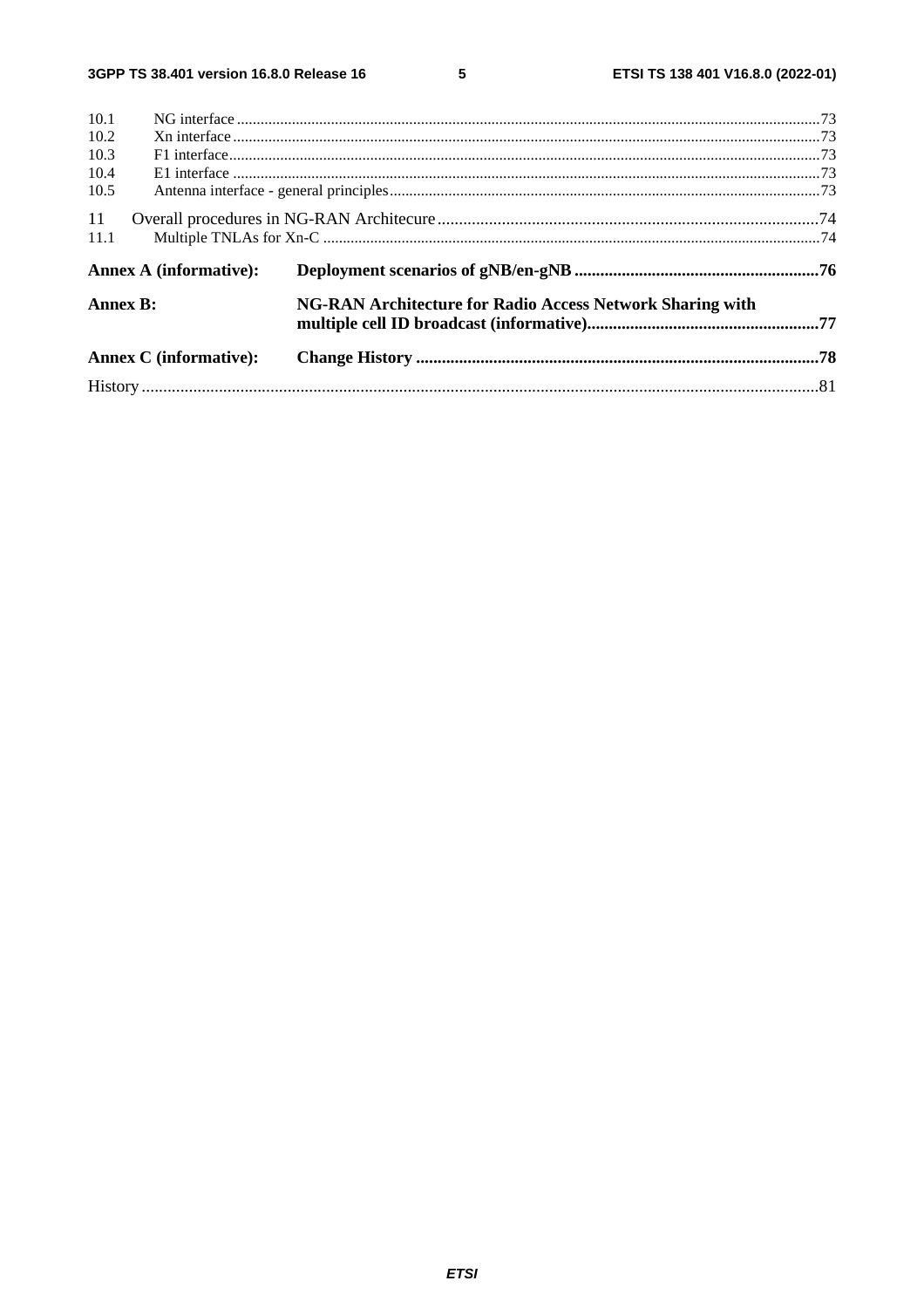10.1 NG interface ....73
10.2 Xn interface ....73
10.3 F1 interface ....73
10.4 E1 interface ....73
10.5 Antenna interface - general principles ....73

11 Overall procedures in NG-RAN Architecure ....74
11.1 Multiple TNLAs for Xn-C ....74

**Annex A (informative): Deployment scenarios of gNB/en-gNB ....76**

**Annex B: NG-RAN Architecture for Radio Access Network Sharing with multiple cell ID broadcast (informative) ....77**

**Annex C (informative): Change History ....78**

History ....81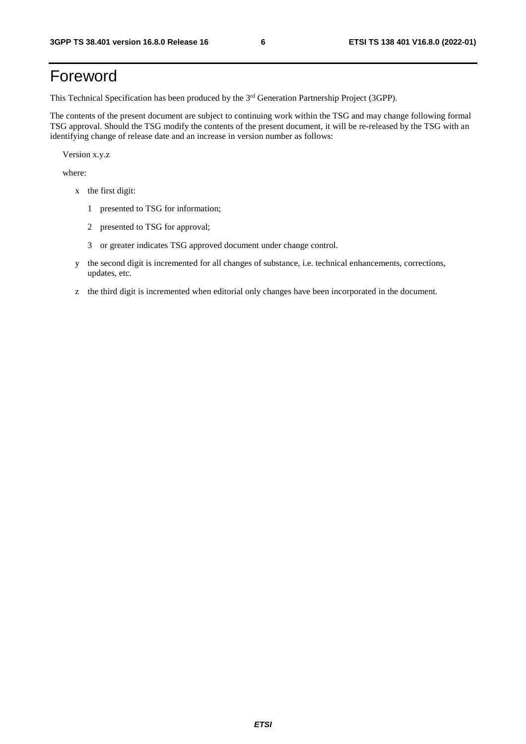# Foreword

This Technical Specification has been produced by the 3rd Generation Partnership Project (3GPP).

The contents of the present document are subject to continuing work within the TSG and may change following formal TSG approval. Should the TSG modify the contents of the present document, it will be re-released by the TSG with an identifying change of release date and an increase in version number as follows:

Version x.y.z

where:

- x the first digit:
  - 1 presented to TSG for information;
  - 2 presented to TSG for approval;
  - 3 or greater indicates TSG approved document under change control.
- y the second digit is incremented for all changes of substance, i.e. technical enhancements, corrections, updates, etc.
- z the third digit is incremented when editorial only changes have been incorporated in the document.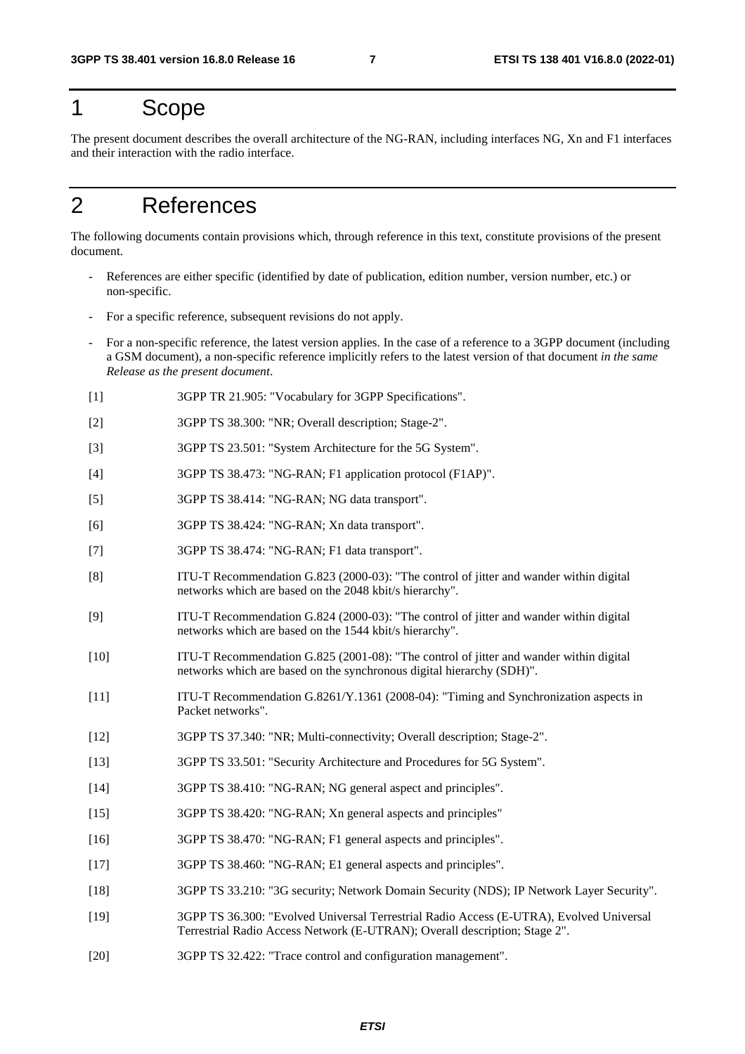# 1 Scope

The present document describes the overall architecture of the NG-RAN, including interfaces NG, Xn and F1 interfaces and their interaction with the radio interface.

# 2 References

The following documents contain provisions which, through reference in this text, constitute provisions of the present document.

- References are either specific (identified by date of publication, edition number, version number, etc.) or non-specific.
- For a specific reference, subsequent revisions do not apply.
- For a non-specific reference, the latest version applies. In the case of a reference to a 3GPP document (including a GSM document), a non-specific reference implicitly refers to the latest version of that document *in the same Release as the present document*.

[1] 3GPP TR 21.905: "Vocabulary for 3GPP Specifications".

[2] 3GPP TS 38.300: "NR; Overall description; Stage-2".

[3] 3GPP TS 23.501: "System Architecture for the 5G System".

[4] 3GPP TS 38.473: "NG-RAN; F1 application protocol (F1AP)".

[5] 3GPP TS 38.414: "NG-RAN; NG data transport".

[6] 3GPP TS 38.424: "NG-RAN; Xn data transport".

[7] 3GPP TS 38.474: "NG-RAN; F1 data transport".

[8] ITU-T Recommendation G.823 (2000-03): "The control of jitter and wander within digital networks which are based on the 2048 kbit/s hierarchy".

[9] ITU-T Recommendation G.824 (2000-03): "The control of jitter and wander within digital networks which are based on the 1544 kbit/s hierarchy".

[10] ITU-T Recommendation G.825 (2001-08): "The control of jitter and wander within digital networks which are based on the synchronous digital hierarchy (SDH)".

[11] ITU-T Recommendation G.8261/Y.1361 (2008-04): "Timing and Synchronization aspects in Packet networks".

[12] 3GPP TS 37.340: "NR; Multi-connectivity; Overall description; Stage-2".

[13] 3GPP TS 33.501: "Security Architecture and Procedures for 5G System".

[14] 3GPP TS 38.410: "NG-RAN; NG general aspect and principles".

[15] 3GPP TS 38.420: "NG-RAN; Xn general aspects and principles"

[16] 3GPP TS 38.470: "NG-RAN; F1 general aspects and principles".

[17] 3GPP TS 38.460: "NG-RAN; E1 general aspects and principles".

[18] 3GPP TS 33.210: "3G security; Network Domain Security (NDS); IP Network Layer Security".

[19] 3GPP TS 36.300: "Evolved Universal Terrestrial Radio Access (E-UTRA), Evolved Universal Terrestrial Radio Access Network (E-UTRAN); Overall description; Stage 2".

[20] 3GPP TS 32.422: "Trace control and configuration management".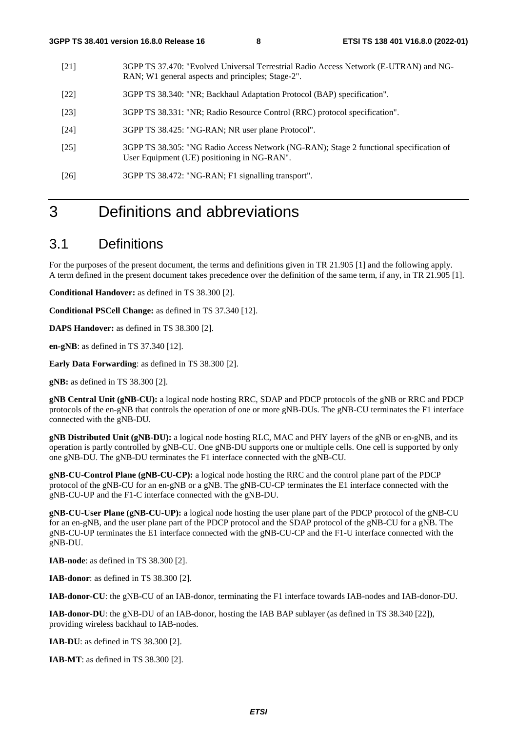[21] 3GPP TS 37.470: "Evolved Universal Terrestrial Radio Access Network (E-UTRAN) and NG-RAN; W1 general aspects and principles; Stage-2".

[22] 3GPP TS 38.340: "NR; Backhaul Adaptation Protocol (BAP) specification".

[23] 3GPP TS 38.331: "NR; Radio Resource Control (RRC) protocol specification".

[24] 3GPP TS 38.425: "NG-RAN; NR user plane Protocol".

[25] 3GPP TS 38.305: "NG Radio Access Network (NG-RAN); Stage 2 functional specification of User Equipment (UE) positioning in NG-RAN".

[26] 3GPP TS 38.472: "NG-RAN; F1 signalling transport".

# 3 Definitions and abbreviations

## 3.1 Definitions

For the purposes of the present document, the terms and definitions given in TR 21.905 [1] and the following apply. A term defined in the present document takes precedence over the definition of the same term, if any, in TR 21.905 [1].

**Conditional Handover:** as defined in TS 38.300 [2].

**Conditional PSCell Change:** as defined in TS 37.340 [12].

**DAPS Handover:** as defined in TS 38.300 [2].

**en-gNB**: as defined in TS 37.340 [12].

**Early Data Forwarding**: as defined in TS 38.300 [2].

**gNB:** as defined in TS 38.300 [2].

**gNB Central Unit (gNB-CU):** a logical node hosting RRC, SDAP and PDCP protocols of the gNB or RRC and PDCP protocols of the en-gNB that controls the operation of one or more gNB-DUs. The gNB-CU terminates the F1 interface connected with the gNB-DU.

**gNB Distributed Unit (gNB-DU):** a logical node hosting RLC, MAC and PHY layers of the gNB or en-gNB, and its operation is partly controlled by gNB-CU. One gNB-DU supports one or multiple cells. One cell is supported by only one gNB-DU. The gNB-DU terminates the F1 interface connected with the gNB-CU.

**gNB-CU-Control Plane (gNB-CU-CP):** a logical node hosting the RRC and the control plane part of the PDCP protocol of the gNB-CU for an en-gNB or a gNB. The gNB-CU-CP terminates the E1 interface connected with the gNB-CU-UP and the F1-C interface connected with the gNB-DU.

**gNB-CU-User Plane (gNB-CU-UP):** a logical node hosting the user plane part of the PDCP protocol of the gNB-CU for an en-gNB, and the user plane part of the PDCP protocol and the SDAP protocol of the gNB-CU for a gNB. The gNB-CU-UP terminates the E1 interface connected with the gNB-CU-CP and the F1-U interface connected with the gNB-DU.

**IAB-node**: as defined in TS 38.300 [2].

**IAB-donor**: as defined in TS 38.300 [2].

**IAB-donor-CU**: the gNB-CU of an IAB-donor, terminating the F1 interface towards IAB-nodes and IAB-donor-DU.

**IAB-donor-DU**: the gNB-DU of an IAB-donor, hosting the IAB BAP sublayer (as defined in TS 38.340 [22]), providing wireless backhaul to IAB-nodes.

**IAB-DU**: as defined in TS 38.300 [2].

**IAB-MT**: as defined in TS 38.300 [2].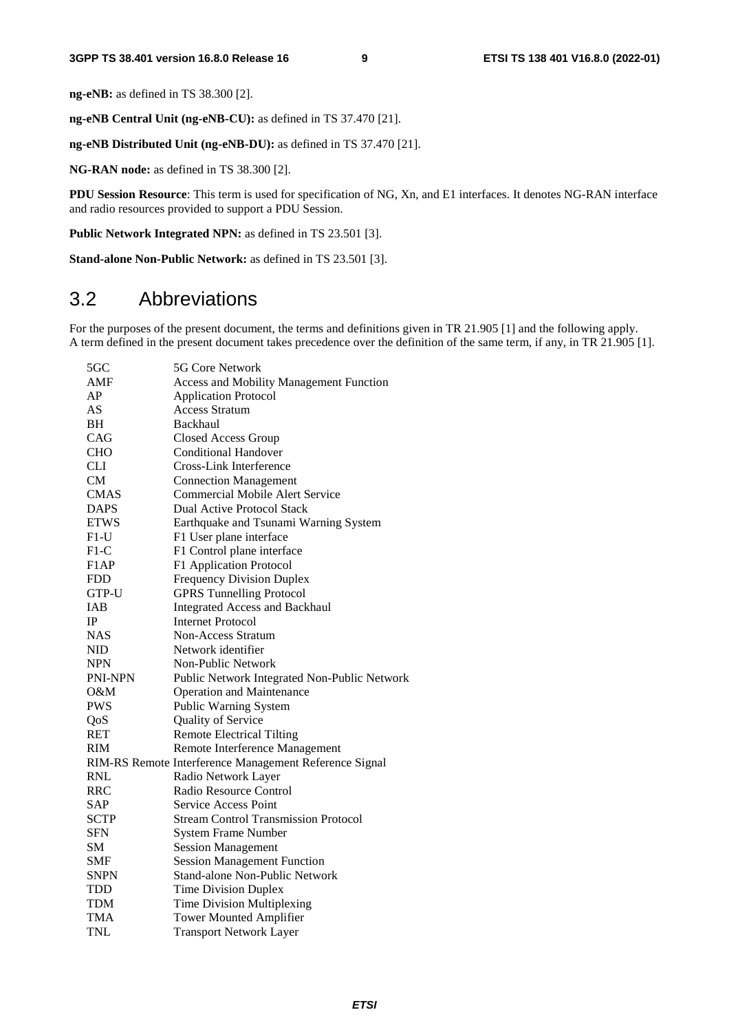**ng-eNB:** as defined in TS 38.300 [2].

**ng-eNB Central Unit (ng-eNB-CU):** as defined in TS 37.470 [21].

**ng-eNB Distributed Unit (ng-eNB-DU):** as defined in TS 37.470 [21].

**NG-RAN node:** as defined in TS 38.300 [2].

**PDU Session Resource**: This term is used for specification of NG, Xn, and E1 interfaces. It denotes NG-RAN interface and radio resources provided to support a PDU Session.

**Public Network Integrated NPN:** as defined in TS 23.501 [3].

**Stand-alone Non-Public Network:** as defined in TS 23.501 [3].

## 3.2 Abbreviations

For the purposes of the present document, the terms and definitions given in TR 21.905 [1] and the following apply. A term defined in the present document takes precedence over the definition of the same term, if any, in TR 21.905 [1].

| | |
|---|---|
| 5GC | 5G Core Network |
| AMF | Access and Mobility Management Function |
| AP | Application Protocol |
| AS | Access Stratum |
| BH | Backhaul |
| CAG | Closed Access Group |
| CHO | Conditional Handover |
| CLI | Cross-Link Interference |
| CM | Connection Management |
| CMAS | Commercial Mobile Alert Service |
| DAPS | Dual Active Protocol Stack |
| ETWS | Earthquake and Tsunami Warning System |
| F1-U | F1 User plane interface |
| F1-C | F1 Control plane interface |
| F1AP | F1 Application Protocol |
| FDD | Frequency Division Duplex |
| GTP-U | GPRS Tunnelling Protocol |
| IAB | Integrated Access and Backhaul |
| IP | Internet Protocol |
| NAS | Non-Access Stratum |
| NID | Network identifier |
| NPN | Non-Public Network |
| PNI-NPN | Public Network Integrated Non-Public Network |
| O&M | Operation and Maintenance |
| PWS | Public Warning System |
| QoS | Quality of Service |
| RET | Remote Electrical Tilting |
| RIM | Remote Interference Management |
| RIM-RS | Remote Interference Management Reference Signal |
| RNL | Radio Network Layer |
| RRC | Radio Resource Control |
| SAP | Service Access Point |
| SCTP | Stream Control Transmission Protocol |
| SFN | System Frame Number |
| SM | Session Management |
| SMF | Session Management Function |
| SNPN | Stand-alone Non-Public Network |
| TDD | Time Division Duplex |
| TDM | Time Division Multiplexing |
| TMA | Tower Mounted Amplifier |
| TNL | Transport Network Layer |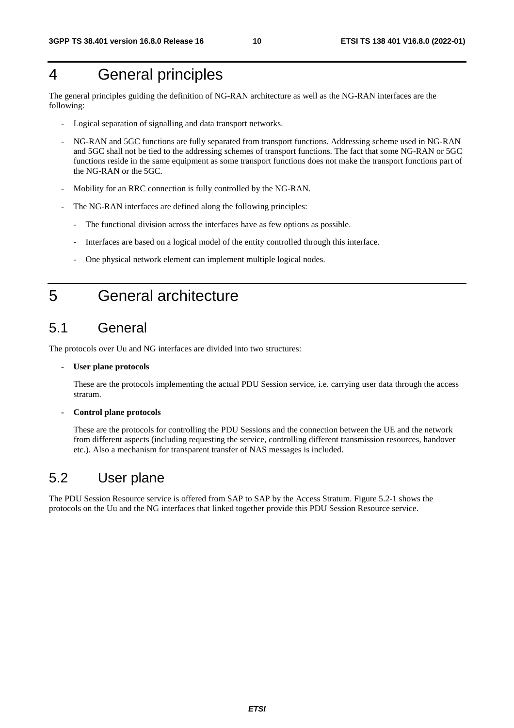# 4 General principles

The general principles guiding the definition of NG-RAN architecture as well as the NG-RAN interfaces are the following:

- Logical separation of signalling and data transport networks.
- NG-RAN and 5GC functions are fully separated from transport functions. Addressing scheme used in NG-RAN and 5GC shall not be tied to the addressing schemes of transport functions. The fact that some NG-RAN or 5GC functions reside in the same equipment as some transport functions does not make the transport functions part of the NG-RAN or the 5GC.
- Mobility for an RRC connection is fully controlled by the NG-RAN.
- The NG-RAN interfaces are defined along the following principles:
  - The functional division across the interfaces have as few options as possible.
  - Interfaces are based on a logical model of the entity controlled through this interface.
  - One physical network element can implement multiple logical nodes.

# 5 General architecture

## 5.1 General

The protocols over Uu and NG interfaces are divided into two structures:

- **User plane protocols**

  These are the protocols implementing the actual PDU Session service, i.e. carrying user data through the access stratum.

- **Control plane protocols**

  These are the protocols for controlling the PDU Sessions and the connection between the UE and the network from different aspects (including requesting the service, controlling different transmission resources, handover etc.). Also a mechanism for transparent transfer of NAS messages is included.

## 5.2 User plane

The PDU Session Resource service is offered from SAP to SAP by the Access Stratum. Figure 5.2-1 shows the protocols on the Uu and the NG interfaces that linked together provide this PDU Session Resource service.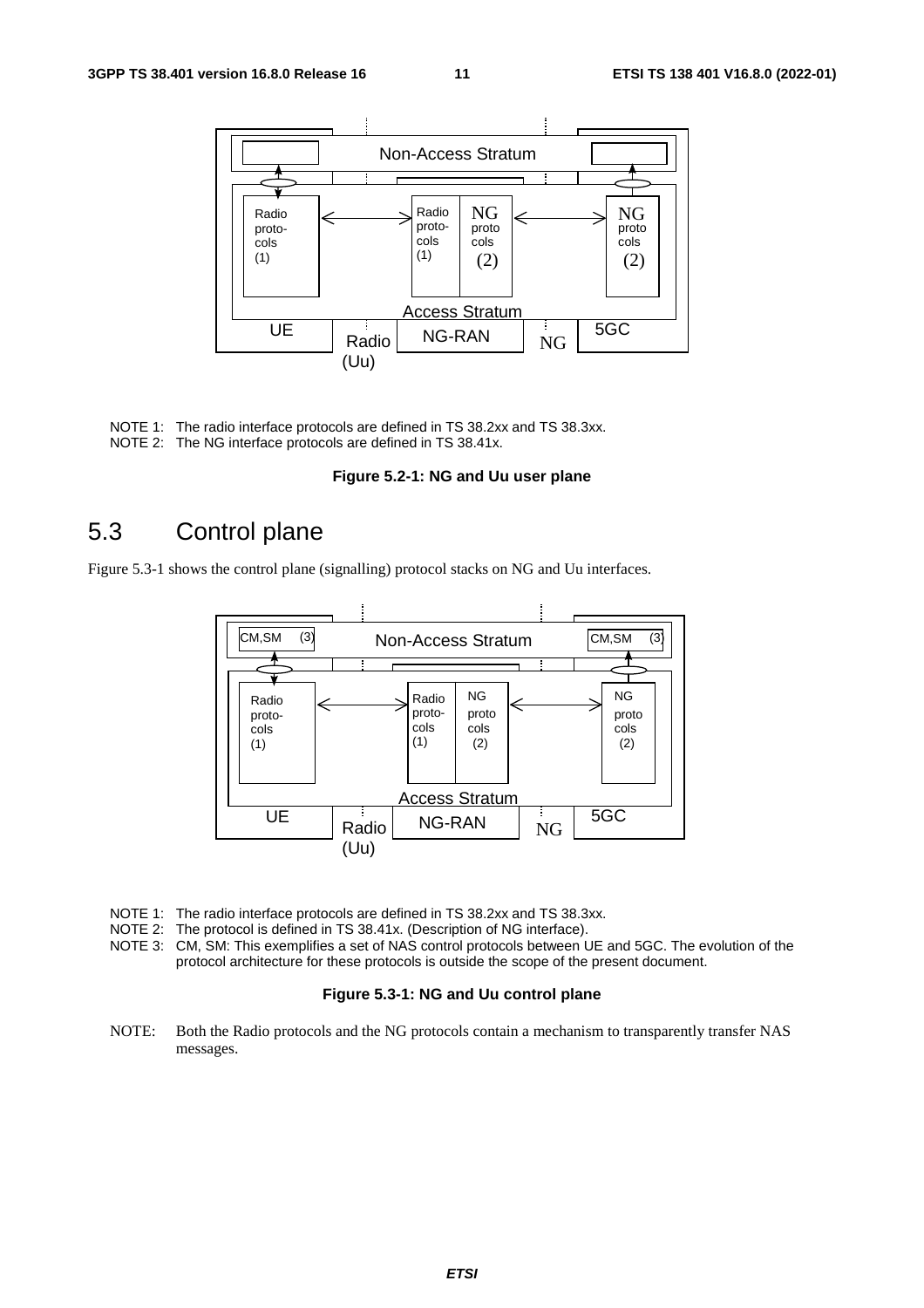NOTE 1: The radio interface protocols are defined in TS 38.2xx and TS 38.3xx.
NOTE 2: The NG interface protocols are defined in TS 38.41x.

**Figure 5.2-1: NG and Uu user plane**

## 5.3 Control plane

Figure 5.3-1 shows the control plane (signalling) protocol stacks on NG and Uu interfaces.

NOTE 1: The radio interface protocols are defined in TS 38.2xx and TS 38.3xx.
NOTE 2: The protocol is defined in TS 38.41x. (Description of NG interface).
NOTE 3: CM, SM: This exemplifies a set of NAS control protocols between UE and 5GC. The evolution of the protocol architecture for these protocols is outside the scope of the present document.

**Figure 5.3-1: NG and Uu control plane**

NOTE: Both the Radio protocols and the NG protocols contain a mechanism to transparently transfer NAS messages.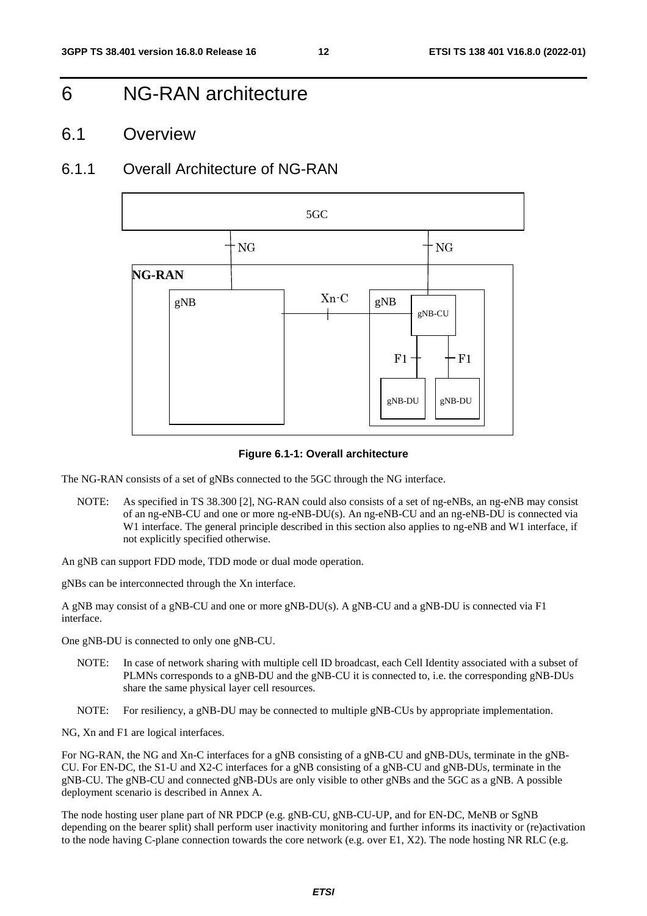# 6 NG-RAN architecture

## 6.1 Overview

### 6.1.1 Overall Architecture of NG-RAN

Figure 6.1-1: Overall architecture

The NG-RAN consists of a set of gNBs connected to the 5GC through the NG interface.

NOTE: As specified in TS 38.300 [2], NG-RAN could also consists of a set of ng-eNBs, an ng-eNB may consist of an ng-eNB-CU and one or more ng-eNB-DU(s). An ng-eNB-CU and an ng-eNB-DU is connected via W1 interface. The general principle described in this section also applies to ng-eNB and W1 interface, if not explicitly specified otherwise.

An gNB can support FDD mode, TDD mode or dual mode operation.

gNBs can be interconnected through the Xn interface.

A gNB may consist of a gNB-CU and one or more gNB-DU(s). A gNB-CU and a gNB-DU is connected via F1 interface.

One gNB-DU is connected to only one gNB-CU.

NOTE: In case of network sharing with multiple cell ID broadcast, each Cell Identity associated with a subset of PLMNs corresponds to a gNB-DU and the gNB-CU it is connected to, i.e. the corresponding gNB-DUs share the same physical layer cell resources.

NOTE: For resiliency, a gNB-DU may be connected to multiple gNB-CUs by appropriate implementation.

NG, Xn and F1 are logical interfaces.

For NG-RAN, the NG and Xn-C interfaces for a gNB consisting of a gNB-CU and gNB-DUs, terminate in the gNB-CU. For EN-DC, the S1-U and X2-C interfaces for a gNB consisting of a gNB-CU and gNB-DUs, terminate in the gNB-CU. The gNB-CU and connected gNB-DUs are only visible to other gNBs and the 5GC as a gNB. A possible deployment scenario is described in Annex A.

The node hosting user plane part of NR PDCP (e.g. gNB-CU, gNB-CU-UP, and for EN-DC, MeNB or SgNB depending on the bearer split) shall perform user inactivity monitoring and further informs its inactivity or (re)activation to the node having C-plane connection towards the core network (e.g. over E1, X2). The node hosting NR RLC (e.g.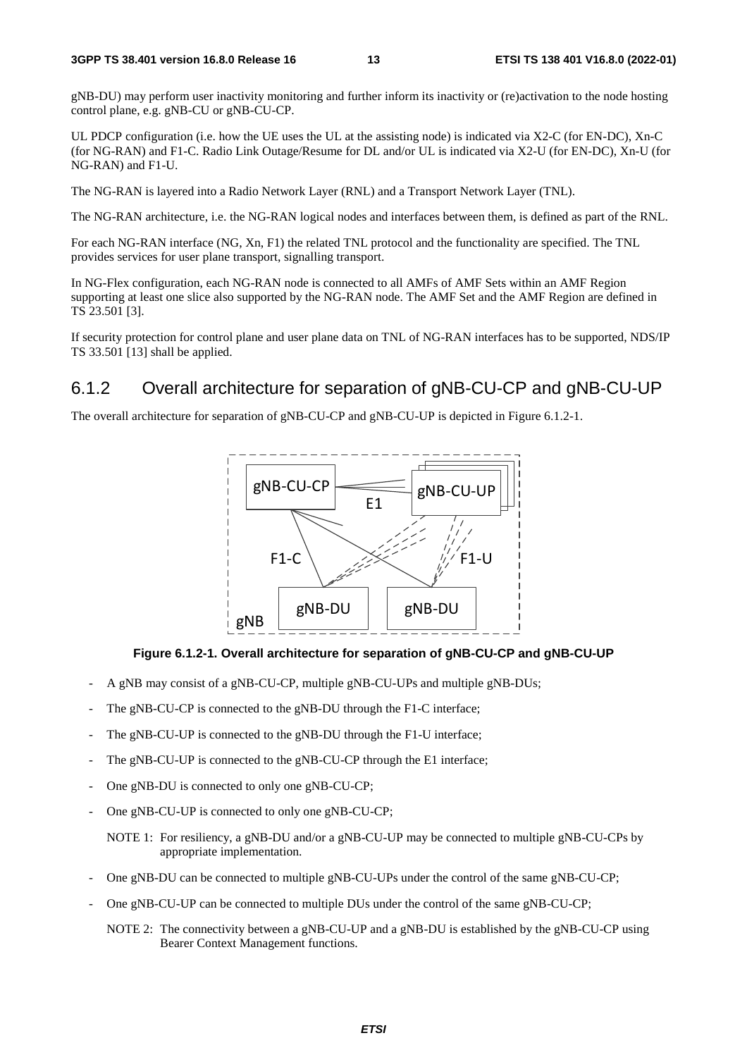gNB-DU) may perform user inactivity monitoring and further inform its inactivity or (re)activation to the node hosting control plane, e.g. gNB-CU or gNB-CU-CP.

UL PDCP configuration (i.e. how the UE uses the UL at the assisting node) is indicated via X2-C (for EN-DC), Xn-C (for NG-RAN) and F1-C. Radio Link Outage/Resume for DL and/or UL is indicated via X2-U (for EN-DC), Xn-U (for NG-RAN) and F1-U.

The NG-RAN is layered into a Radio Network Layer (RNL) and a Transport Network Layer (TNL).

The NG-RAN architecture, i.e. the NG-RAN logical nodes and interfaces between them, is defined as part of the RNL.

For each NG-RAN interface (NG, Xn, F1) the related TNL protocol and the functionality are specified. The TNL provides services for user plane transport, signalling transport.

In NG-Flex configuration, each NG-RAN node is connected to all AMFs of AMF Sets within an AMF Region supporting at least one slice also supported by the NG-RAN node. The AMF Set and the AMF Region are defined in TS 23.501 [3].

If security protection for control plane and user plane data on TNL of NG-RAN interfaces has to be supported, NDS/IP TS 33.501 [13] shall be applied.

### 6.1.2 Overall architecture for separation of gNB-CU-CP and gNB-CU-UP

The overall architecture for separation of gNB-CU-CP and gNB-CU-UP is depicted in Figure 6.1.2-1.

**Figure 6.1.2-1. Overall architecture for separation of gNB-CU-CP and gNB-CU-UP**

- A gNB may consist of a gNB-CU-CP, multiple gNB-CU-UPs and multiple gNB-DUs;
- The gNB-CU-CP is connected to the gNB-DU through the F1-C interface;
- The gNB-CU-UP is connected to the gNB-DU through the F1-U interface;
- The gNB-CU-UP is connected to the gNB-CU-CP through the E1 interface;
- One gNB-DU is connected to only one gNB-CU-CP;
- One gNB-CU-UP is connected to only one gNB-CU-CP;

  NOTE 1: For resiliency, a gNB-DU and/or a gNB-CU-UP may be connected to multiple gNB-CU-CPs by appropriate implementation.

- One gNB-DU can be connected to multiple gNB-CU-UPs under the control of the same gNB-CU-CP;
- One gNB-CU-UP can be connected to multiple DUs under the control of the same gNB-CU-CP;

  NOTE 2: The connectivity between a gNB-CU-UP and a gNB-DU is established by the gNB-CU-CP using Bearer Context Management functions.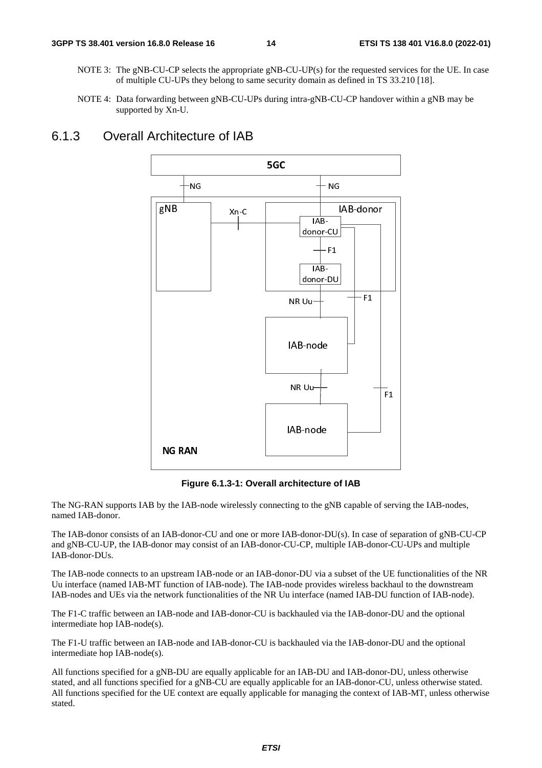NOTE 3: The gNB-CU-CP selects the appropriate gNB-CU-UP(s) for the requested services for the UE. In case of multiple CU-UPs they belong to same security domain as defined in TS 33.210 [18].

NOTE 4: Data forwarding between gNB-CU-UPs during intra-gNB-CU-CP handover within a gNB may be supported by Xn-U.

### 6.1.3 Overall Architecture of IAB

**Figure 6.1.3-1: Overall architecture of IAB**

The NG-RAN supports IAB by the IAB-node wirelessly connecting to the gNB capable of serving the IAB-nodes, named IAB-donor.

The IAB-donor consists of an IAB-donor-CU and one or more IAB-donor-DU(s). In case of separation of gNB-CU-CP and gNB-CU-UP, the IAB-donor may consist of an IAB-donor-CU-CP, multiple IAB-donor-CU-UPs and multiple IAB-donor-DUs.

The IAB-node connects to an upstream IAB-node or an IAB-donor-DU via a subset of the UE functionalities of the NR Uu interface (named IAB-MT function of IAB-node). The IAB-node provides wireless backhaul to the downstream IAB-nodes and UEs via the network functionalities of the NR Uu interface (named IAB-DU function of IAB-node).

The F1-C traffic between an IAB-node and IAB-donor-CU is backhauled via the IAB-donor-DU and the optional intermediate hop IAB-node(s).

The F1-U traffic between an IAB-node and IAB-donor-CU is backhauled via the IAB-donor-DU and the optional intermediate hop IAB-node(s).

All functions specified for a gNB-DU are equally applicable for an IAB-DU and IAB-donor-DU, unless otherwise stated, and all functions specified for a gNB-CU are equally applicable for an IAB-donor-CU, unless otherwise stated. All functions specified for the UE context are equally applicable for managing the context of IAB-MT, unless otherwise stated.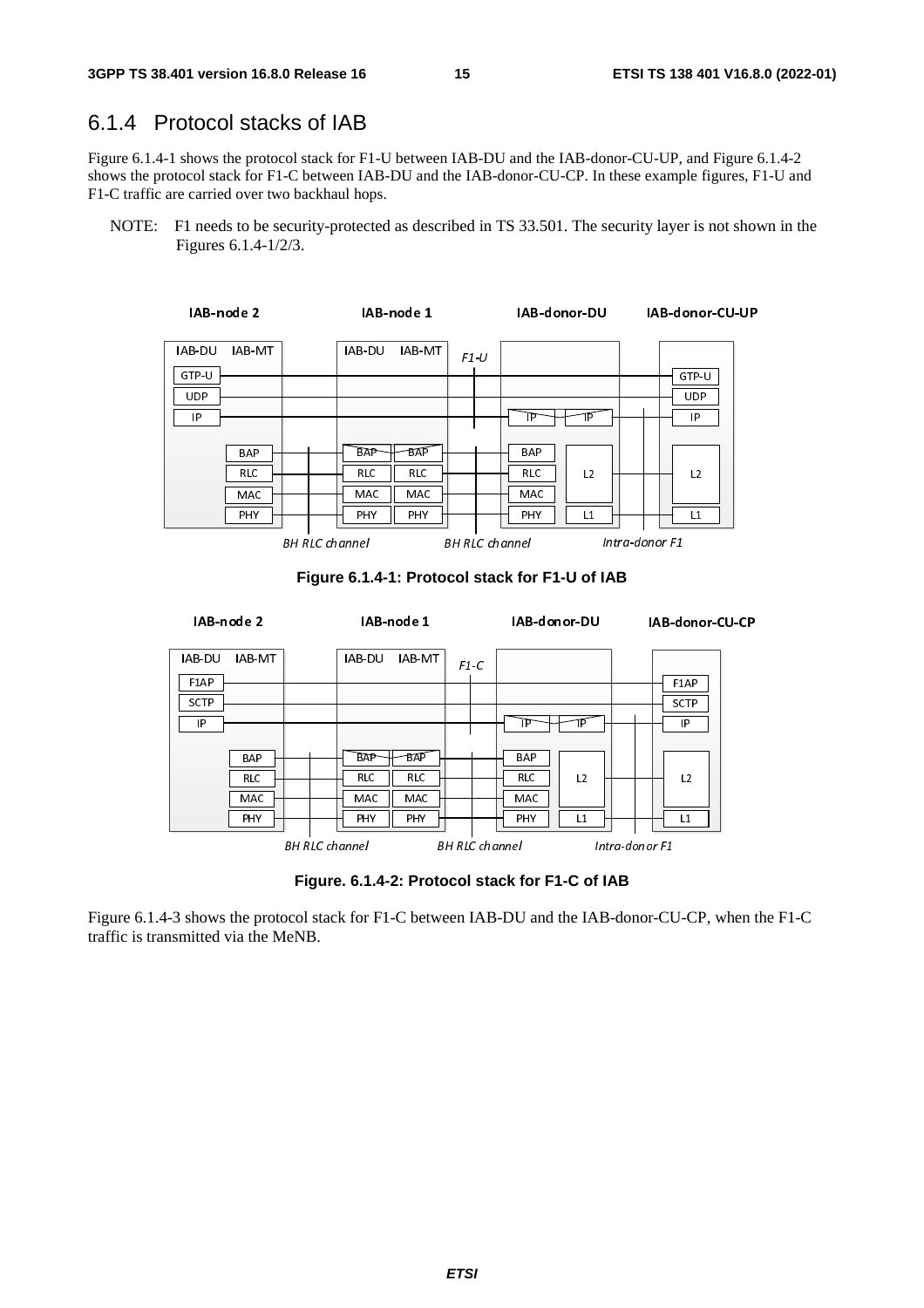### 6.1.4 Protocol stacks of IAB

Figure 6.1.4-1 shows the protocol stack for F1-U between IAB-DU and the IAB-donor-CU-UP, and Figure 6.1.4-2 shows the protocol stack for F1-C between IAB-DU and the IAB-donor-CU-CP. In these example figures, F1-U and F1-C traffic are carried over two backhaul hops.

NOTE: F1 needs to be security-protected as described in TS 33.501. The security layer is not shown in the Figures 6.1.4-1/2/3.

**Figure 6.1.4-1: Protocol stack for F1-U of IAB**

**Figure. 6.1.4-2: Protocol stack for F1-C of IAB**

Figure 6.1.4-3 shows the protocol stack for F1-C between IAB-DU and the IAB-donor-CU-CP, when the F1-C traffic is transmitted via the MeNB.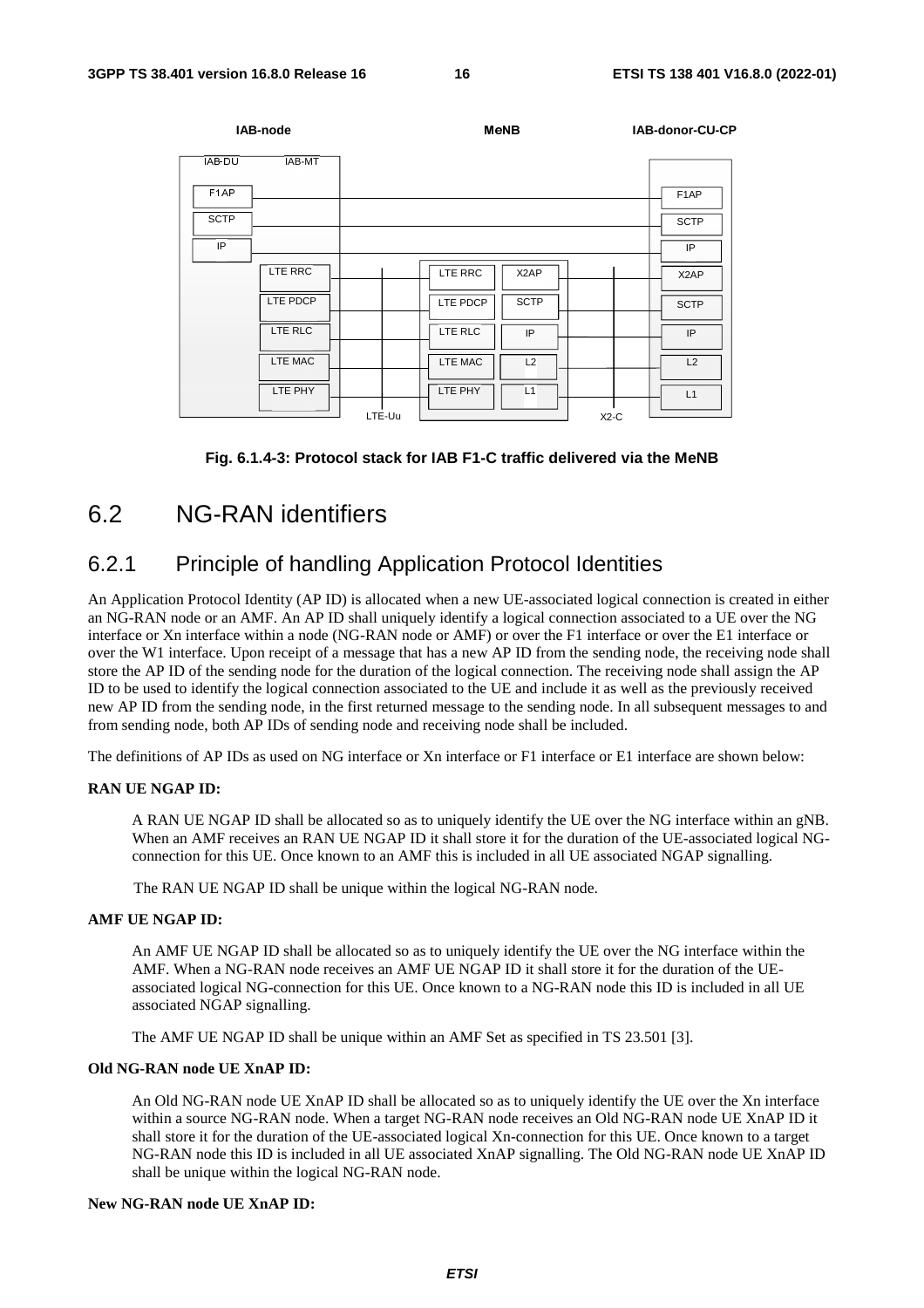Fig. 6.1.4-3: Protocol stack for IAB F1-C traffic delivered via the MeNB

## 6.2 NG-RAN identifiers

### 6.2.1 Principle of handling Application Protocol Identities

An Application Protocol Identity (AP ID) is allocated when a new UE-associated logical connection is created in either an NG-RAN node or an AMF. An AP ID shall uniquely identify a logical connection associated to a UE over the NG interface or Xn interface within a node (NG-RAN node or AMF) or over the F1 interface or the E1 interface or over the W1 interface. Upon receipt of a message that has a new AP ID from the sending node, the receiving node shall store the AP ID of the sending node for the duration of the logical connection. The receiving node shall assign the AP ID to be used to identify the logical connection associated to the UE and include it as well as the previously received new AP ID from the sending node, in the first returned message to the sending node. In all subsequent messages to and from sending node, both AP IDs of sending node and receiving node shall be included.

The definitions of AP IDs as used on NG interface or Xn interface or F1 interface or E1 interface are shown below:

**RAN UE NGAP ID:**

A RAN UE NGAP ID shall be allocated so as to uniquely identify the UE over the NG interface within an gNB. When an AMF receives an RAN UE NGAP ID it shall store it for the duration of the UE-associated logical NG-connection for this UE. Once known to an AMF this is included in all UE associated NGAP signalling.

The RAN UE NGAP ID shall be unique within the logical NG-RAN node.

**AMF UE NGAP ID:**

An AMF UE NGAP ID shall be allocated so as to uniquely identify the UE over the NG interface within the AMF. When a NG-RAN node receives an AMF UE NGAP ID it shall store it for the duration of the UE-associated logical NG-connection for this UE. Once known to a NG-RAN node this ID is included in all UE associated NGAP signalling.

The AMF UE NGAP ID shall be unique within an AMF Set as specified in TS 23.501 [3].

**Old NG-RAN node UE XnAP ID:**

An Old NG-RAN node UE XnAP ID shall be allocated so as to uniquely identify the UE over the Xn interface within a source NG-RAN node. When a target NG-RAN node receives an Old NG-RAN node UE XnAP ID it shall store it for the duration of the UE-associated logical Xn-connection for this UE. Once known to a target NG-RAN node this ID is included in all UE associated XnAP signalling. The Old NG-RAN node UE XnAP ID shall be unique within the logical NG-RAN node.

**New NG-RAN node UE XnAP ID:**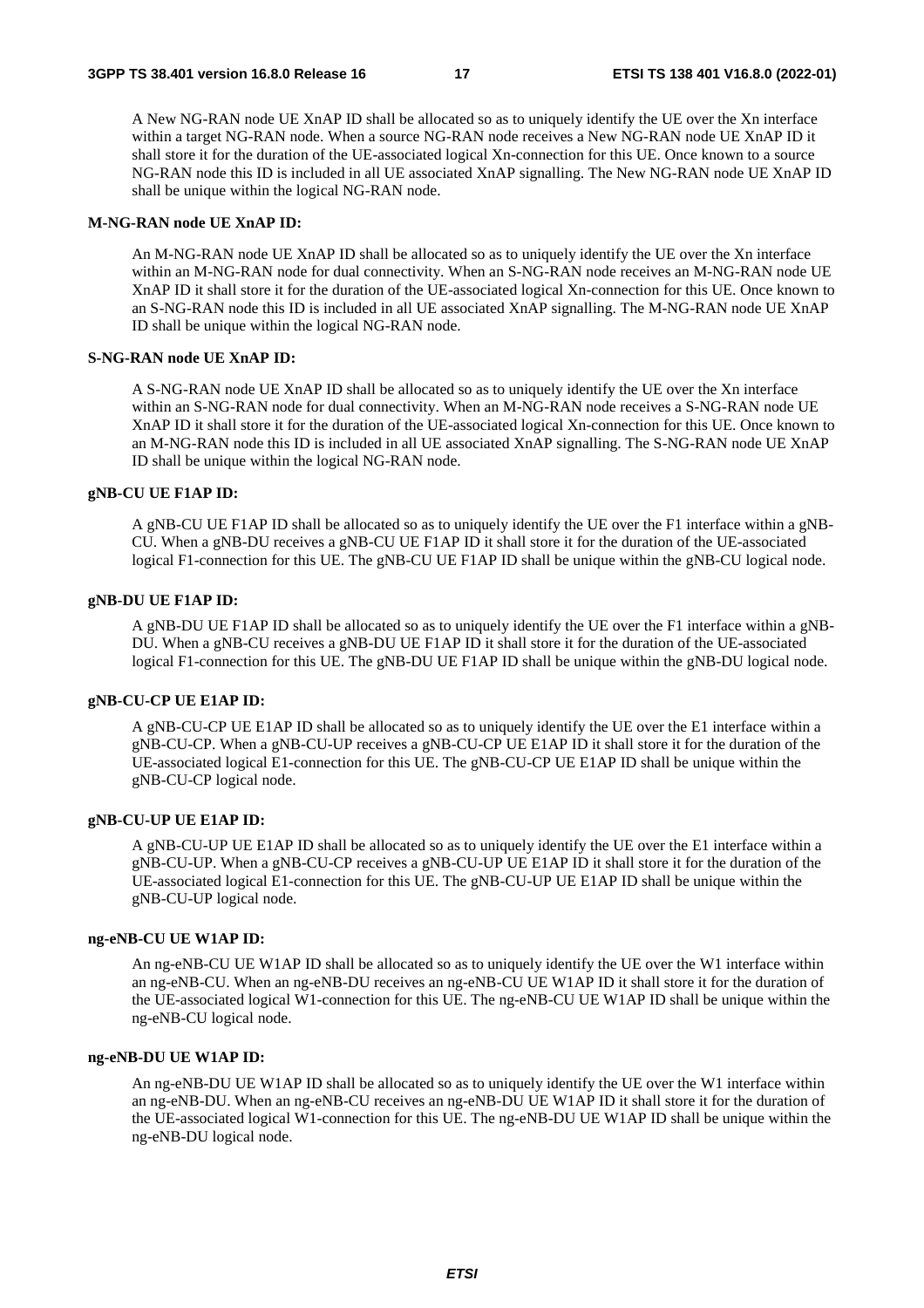A New NG-RAN node UE XnAP ID shall be allocated so as to uniquely identify the UE over the Xn interface within a target NG-RAN node. When a source NG-RAN node receives a New NG-RAN node UE XnAP ID it shall store it for the duration of the UE-associated logical Xn-connection for this UE. Once known to a source NG-RAN node this ID is included in all UE associated XnAP signalling. The New NG-RAN node UE XnAP ID shall be unique within the logical NG-RAN node.

**M-NG-RAN node UE XnAP ID:**

An M-NG-RAN node UE XnAP ID shall be allocated so as to uniquely identify the UE over the Xn interface within an M-NG-RAN node for dual connectivity. When an S-NG-RAN node receives an M-NG-RAN node UE XnAP ID it shall store it for the duration of the UE-associated logical Xn-connection for this UE. Once known to an S-NG-RAN node this ID is included in all UE associated XnAP signalling. The M-NG-RAN node UE XnAP ID shall be unique within the logical NG-RAN node.

**S-NG-RAN node UE XnAP ID:**

A S-NG-RAN node UE XnAP ID shall be allocated so as to uniquely identify the UE over the Xn interface within an S-NG-RAN node for dual connectivity. When an M-NG-RAN node receives a S-NG-RAN node UE XnAP ID it shall store it for the duration of the UE-associated logical Xn-connection for this UE. Once known to an M-NG-RAN node this ID is included in all UE associated XnAP signalling. The S-NG-RAN node UE XnAP ID shall be unique within the logical NG-RAN node.

**gNB-CU UE F1AP ID:**

A gNB-CU UE F1AP ID shall be allocated so as to uniquely identify the UE over the F1 interface within a gNB-CU. When a gNB-DU receives a gNB-CU UE F1AP ID it shall store it for the duration of the UE-associated logical F1-connection for this UE. The gNB-CU UE F1AP ID shall be unique within the gNB-CU logical node.

**gNB-DU UE F1AP ID:**

A gNB-DU UE F1AP ID shall be allocated so as to uniquely identify the UE over the F1 interface within a gNB-DU. When a gNB-CU receives a gNB-DU UE F1AP ID it shall store it for the duration of the UE-associated logical F1-connection for this UE. The gNB-DU UE F1AP ID shall be unique within the gNB-DU logical node.

**gNB-CU-CP UE E1AP ID:**

A gNB-CU-CP UE E1AP ID shall be allocated so as to uniquely identify the UE over the E1 interface within a gNB-CU-CP. When a gNB-CU-UP receives a gNB-CU-CP UE E1AP ID it shall store it for the duration of the UE-associated logical E1-connection for this UE. The gNB-CU-CP UE E1AP ID shall be unique within the gNB-CU-CP logical node.

**gNB-CU-UP UE E1AP ID:**

A gNB-CU-UP UE E1AP ID shall be allocated so as to uniquely identify the UE over the E1 interface within a gNB-CU-UP. When a gNB-CU-CP receives a gNB-CU-UP UE E1AP ID it shall store it for the duration of the UE-associated logical E1-connection for this UE. The gNB-CU-UP UE E1AP ID shall be unique within the gNB-CU-UP logical node.

**ng-eNB-CU UE W1AP ID:**

An ng-eNB-CU UE W1AP ID shall be allocated so as to uniquely identify the UE over the W1 interface within an ng-eNB-CU. When an ng-eNB-DU receives an ng-eNB-CU UE W1AP ID it shall store it for the duration of the UE-associated logical W1-connection for this UE. The ng-eNB-CU UE W1AP ID shall be unique within the ng-eNB-CU logical node.

**ng-eNB-DU UE W1AP ID:**

An ng-eNB-DU UE W1AP ID shall be allocated so as to uniquely identify the UE over the W1 interface within an ng-eNB-DU. When an ng-eNB-CU receives an ng-eNB-DU UE W1AP ID it shall store it for the duration of the UE-associated logical W1-connection for this UE. The ng-eNB-DU UE W1AP ID shall be unique within the ng-eNB-DU logical node.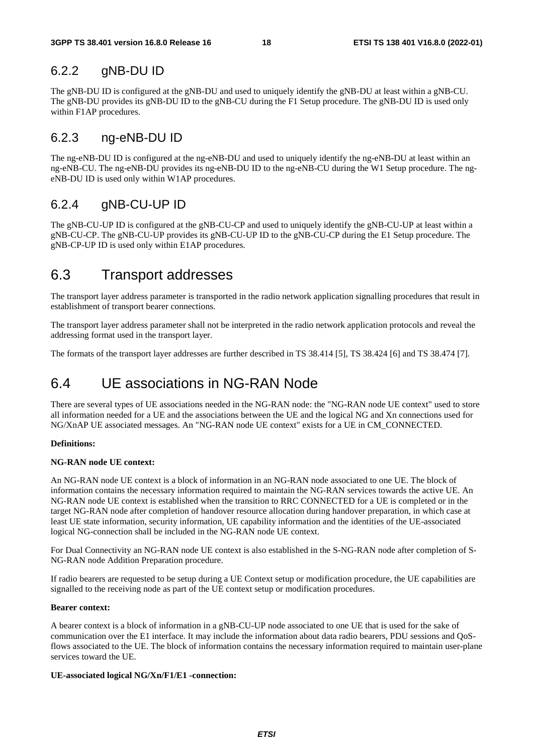### 6.2.2 gNB-DU ID

The gNB-DU ID is configured at the gNB-DU and used to uniquely identify the gNB-DU at least within a gNB-CU. The gNB-DU provides its gNB-DU ID to the gNB-CU during the F1 Setup procedure. The gNB-DU ID is used only within F1AP procedures.

### 6.2.3 ng-eNB-DU ID

The ng-eNB-DU ID is configured at the ng-eNB-DU and used to uniquely identify the ng-eNB-DU at least within an ng-eNB-CU. The ng-eNB-DU provides its ng-eNB-DU ID to the ng-eNB-CU during the W1 Setup procedure. The ng-eNB-DU ID is used only within W1AP procedures.

### 6.2.4 gNB-CU-UP ID

The gNB-CU-UP ID is configured at the gNB-CU-CP and used to uniquely identify the gNB-CU-UP at least within a gNB-CU-CP. The gNB-CU-UP provides its gNB-CU-UP ID to the gNB-CU-CP during the E1 Setup procedure. The gNB-CP-UP ID is used only within E1AP procedures.

## 6.3 Transport addresses

The transport layer address parameter is transported in the radio network application signalling procedures that result in establishment of transport bearer connections.

The transport layer address parameter shall not be interpreted in the radio network application protocols and reveal the addressing format used in the transport layer.

The formats of the transport layer addresses are further described in TS 38.414 [5], TS 38.424 [6] and TS 38.474 [7].

## 6.4 UE associations in NG-RAN Node

There are several types of UE associations needed in the NG-RAN node: the "NG-RAN node UE context" used to store all information needed for a UE and the associations between the UE and the logical NG and Xn connections used for NG/XnAP UE associated messages. An "NG-RAN node UE context" exists for a UE in CM_CONNECTED.

**Definitions:**

**NG-RAN node UE context:**

An NG-RAN node UE context is a block of information in an NG-RAN node associated to one UE. The block of information contains the necessary information required to maintain the NG-RAN services towards the active UE. An NG-RAN node UE context is established when the transition to RRC CONNECTED for a UE is completed or in the target NG-RAN node after completion of handover resource allocation during handover preparation, in which case at least UE state information, security information, UE capability information and the identities of the UE-associated logical NG-connection shall be included in the NG-RAN node UE context.

For Dual Connectivity an NG-RAN node UE context is also established in the S-NG-RAN node after completion of S-NG-RAN node Addition Preparation procedure.

If radio bearers are requested to be setup during a UE Context setup or modification procedure, the UE capabilities are signalled to the receiving node as part of the UE context setup or modification procedures.

**Bearer context:**

A bearer context is a block of information in a gNB-CU-UP node associated to one UE that is used for the sake of communication over the E1 interface. It may include the information about data radio bearers, PDU sessions and QoS-flows associated to the UE. The block of information contains the necessary information required to maintain user-plane services toward the UE.

**UE-associated logical NG/Xn/F1/E1 -connection:**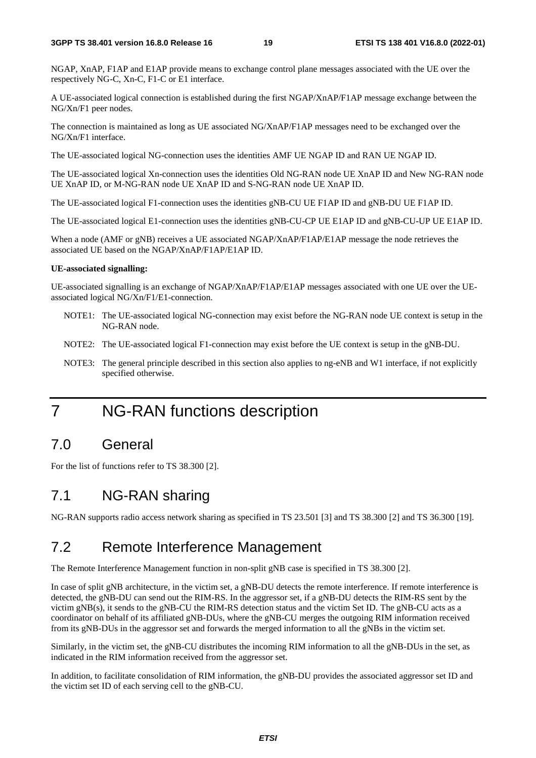NGAP, XnAP, F1AP and E1AP provide means to exchange control plane messages associated with the UE over the respectively NG-C, Xn-C, F1-C or E1 interface.

A UE-associated logical connection is established during the first NGAP/XnAP/F1AP message exchange between the NG/Xn/F1 peer nodes.

The connection is maintained as long as UE associated NG/XnAP/F1AP messages need to be exchanged over the NG/Xn/F1 interface.

The UE-associated logical NG-connection uses the identities AMF UE NGAP ID and RAN UE NGAP ID.

The UE-associated logical Xn-connection uses the identities Old NG-RAN node UE XnAP ID and New NG-RAN node UE XnAP ID, or M-NG-RAN node UE XnAP ID and S-NG-RAN node UE XnAP ID.

The UE-associated logical F1-connection uses the identities gNB-CU UE F1AP ID and gNB-DU UE F1AP ID.

The UE-associated logical E1-connection uses the identities gNB-CU-CP UE E1AP ID and gNB-CU-UP UE E1AP ID.

When a node (AMF or gNB) receives a UE associated NGAP/XnAP/F1AP/E1AP message the node retrieves the associated UE based on the NGAP/XnAP/F1AP/E1AP ID.

**UE-associated signalling:**

UE-associated signalling is an exchange of NGAP/XnAP/F1AP/E1AP messages associated with one UE over the UE-associated logical NG/Xn/F1/E1-connection.

NOTE1: The UE-associated logical NG-connection may exist before the NG-RAN node UE context is setup in the NG-RAN node.

NOTE2: The UE-associated logical F1-connection may exist before the UE context is setup in the gNB-DU.

NOTE3: The general principle described in this section also applies to ng-eNB and W1 interface, if not explicitly specified otherwise.

# 7 NG-RAN functions description

## 7.0 General

For the list of functions refer to TS 38.300 [2].

## 7.1 NG-RAN sharing

NG-RAN supports radio access network sharing as specified in TS 23.501 [3] and TS 38.300 [2] and TS 36.300 [19].

## 7.2 Remote Interference Management

The Remote Interference Management function in non-split gNB case is specified in TS 38.300 [2].

In case of split gNB architecture, in the victim set, a gNB-DU detects the remote interference. If remote interference is detected, the gNB-DU can send out the RIM-RS. In the aggressor set, if a gNB-DU detects the RIM-RS sent by the victim gNB(s), it sends to the gNB-CU the RIM-RS detection status and the victim Set ID. The gNB-CU acts as a coordinator on behalf of its affiliated gNB-DUs, where the gNB-CU merges the outgoing RIM information received from its gNB-DUs in the aggressor set and forwards the merged information to all the gNBs in the victim set.

Similarly, in the victim set, the gNB-CU distributes the incoming RIM information to all the gNB-DUs in the set, as indicated in the RIM information received from the aggressor set.

In addition, to facilitate consolidation of RIM information, the gNB-DU provides the associated aggressor set ID and the victim set ID of each serving cell to the gNB-CU.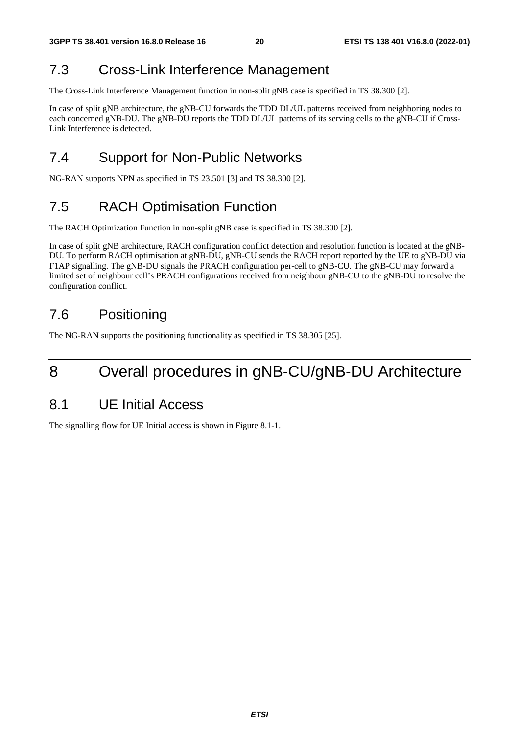## 7.3 Cross-Link Interference Management

The Cross-Link Interference Management function in non-split gNB case is specified in TS 38.300 [2].

In case of split gNB architecture, the gNB-CU forwards the TDD DL/UL patterns received from neighboring nodes to each concerned gNB-DU. The gNB-DU reports the TDD DL/UL patterns of its serving cells to the gNB-CU if Cross-Link Interference is detected.

## 7.4 Support for Non-Public Networks

NG-RAN supports NPN as specified in TS 23.501 [3] and TS 38.300 [2].

## 7.5 RACH Optimisation Function

The RACH Optimization Function in non-split gNB case is specified in TS 38.300 [2].

In case of split gNB architecture, RACH configuration conflict detection and resolution function is located at the gNB-DU. To perform RACH optimisation at gNB-DU, gNB-CU sends the RACH report reported by the UE to gNB-DU via F1AP signalling. The gNB-DU signals the PRACH configuration per-cell to gNB-CU. The gNB-CU may forward a limited set of neighbour cell's PRACH configurations received from neighbour gNB-CU to the gNB-DU to resolve the configuration conflict.

## 7.6 Positioning

The NG-RAN supports the positioning functionality as specified in TS 38.305 [25].

# 8 Overall procedures in gNB-CU/gNB-DU Architecture

## 8.1 UE Initial Access

The signalling flow for UE Initial access is shown in Figure 8.1-1.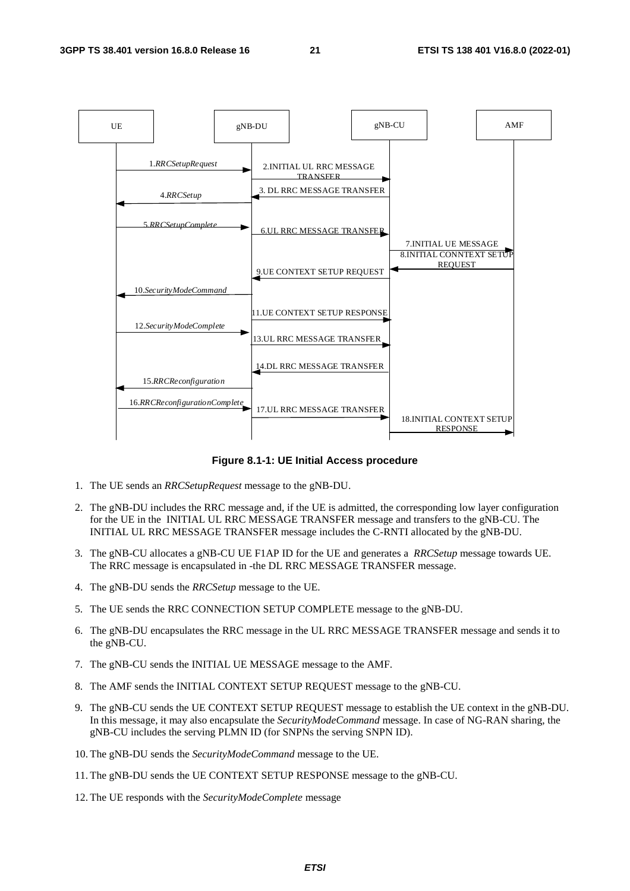**Figure 8.1-1: UE Initial Access procedure**

1. The UE sends an *RRCSetupRequest* message to the gNB-DU.

2. The gNB-DU includes the RRC message and, if the UE is admitted, the corresponding low layer configuration for the UE in the INITIAL UL RRC MESSAGE TRANSFER message and transfers to the gNB-CU. The INITIAL UL RRC MESSAGE TRANSFER message includes the C-RNTI allocated by the gNB-DU.

3. The gNB-CU allocates a gNB-CU UE F1AP ID for the UE and generates a *RRCSetup* message towards UE. The RRC message is encapsulated in -the DL RRC MESSAGE TRANSFER message.

4. The gNB-DU sends the *RRCSetup* message to the UE.

5. The UE sends the RRC CONNECTION SETUP COMPLETE message to the gNB-DU.

6. The gNB-DU encapsulates the RRC message in the UL RRC MESSAGE TRANSFER message and sends it to the gNB-CU.

7. The gNB-CU sends the INITIAL UE MESSAGE message to the AMF.

8. The AMF sends the INITIAL CONTEXT SETUP REQUEST message to the gNB-CU.

9. The gNB-CU sends the UE CONTEXT SETUP REQUEST message to establish the UE context in the gNB-DU. In this message, it may also encapsulate the *SecurityModeCommand* message. In case of NG-RAN sharing, the gNB-CU includes the serving PLMN ID (for SNPNs the serving SNPN ID).

10. The gNB-DU sends the *SecurityModeCommand* message to the UE.

11. The gNB-DU sends the UE CONTEXT SETUP RESPONSE message to the gNB-CU.

12. The UE responds with the *SecurityModeComplete* message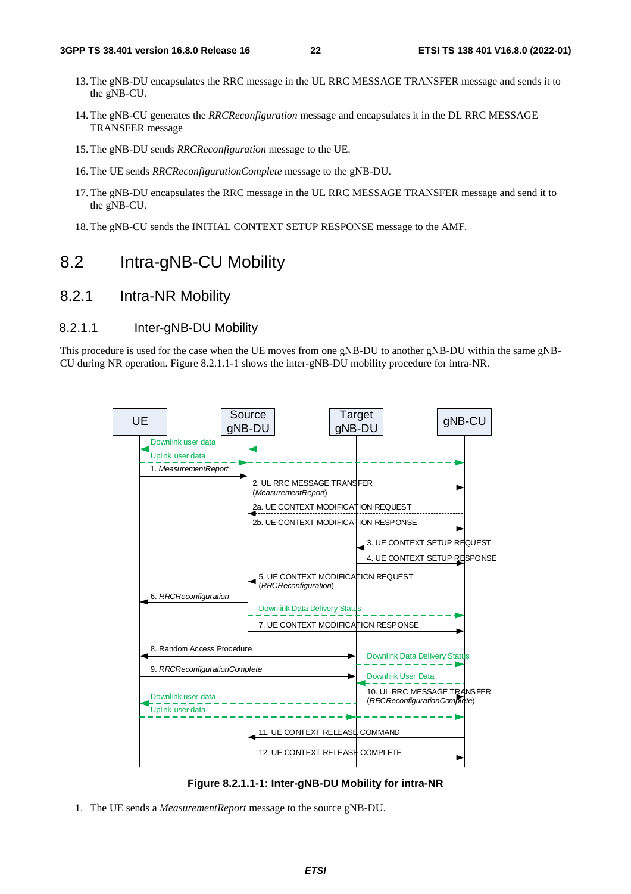13. The gNB-DU encapsulates the RRC message in the UL RRC MESSAGE TRANSFER message and sends it to the gNB-CU.

14. The gNB-CU generates the *RRCReconfiguration* message and encapsulates it in the DL RRC MESSAGE TRANSFER message

15. The gNB-DU sends *RRCReconfiguration* message to the UE.

16. The UE sends *RRCReconfigurationComplete* message to the gNB-DU.

17. The gNB-DU encapsulates the RRC message in the UL RRC MESSAGE TRANSFER message and send it to the gNB-CU.

18. The gNB-CU sends the INITIAL CONTEXT SETUP RESPONSE message to the AMF.

# 8.2 Intra-gNB-CU Mobility

## 8.2.1 Intra-NR Mobility

### 8.2.1.1 Inter-gNB-DU Mobility

This procedure is used for the case when the UE moves from one gNB-DU to another gNB-DU within the same gNB-CU during NR operation. Figure 8.2.1.1-1 shows the inter-gNB-DU mobility procedure for intra-NR.

**Figure 8.2.1.1-1: Inter-gNB-DU Mobility for intra-NR**

1. The UE sends a *MeasurementReport* message to the source gNB-DU.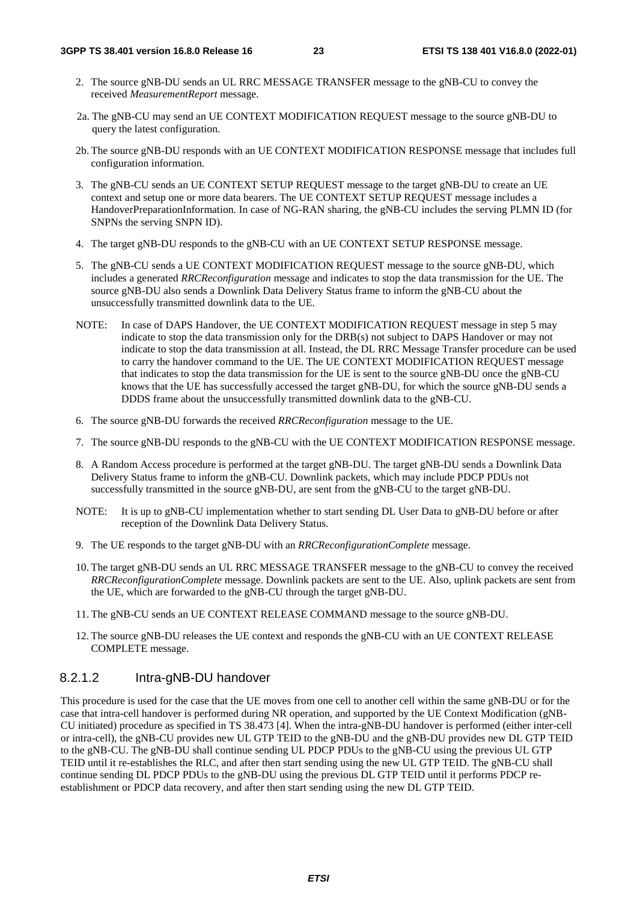2. The source gNB-DU sends an UL RRC MESSAGE TRANSFER message to the gNB-CU to convey the received *MeasurementReport* message.

2a. The gNB-CU may send an UE CONTEXT MODIFICATION REQUEST message to the source gNB-DU to query the latest configuration.

2b. The source gNB-DU responds with an UE CONTEXT MODIFICATION RESPONSE message that includes full configuration information.

3. The gNB-CU sends an UE CONTEXT SETUP REQUEST message to the target gNB-DU to create an UE context and setup one or more data bearers. The UE CONTEXT SETUP REQUEST message includes a HandoverPreparationInformation. In case of NG-RAN sharing, the gNB-CU includes the serving PLMN ID (for SNPNs the serving SNPN ID).

4. The target gNB-DU responds to the gNB-CU with an UE CONTEXT SETUP RESPONSE message.

5. The gNB-CU sends a UE CONTEXT MODIFICATION REQUEST message to the source gNB-DU, which includes a generated *RRCReconfiguration* message and indicates to stop the data transmission for the UE. The source gNB-DU also sends a Downlink Data Delivery Status frame to inform the gNB-CU about the unsuccessfully transmitted downlink data to the UE.

NOTE: In case of DAPS Handover, the UE CONTEXT MODIFICATION REQUEST message in step 5 may indicate to stop the data transmission only for the DRB(s) not subject to DAPS Handover or may not indicate to stop the data transmission at all. Instead, the DL RRC Message Transfer procedure can be used to carry the handover command to the UE. The UE CONTEXT MODIFICATION REQUEST message that indicates to stop the data transmission for the UE is sent to the source gNB-DU once the gNB-CU knows that the UE has successfully accessed the target gNB-DU, for which the source gNB-DU sends a DDDS frame about the unsuccessfully transmitted downlink data to the gNB-CU.

6. The source gNB-DU forwards the received *RRCReconfiguration* message to the UE.

7. The source gNB-DU responds to the gNB-CU with the UE CONTEXT MODIFICATION RESPONSE message.

8. A Random Access procedure is performed at the target gNB-DU. The target gNB-DU sends a Downlink Data Delivery Status frame to inform the gNB-CU. Downlink packets, which may include PDCP PDUs not successfully transmitted in the source gNB-DU, are sent from the gNB-CU to the target gNB-DU.

NOTE: It is up to gNB-CU implementation whether to start sending DL User Data to gNB-DU before or after reception of the Downlink Data Delivery Status.

9. The UE responds to the target gNB-DU with an *RRCReconfigurationComplete* message.

10. The target gNB-DU sends an UL RRC MESSAGE TRANSFER message to the gNB-CU to convey the received *RRCReconfigurationComplete* message. Downlink packets are sent to the UE. Also, uplink packets are sent from the UE, which are forwarded to the gNB-CU through the target gNB-DU.

11. The gNB-CU sends an UE CONTEXT RELEASE COMMAND message to the source gNB-DU.

12. The source gNB-DU releases the UE context and responds the gNB-CU with an UE CONTEXT RELEASE COMPLETE message.

#### 8.2.1.2 Intra-gNB-DU handover

This procedure is used for the case that the UE moves from one cell to another cell within the same gNB-DU or for the case that intra-cell handover is performed during NR operation, and supported by the UE Context Modification (gNB-CU initiated) procedure as specified in TS 38.473 [4]. When the intra-gNB-DU handover is performed (either inter-cell or intra-cell), the gNB-CU provides new UL GTP TEID to the gNB-DU and the gNB-DU provides new DL GTP TEID to the gNB-CU. The gNB-DU shall continue sending UL PDCP PDUs to the gNB-CU using the previous UL GTP TEID until it re-establishes the RLC, and after then start sending using the new UL GTP TEID. The gNB-CU shall continue sending DL PDCP PDUs to the gNB-DU using the previous DL GTP TEID until it performs PDCP re-establishment or PDCP data recovery, and after then start sending using the new DL GTP TEID.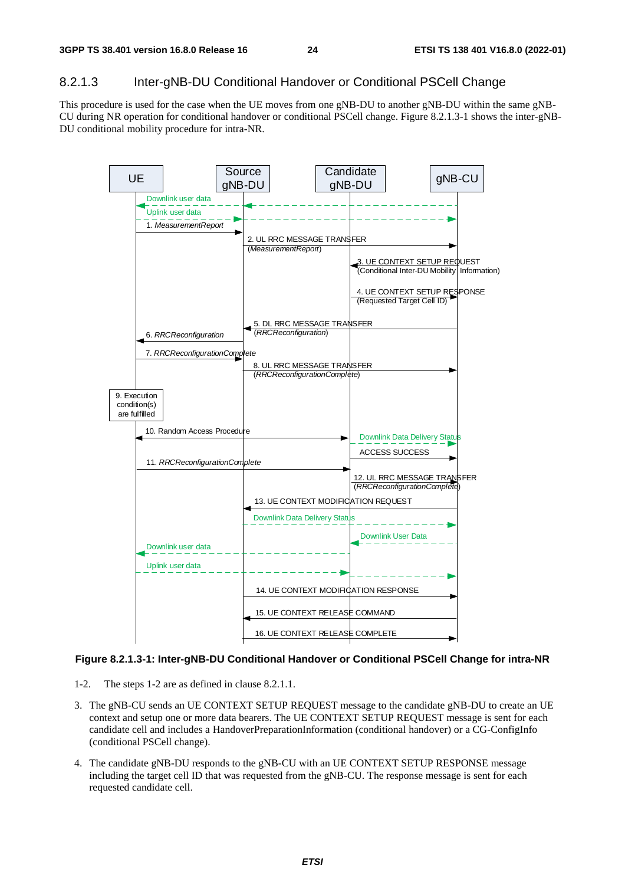### 8.2.1.3 Inter-gNB-DU Conditional Handover or Conditional PSCell Change

This procedure is used for the case when the UE moves from one gNB-DU to another gNB-DU within the same gNB-CU during NR operation for conditional handover or conditional PSCell change. Figure 8.2.1.3-1 shows the inter-gNB-DU conditional mobility procedure for intra-NR.

**Figure 8.2.1.3-1: Inter-gNB-DU Conditional Handover or Conditional PSCell Change for intra-NR**

1-2. The steps 1-2 are as defined in clause 8.2.1.1.

3. The gNB-CU sends an UE CONTEXT SETUP REQUEST message to the candidate gNB-DU to create an UE context and setup one or more data bearers. The UE CONTEXT SETUP REQUEST message is sent for each candidate cell and includes a HandoverPreparationInformation (conditional handover) or a CG-ConfigInfo (conditional PSCell change).

4. The candidate gNB-DU responds to the gNB-CU with an UE CONTEXT SETUP RESPONSE message including the target cell ID that was requested from the gNB-CU. The response message is sent for each requested candidate cell.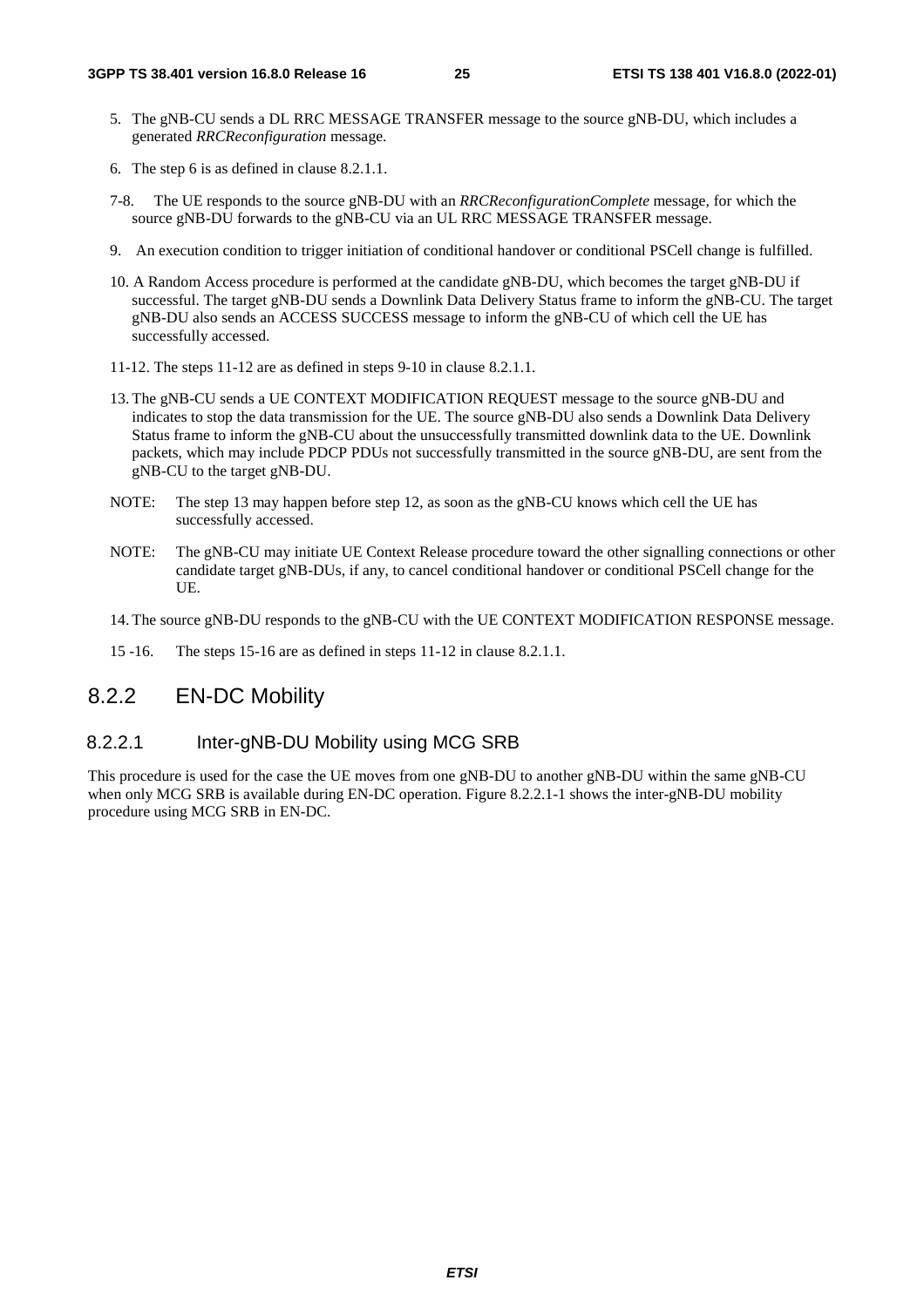5. The gNB-CU sends a DL RRC MESSAGE TRANSFER message to the source gNB-DU, which includes a generated *RRCReconfiguration* message.

6. The step 6 is as defined in clause 8.2.1.1.

7-8. The UE responds to the source gNB-DU with an *RRCReconfigurationComplete* message, for which the source gNB-DU forwards to the gNB-CU via an UL RRC MESSAGE TRANSFER message.

9. An execution condition to trigger initiation of conditional handover or conditional PSCell change is fulfilled.

10. A Random Access procedure is performed at the candidate gNB-DU, which becomes the target gNB-DU if successful. The target gNB-DU sends a Downlink Data Delivery Status frame to inform the gNB-CU. The target gNB-DU also sends an ACCESS SUCCESS message to inform the gNB-CU of which cell the UE has successfully accessed.

11-12. The steps 11-12 are as defined in steps 9-10 in clause 8.2.1.1.

13. The gNB-CU sends a UE CONTEXT MODIFICATION REQUEST message to the source gNB-DU and indicates to stop the data transmission for the UE. The source gNB-DU also sends a Downlink Data Delivery Status frame to inform the gNB-CU about the unsuccessfully transmitted downlink data to the UE. Downlink packets, which may include PDCP PDUs not successfully transmitted in the source gNB-DU, are sent from the gNB-CU to the target gNB-DU.

NOTE: The step 13 may happen before step 12, as soon as the gNB-CU knows which cell the UE has successfully accessed.

NOTE: The gNB-CU may initiate UE Context Release procedure toward the other signalling connections or other candidate target gNB-DUs, if any, to cancel conditional handover or conditional PSCell change for the UE.

14. The source gNB-DU responds to the gNB-CU with the UE CONTEXT MODIFICATION RESPONSE message.

15 -16. The steps 15-16 are as defined in steps 11-12 in clause 8.2.1.1.

## 8.2.2 EN-DC Mobility

### 8.2.2.1 Inter-gNB-DU Mobility using MCG SRB

This procedure is used for the case the UE moves from one gNB-DU to another gNB-DU within the same gNB-CU when only MCG SRB is available during EN-DC operation. Figure 8.2.2.1-1 shows the inter-gNB-DU mobility procedure using MCG SRB in EN-DC.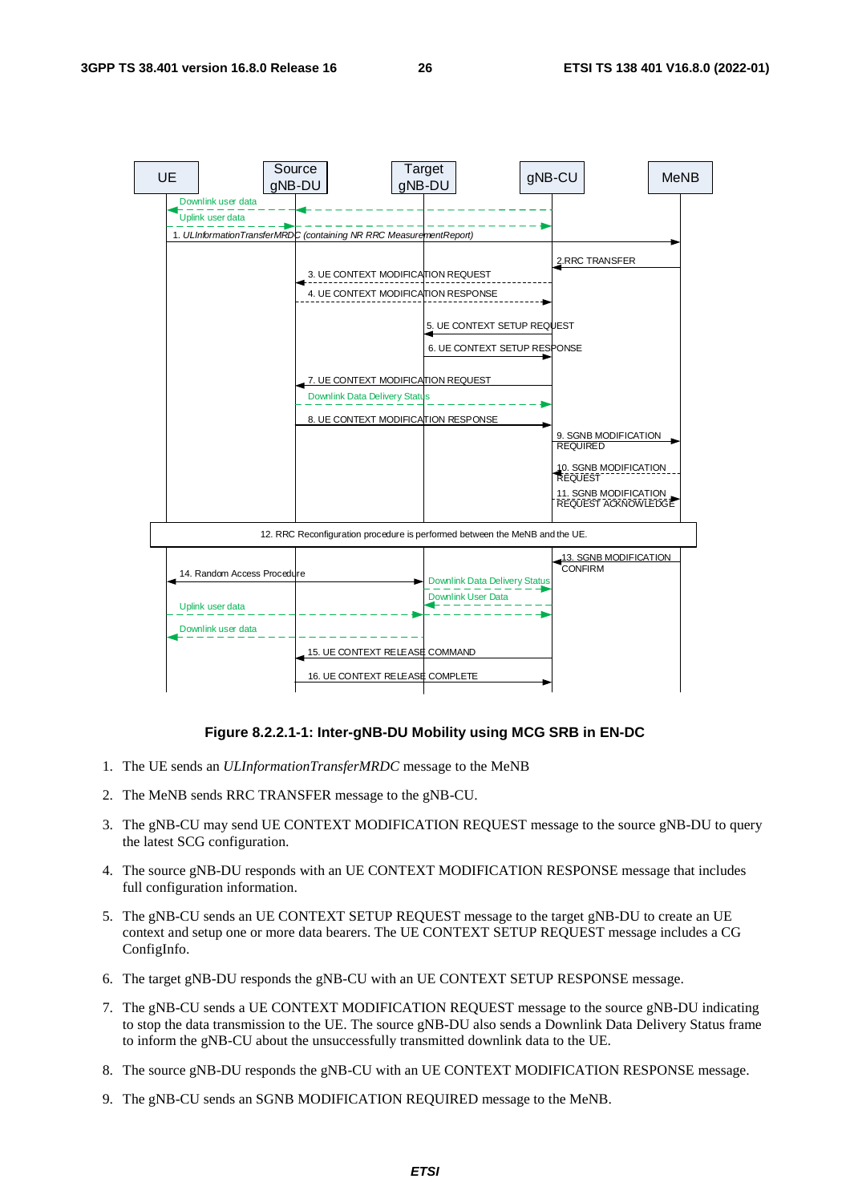**Figure 8.2.2.1-1: Inter-gNB-DU Mobility using MCG SRB in EN-DC**

1. The UE sends an *ULInformationTransferMRDC* message to the MeNB
2. The MeNB sends RRC TRANSFER message to the gNB-CU.
3. The gNB-CU may send UE CONTEXT MODIFICATION REQUEST message to the source gNB-DU to query the latest SCG configuration.
4. The source gNB-DU responds with an UE CONTEXT MODIFICATION RESPONSE message that includes full configuration information.
5. The gNB-CU sends an UE CONTEXT SETUP REQUEST message to the target gNB-DU to create an UE context and setup one or more data bearers. The UE CONTEXT SETUP REQUEST message includes a CG ConfigInfo.
6. The target gNB-DU responds the gNB-CU with an UE CONTEXT SETUP RESPONSE message.
7. The gNB-CU sends a UE CONTEXT MODIFICATION REQUEST message to the source gNB-DU indicating to stop the data transmission to the UE. The source gNB-DU also sends a Downlink Data Delivery Status frame to inform the gNB-CU about the unsuccessfully transmitted downlink data to the UE.
8. The source gNB-DU responds the gNB-CU with an UE CONTEXT MODIFICATION RESPONSE message.
9. The gNB-CU sends an SGNB MODIFICATION REQUIRED message to the MeNB.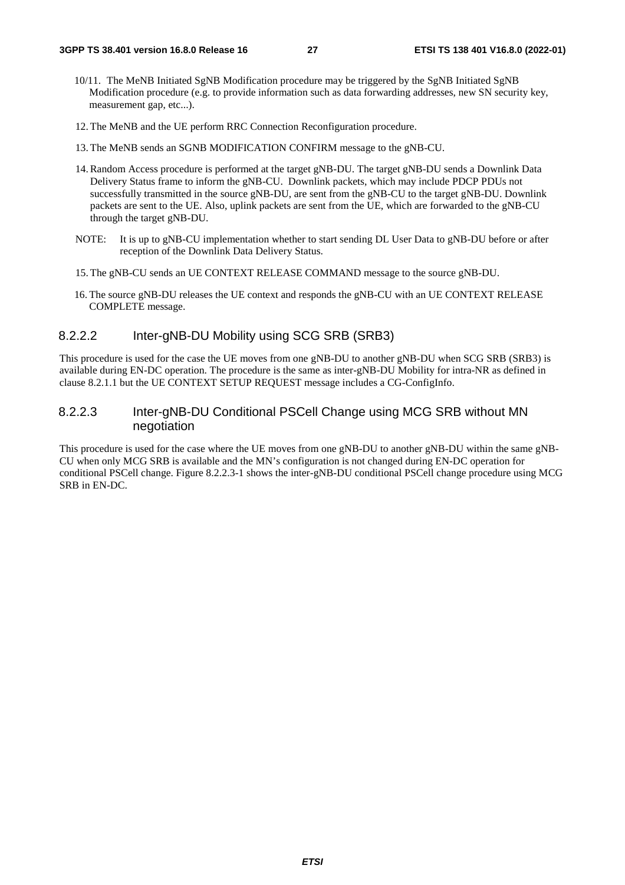10/11. The MeNB Initiated SgNB Modification procedure may be triggered by the SgNB Initiated SgNB Modification procedure (e.g. to provide information such as data forwarding addresses, new SN security key, measurement gap, etc...).

12. The MeNB and the UE perform RRC Connection Reconfiguration procedure.

13. The MeNB sends an SGNB MODIFICATION CONFIRM message to the gNB-CU.

14. Random Access procedure is performed at the target gNB-DU. The target gNB-DU sends a Downlink Data Delivery Status frame to inform the gNB-CU. Downlink packets, which may include PDCP PDUs not successfully transmitted in the source gNB-DU, are sent from the gNB-CU to the target gNB-DU. Downlink packets are sent to the UE. Also, uplink packets are sent from the UE, which are forwarded to the gNB-CU through the target gNB-DU.

NOTE: It is up to gNB-CU implementation whether to start sending DL User Data to gNB-DU before or after reception of the Downlink Data Delivery Status.

15. The gNB-CU sends an UE CONTEXT RELEASE COMMAND message to the source gNB-DU.

16. The source gNB-DU releases the UE context and responds the gNB-CU with an UE CONTEXT RELEASE COMPLETE message.

#### 8.2.2.2 Inter-gNB-DU Mobility using SCG SRB (SRB3)

This procedure is used for the case the UE moves from one gNB-DU to another gNB-DU when SCG SRB (SRB3) is available during EN-DC operation. The procedure is the same as inter-gNB-DU Mobility for intra-NR as defined in clause 8.2.1.1 but the UE CONTEXT SETUP REQUEST message includes a CG-ConfigInfo.

#### 8.2.2.3 Inter-gNB-DU Conditional PSCell Change using MCG SRB without MN negotiation

This procedure is used for the case where the UE moves from one gNB-DU to another gNB-DU within the same gNB-CU when only MCG SRB is available and the MN's configuration is not changed during EN-DC operation for conditional PSCell change. Figure 8.2.2.3-1 shows the inter-gNB-DU conditional PSCell change procedure using MCG SRB in EN-DC.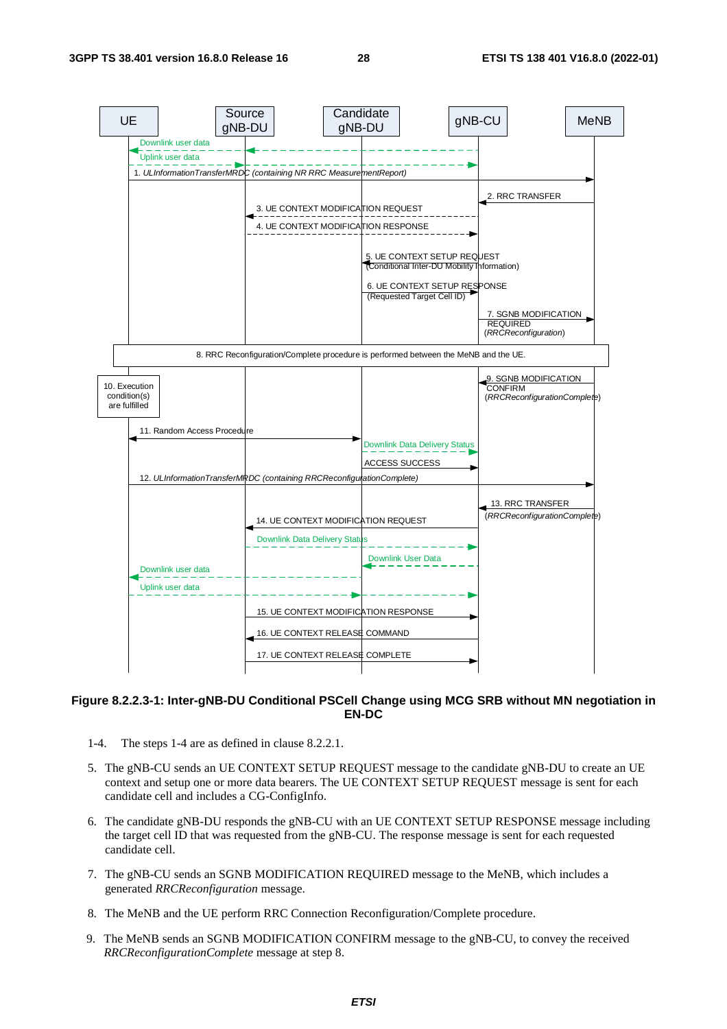**Figure 8.2.2.3-1: Inter-gNB-DU Conditional PSCell Change using MCG SRB without MN negotiation in EN-DC**

1-4. The steps 1-4 are as defined in clause 8.2.2.1.

5. The gNB-CU sends an UE CONTEXT SETUP REQUEST message to the candidate gNB-DU to create an UE context and setup one or more data bearers. The UE CONTEXT SETUP REQUEST message is sent for each candidate cell and includes a CG-ConfigInfo.

6. The candidate gNB-DU responds the gNB-CU with an UE CONTEXT SETUP RESPONSE message including the target cell ID that was requested from the gNB-CU. The response message is sent for each requested candidate cell.

7. The gNB-CU sends an SGNB MODIFICATION REQUIRED message to the MeNB, which includes a generated *RRCReconfiguration* message.

8. The MeNB and the UE perform RRC Connection Reconfiguration/Complete procedure.

9. The MeNB sends an SGNB MODIFICATION CONFIRM message to the gNB-CU, to convey the received *RRCReconfigurationComplete* message at step 8.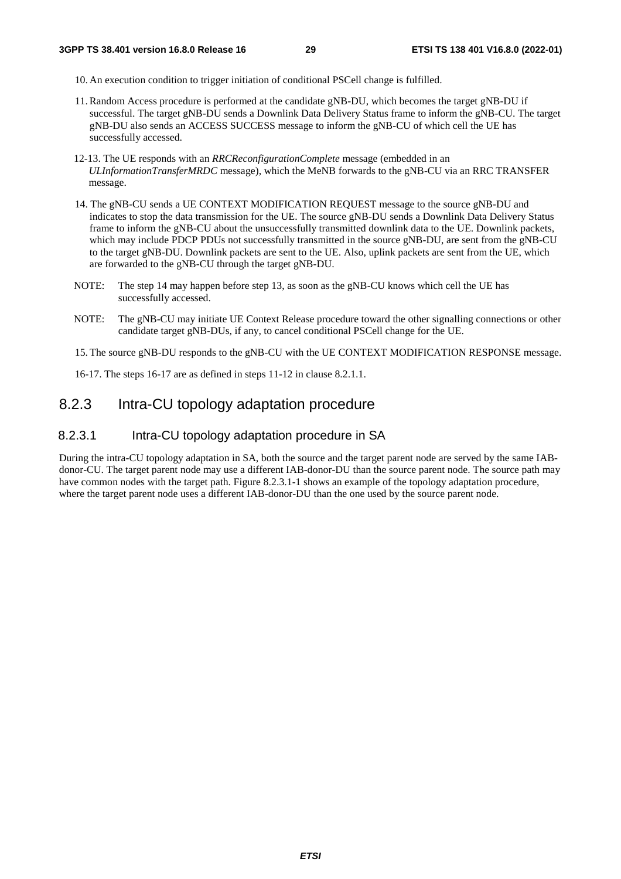10. An execution condition to trigger initiation of conditional PSCell change is fulfilled.

11. Random Access procedure is performed at the candidate gNB-DU, which becomes the target gNB-DU if successful. The target gNB-DU sends a Downlink Data Delivery Status frame to inform the gNB-CU. The target gNB-DU also sends an ACCESS SUCCESS message to inform the gNB-CU of which cell the UE has successfully accessed.

12-13. The UE responds with an *RRCReconfigurationComplete* message (embedded in an *ULInformationTransferMRDC* message), which the MeNB forwards to the gNB-CU via an RRC TRANSFER message.

14. The gNB-CU sends a UE CONTEXT MODIFICATION REQUEST message to the source gNB-DU and indicates to stop the data transmission for the UE. The source gNB-DU sends a Downlink Data Delivery Status frame to inform the gNB-CU about the unsuccessfully transmitted downlink data to the UE. Downlink packets, which may include PDCP PDUs not successfully transmitted in the source gNB-DU, are sent from the gNB-CU to the target gNB-DU. Downlink packets are sent to the UE. Also, uplink packets are sent from the UE, which are forwarded to the gNB-CU through the target gNB-DU.

NOTE: The step 14 may happen before step 13, as soon as the gNB-CU knows which cell the UE has successfully accessed.

NOTE: The gNB-CU may initiate UE Context Release procedure toward the other signalling connections or other candidate target gNB-DUs, if any, to cancel conditional PSCell change for the UE.

15. The source gNB-DU responds to the gNB-CU with the UE CONTEXT MODIFICATION RESPONSE message.

16-17. The steps 16-17 are as defined in steps 11-12 in clause 8.2.1.1.

## 8.2.3 Intra-CU topology adaptation procedure

### 8.2.3.1 Intra-CU topology adaptation procedure in SA

During the intra-CU topology adaptation in SA, both the source and the target parent node are served by the same IAB-donor-CU. The target parent node may use a different IAB-donor-DU than the source parent node. The source path may have common nodes with the target path. Figure 8.2.3.1-1 shows an example of the topology adaptation procedure, where the target parent node uses a different IAB-donor-DU than the one used by the source parent node.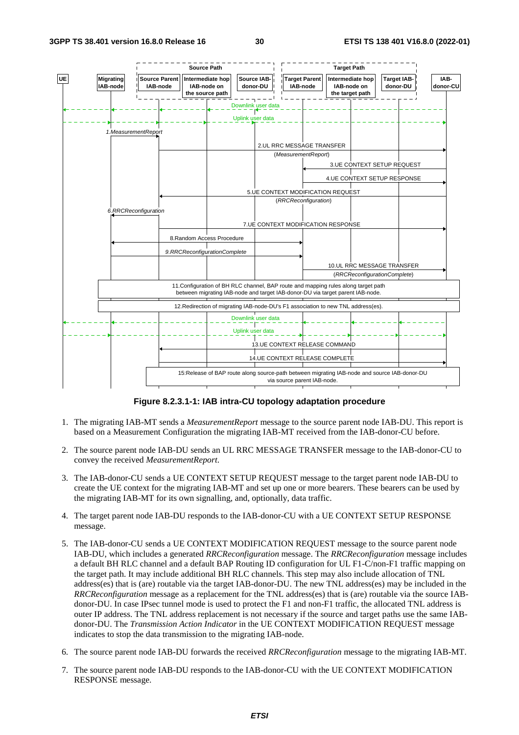**Figure 8.2.3.1-1: IAB intra-CU topology adaptation procedure**

1. The migrating IAB-MT sends a *MeasurementReport* message to the source parent node IAB-DU. This report is based on a Measurement Configuration the migrating IAB-MT received from the IAB-donor-CU before.

2. The source parent node IAB-DU sends an UL RRC MESSAGE TRANSFER message to the IAB-donor-CU to convey the received *MeasurementReport*.

3. The IAB-donor-CU sends a UE CONTEXT SETUP REQUEST message to the target parent node IAB-DU to create the UE context for the migrating IAB-MT and set up one or more bearers. These bearers can be used by the migrating IAB-MT for its own signalling, and, optionally, data traffic.

4. The target parent node IAB-DU responds to the IAB-donor-CU with a UE CONTEXT SETUP RESPONSE message.

5. The IAB-donor-CU sends a UE CONTEXT MODIFICATION REQUEST message to the source parent node IAB-DU, which includes a generated *RRCReconfiguration* message. The *RRCReconfiguration* message includes a default BH RLC channel and a default BAP Routing ID configuration for UL F1-C/non-F1 traffic mapping on the target path. It may include additional BH RLC channels. This step may also include allocation of TNL address(es) that is (are) routable via the target IAB-donor-DU. The new TNL address(es) may be included in the *RRCReconfiguration* message as a replacement for the TNL address(es) that is (are) routable via the source IAB-donor-DU. In case IPsec tunnel mode is used to protect the F1 and non-F1 traffic, the allocated TNL address is outer IP address. The TNL address replacement is not necessary if the source and target paths use the same IAB-donor-DU. The *Transmission Action Indicator* in the UE CONTEXT MODIFICATION REQUEST message indicates to stop the data transmission to the migrating IAB-node.

6. The source parent node IAB-DU forwards the received *RRCReconfiguration* message to the migrating IAB-MT.

7. The source parent node IAB-DU responds to the IAB-donor-CU with the UE CONTEXT MODIFICATION RESPONSE message.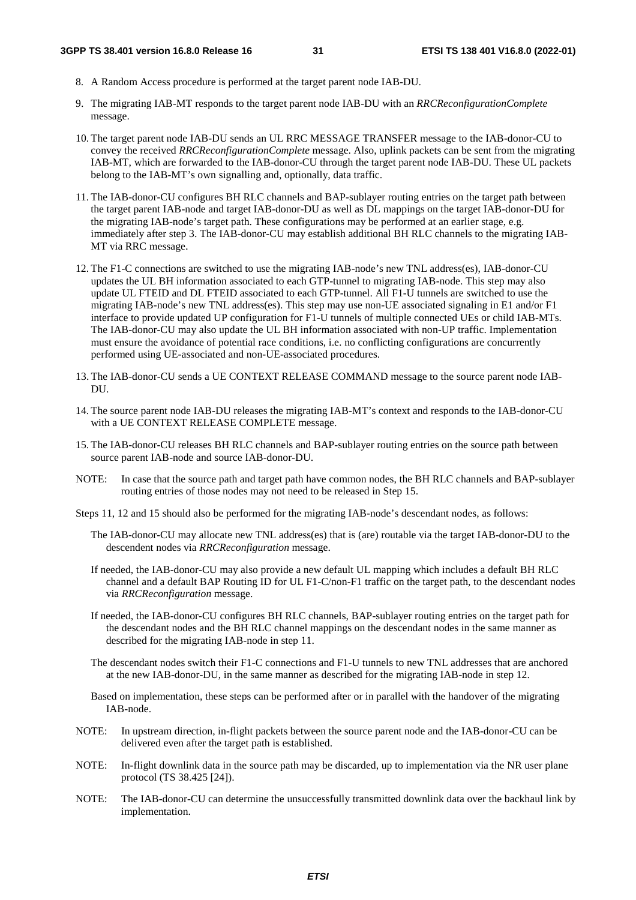8. A Random Access procedure is performed at the target parent node IAB-DU.

9. The migrating IAB-MT responds to the target parent node IAB-DU with an *RRCReconfigurationComplete* message.

10. The target parent node IAB-DU sends an UL RRC MESSAGE TRANSFER message to the IAB-donor-CU to convey the received *RRCReconfigurationComplete* message. Also, uplink packets can be sent from the migrating IAB-MT, which are forwarded to the IAB-donor-CU through the target parent node IAB-DU. These UL packets belong to the IAB-MT's own signalling and, optionally, data traffic.

11. The IAB-donor-CU configures BH RLC channels and BAP-sublayer routing entries on the target path between the target parent IAB-node and target IAB-donor-DU as well as DL mappings on the target IAB-donor-DU for the migrating IAB-node's target path. These configurations may be performed at an earlier stage, e.g. immediately after step 3. The IAB-donor-CU may establish additional BH RLC channels to the migrating IAB-MT via RRC message.

12. The F1-C connections are switched to use the migrating IAB-node's new TNL address(es), IAB-donor-CU updates the UL BH information associated to each GTP-tunnel to migrating IAB-node. This step may also update UL FTEID and DL FTEID associated to each GTP-tunnel. All F1-U tunnels are switched to use the migrating IAB-node's new TNL address(es). This step may use non-UE associated signaling in E1 and/or F1 interface to provide updated UP configuration for F1-U tunnels of multiple connected UEs or child IAB-MTs. The IAB-donor-CU may also update the UL BH information associated with non-UP traffic. Implementation must ensure the avoidance of potential race conditions, i.e. no conflicting configurations are concurrently performed using UE-associated and non-UE-associated procedures.

13. The IAB-donor-CU sends a UE CONTEXT RELEASE COMMAND message to the source parent node IAB-DU.

14. The source parent node IAB-DU releases the migrating IAB-MT's context and responds to the IAB-donor-CU with a UE CONTEXT RELEASE COMPLETE message.

15. The IAB-donor-CU releases BH RLC channels and BAP-sublayer routing entries on the source path between source parent IAB-node and source IAB-donor-DU.

NOTE: In case that the source path and target path have common nodes, the BH RLC channels and BAP-sublayer routing entries of those nodes may not need to be released in Step 15.

Steps 11, 12 and 15 should also be performed for the migrating IAB-node's descendant nodes, as follows:

The IAB-donor-CU may allocate new TNL address(es) that is (are) routable via the target IAB-donor-DU to the descendent nodes via *RRCReconfiguration* message.

If needed, the IAB-donor-CU may also provide a new default UL mapping which includes a default BH RLC channel and a default BAP Routing ID for UL F1-C/non-F1 traffic on the target path, to the descendant nodes via *RRCReconfiguration* message.

If needed, the IAB-donor-CU configures BH RLC channels, BAP-sublayer routing entries on the target path for the descendant nodes and the BH RLC channel mappings on the descendant nodes in the same manner as described for the migrating IAB-node in step 11.

The descendant nodes switch their F1-C connections and F1-U tunnels to new TNL addresses that are anchored at the new IAB-donor-DU, in the same manner as described for the migrating IAB-node in step 12.

Based on implementation, these steps can be performed after or in parallel with the handover of the migrating IAB-node.

NOTE: In upstream direction, in-flight packets between the source parent node and the IAB-donor-CU can be delivered even after the target path is established.

NOTE: In-flight downlink data in the source path may be discarded, up to implementation via the NR user plane protocol (TS 38.425 [24]).

NOTE: The IAB-donor-CU can determine the unsuccessfully transmitted downlink data over the backhaul link by implementation.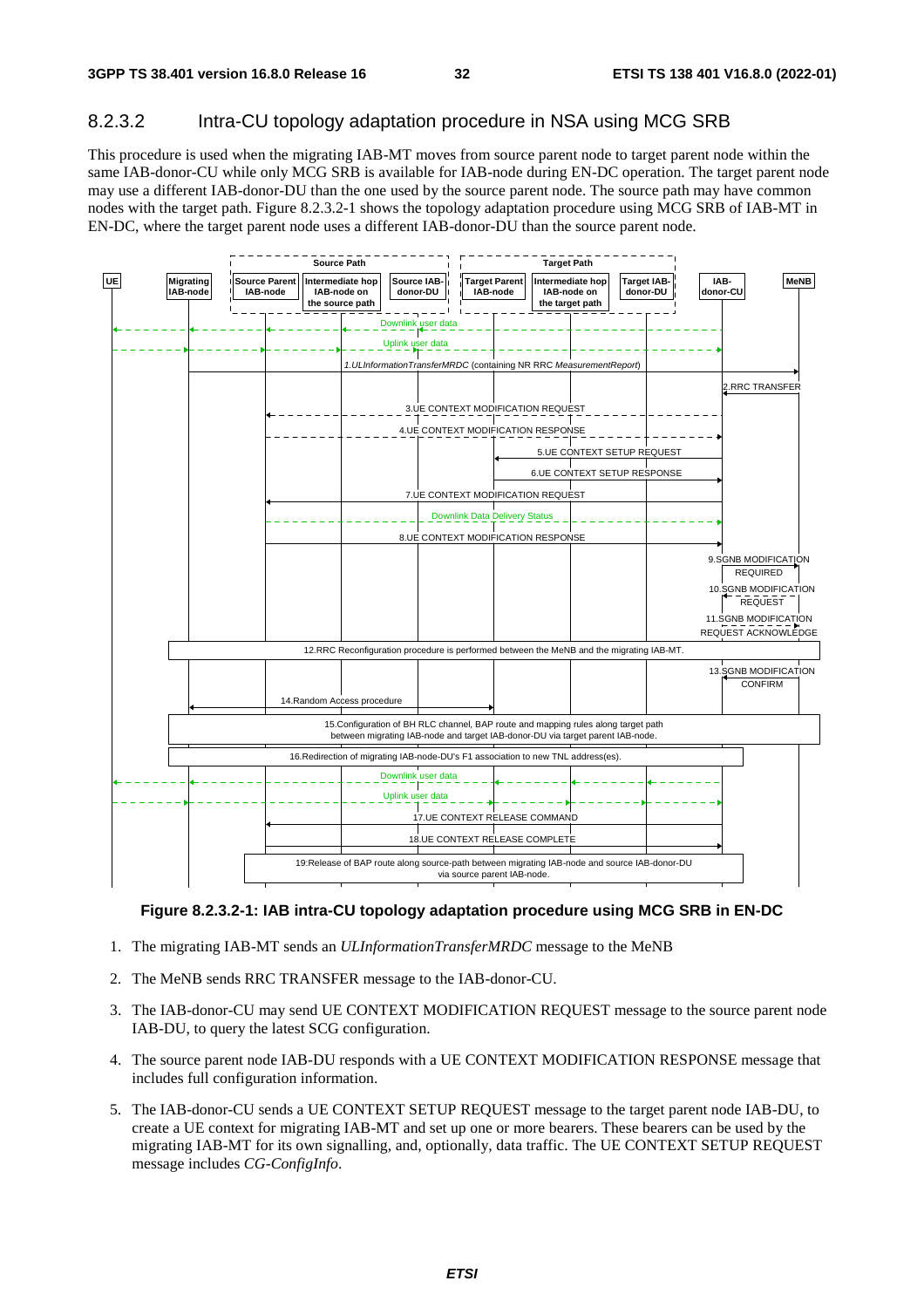### 8.2.3.2 Intra-CU topology adaptation procedure in NSA using MCG SRB

This procedure is used when the migrating IAB-MT moves from source parent node to target parent node within the same IAB-donor-CU while only MCG SRB is available for IAB-node during EN-DC operation. The target parent node may use a different IAB-donor-DU than the one used by the source parent node. The source path may have common nodes with the target path. Figure 8.2.3.2-1 shows the topology adaptation procedure using MCG SRB of IAB-MT in EN-DC, where the target parent node uses a different IAB-donor-DU than the source parent node.

**Figure 8.2.3.2-1: IAB intra-CU topology adaptation procedure using MCG SRB in EN-DC**

1. The migrating IAB-MT sends an *ULInformationTransferMRDC* message to the MeNB
2. The MeNB sends RRC TRANSFER message to the IAB-donor-CU.
3. The IAB-donor-CU may send UE CONTEXT MODIFICATION REQUEST message to the source parent node IAB-DU, to query the latest SCG configuration.
4. The source parent node IAB-DU responds with a UE CONTEXT MODIFICATION RESPONSE message that includes full configuration information.
5. The IAB-donor-CU sends a UE CONTEXT SETUP REQUEST message to the target parent node IAB-DU, to create a UE context for migrating IAB-MT and set up one or more bearers. These bearers can be used by the migrating IAB-MT for its own signalling, and, optionally, data traffic. The UE CONTEXT SETUP REQUEST message includes *CG-ConfigInfo*.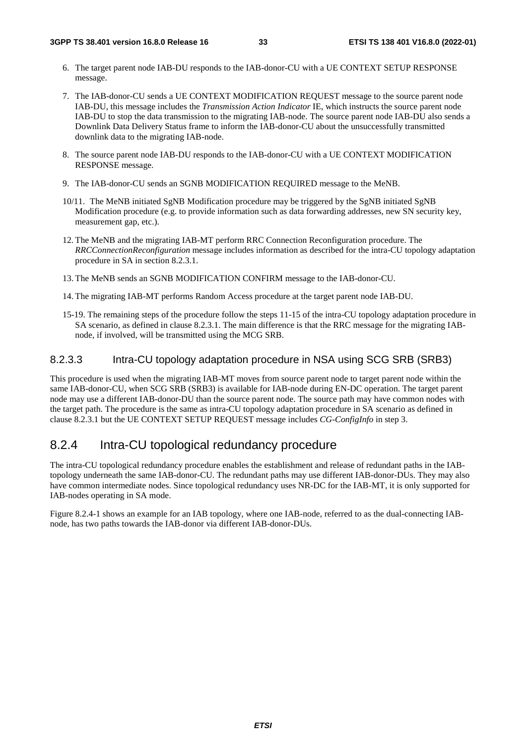6. The target parent node IAB-DU responds to the IAB-donor-CU with a UE CONTEXT SETUP RESPONSE message.

7. The IAB-donor-CU sends a UE CONTEXT MODIFICATION REQUEST message to the source parent node IAB-DU, this message includes the *Transmission Action Indicator* IE, which instructs the source parent node IAB-DU to stop the data transmission to the migrating IAB-node. The source parent node IAB-DU also sends a Downlink Data Delivery Status frame to inform the IAB-donor-CU about the unsuccessfully transmitted downlink data to the migrating IAB-node.

8. The source parent node IAB-DU responds to the IAB-donor-CU with a UE CONTEXT MODIFICATION RESPONSE message.

9. The IAB-donor-CU sends an SGNB MODIFICATION REQUIRED message to the MeNB.

10/11. The MeNB initiated SgNB Modification procedure may be triggered by the SgNB initiated SgNB Modification procedure (e.g. to provide information such as data forwarding addresses, new SN security key, measurement gap, etc.).

12. The MeNB and the migrating IAB-MT perform RRC Connection Reconfiguration procedure. The *RRCConnectionReconfiguration* message includes information as described for the intra-CU topology adaptation procedure in SA in section 8.2.3.1.

13. The MeNB sends an SGNB MODIFICATION CONFIRM message to the IAB-donor-CU.

14. The migrating IAB-MT performs Random Access procedure at the target parent node IAB-DU.

15-19. The remaining steps of the procedure follow the steps 11-15 of the intra-CU topology adaptation procedure in SA scenario, as defined in clause 8.2.3.1. The main difference is that the RRC message for the migrating IAB-node, if involved, will be transmitted using the MCG SRB.

#### 8.2.3.3 Intra-CU topology adaptation procedure in NSA using SCG SRB (SRB3)

This procedure is used when the migrating IAB-MT moves from source parent node to target parent node within the same IAB-donor-CU, when SCG SRB (SRB3) is available for IAB-node during EN-DC operation. The target parent node may use a different IAB-donor-DU than the source parent node. The source path may have common nodes with the target path. The procedure is the same as intra-CU topology adaptation procedure in SA scenario as defined in clause 8.2.3.1 but the UE CONTEXT SETUP REQUEST message includes *CG-ConfigInfo* in step 3.

### 8.2.4 Intra-CU topological redundancy procedure

The intra-CU topological redundancy procedure enables the establishment and release of redundant paths in the IAB-topology underneath the same IAB-donor-CU. The redundant paths may use different IAB-donor-DUs. They may also have common intermediate nodes. Since topological redundancy uses NR-DC for the IAB-MT, it is only supported for IAB-nodes operating in SA mode.

Figure 8.2.4-1 shows an example for an IAB topology, where one IAB-node, referred to as the dual-connecting IAB-node, has two paths towards the IAB-donor via different IAB-donor-DUs.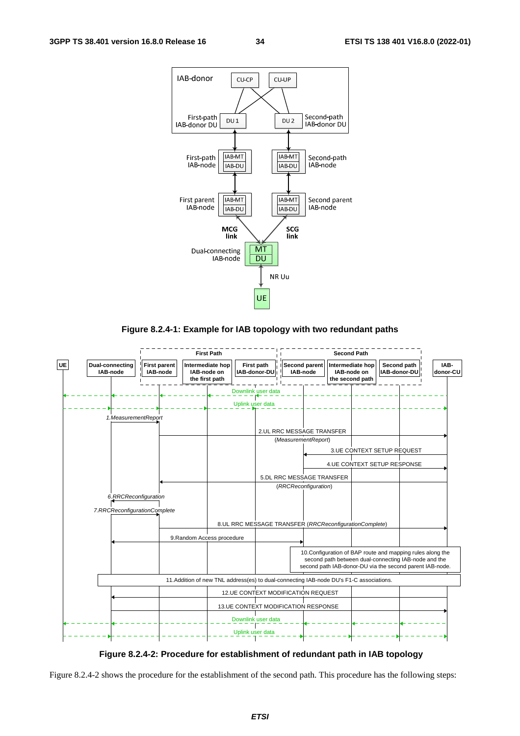**Figure 8.2.4-1: Example for IAB topology with two redundant paths**

**Figure 8.2.4-2: Procedure for establishment of redundant path in IAB topology**

Figure 8.2.4-2 shows the procedure for the establishment of the second path. This procedure has the following steps: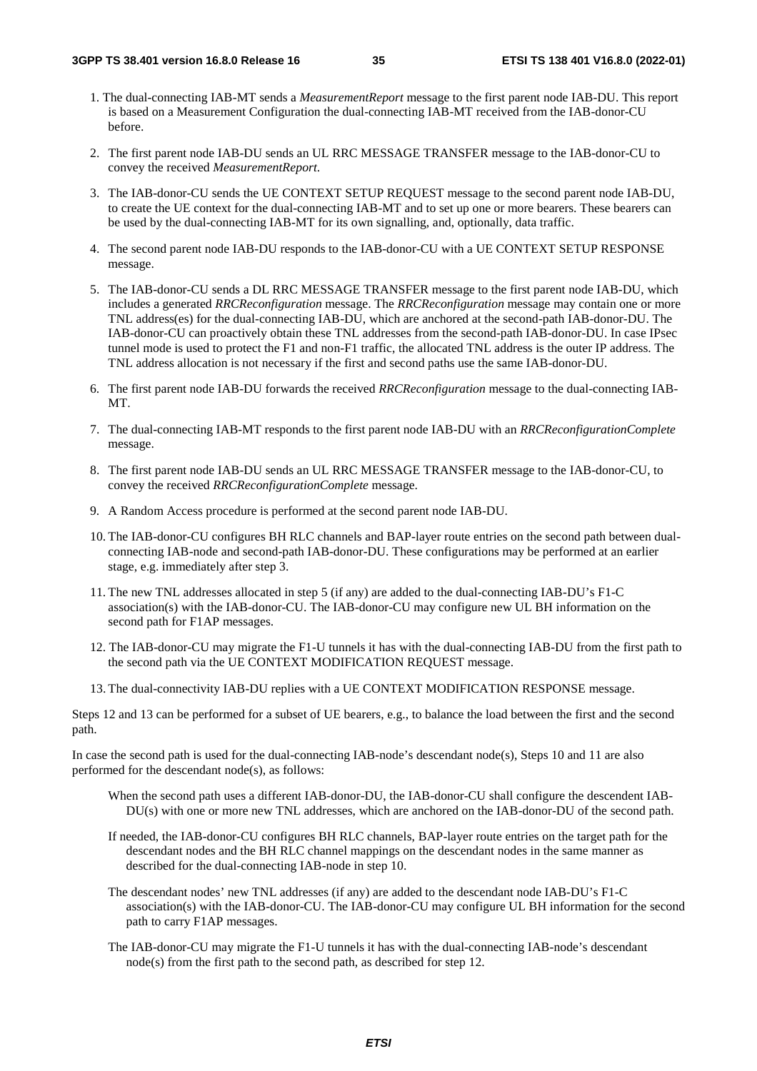1. The dual-connecting IAB-MT sends a *MeasurementReport* message to the first parent node IAB-DU. This report is based on a Measurement Configuration the dual-connecting IAB-MT received from the IAB-donor-CU before.

2. The first parent node IAB-DU sends an UL RRC MESSAGE TRANSFER message to the IAB-donor-CU to convey the received *MeasurementReport*.

3. The IAB-donor-CU sends the UE CONTEXT SETUP REQUEST message to the second parent node IAB-DU, to create the UE context for the dual-connecting IAB-MT and to set up one or more bearers. These bearers can be used by the dual-connecting IAB-MT for its own signalling, and, optionally, data traffic.

4. The second parent node IAB-DU responds to the IAB-donor-CU with a UE CONTEXT SETUP RESPONSE message.

5. The IAB-donor-CU sends a DL RRC MESSAGE TRANSFER message to the first parent node IAB-DU, which includes a generated *RRCReconfiguration* message. The *RRCReconfiguration* message may contain one or more TNL address(es) for the dual-connecting IAB-DU, which are anchored at the second-path IAB-donor-DU. The IAB-donor-CU can proactively obtain these TNL addresses from the second-path IAB-donor-DU. In case IPsec tunnel mode is used to protect the F1 and non-F1 traffic, the allocated TNL address is the outer IP address. The TNL address allocation is not necessary if the first and second paths use the same IAB-donor-DU.

6. The first parent node IAB-DU forwards the received *RRCReconfiguration* message to the dual-connecting IAB-MT.

7. The dual-connecting IAB-MT responds to the first parent node IAB-DU with an *RRCReconfigurationComplete* message.

8. The first parent node IAB-DU sends an UL RRC MESSAGE TRANSFER message to the IAB-donor-CU, to convey the received *RRCReconfigurationComplete* message.

9. A Random Access procedure is performed at the second parent node IAB-DU.

10. The IAB-donor-CU configures BH RLC channels and BAP-layer route entries on the second path between dual-connecting IAB-node and second-path IAB-donor-DU. These configurations may be performed at an earlier stage, e.g. immediately after step 3.

11. The new TNL addresses allocated in step 5 (if any) are added to the dual-connecting IAB-DU's F1-C association(s) with the IAB-donor-CU. The IAB-donor-CU may configure new UL BH information on the second path for F1AP messages.

12. The IAB-donor-CU may migrate the F1-U tunnels it has with the dual-connecting IAB-DU from the first path to the second path via the UE CONTEXT MODIFICATION REQUEST message.

13. The dual-connectivity IAB-DU replies with a UE CONTEXT MODIFICATION RESPONSE message.

Steps 12 and 13 can be performed for a subset of UE bearers, e.g., to balance the load between the first and the second path.

In case the second path is used for the dual-connecting IAB-node's descendant node(s), Steps 10 and 11 are also performed for the descendant node(s), as follows:

When the second path uses a different IAB-donor-DU, the IAB-donor-CU shall configure the descendent IAB-DU(s) with one or more new TNL addresses, which are anchored on the IAB-donor-DU of the second path.

If needed, the IAB-donor-CU configures BH RLC channels, BAP-layer route entries on the target path for the descendant nodes and the BH RLC channel mappings on the descendant nodes in the same manner as described for the dual-connecting IAB-node in step 10.

The descendant nodes' new TNL addresses (if any) are added to the descendant node IAB-DU's F1-C association(s) with the IAB-donor-CU. The IAB-donor-CU may configure UL BH information for the second path to carry F1AP messages.

The IAB-donor-CU may migrate the F1-U tunnels it has with the dual-connecting IAB-node's descendant node(s) from the first path to the second path, as described for step 12.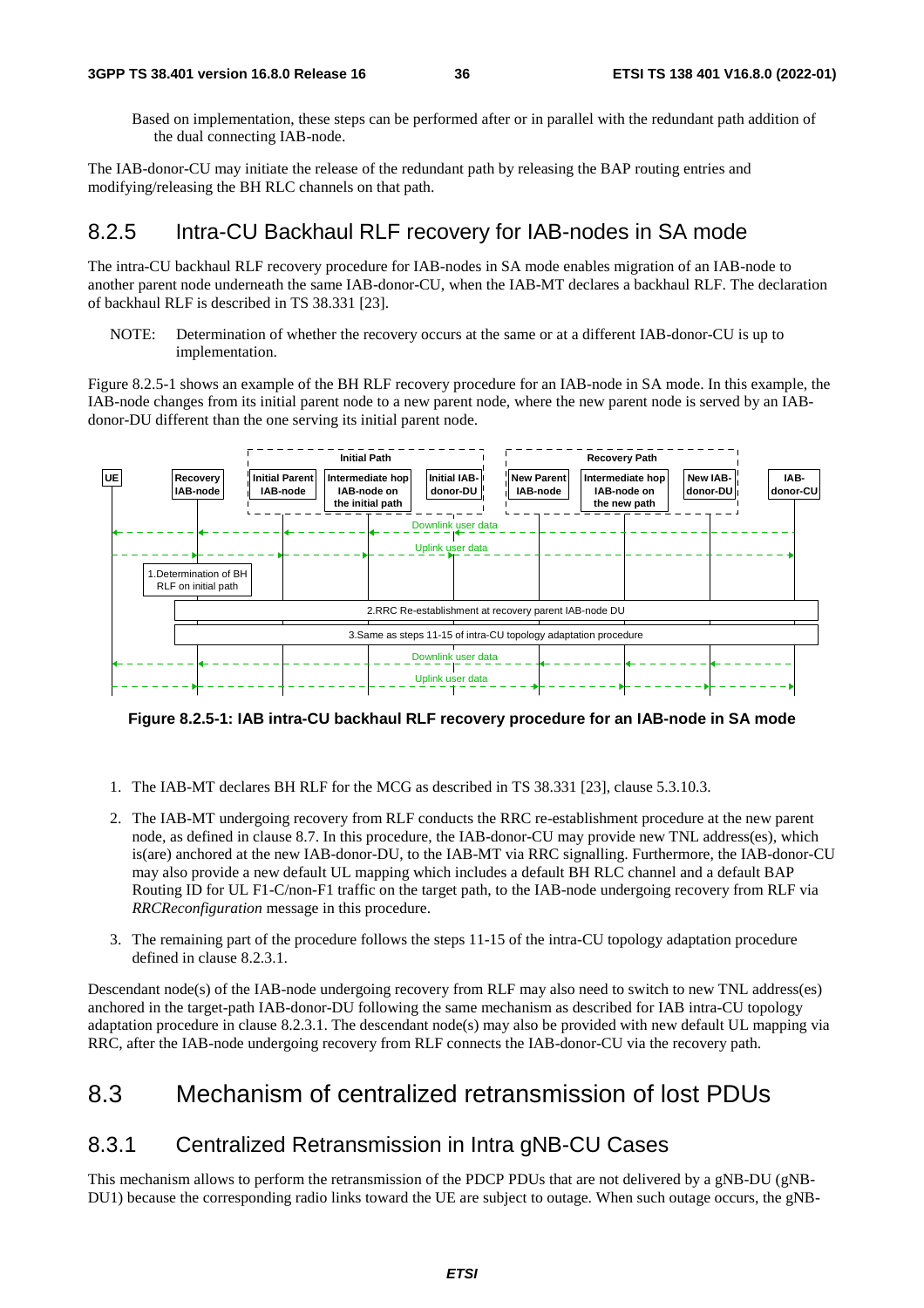Based on implementation, these steps can be performed after or in parallel with the redundant path addition of the dual connecting IAB-node.

The IAB-donor-CU may initiate the release of the redundant path by releasing the BAP routing entries and modifying/releasing the BH RLC channels on that path.

## 8.2.5 Intra-CU Backhaul RLF recovery for IAB-nodes in SA mode

The intra-CU backhaul RLF recovery procedure for IAB-nodes in SA mode enables migration of an IAB-node to another parent node underneath the same IAB-donor-CU, when the IAB-MT declares a backhaul RLF. The declaration of backhaul RLF is described in TS 38.331 [23].

NOTE: Determination of whether the recovery occurs at the same or at a different IAB-donor-CU is up to implementation.

Figure 8.2.5-1 shows an example of the BH RLF recovery procedure for an IAB-node in SA mode. In this example, the IAB-node changes from its initial parent node to a new parent node, where the new parent node is served by an IAB-donor-DU different than the one serving its initial parent node.

**Figure 8.2.5-1: IAB intra-CU backhaul RLF recovery procedure for an IAB-node in SA mode**

1. The IAB-MT declares BH RLF for the MCG as described in TS 38.331 [23], clause 5.3.10.3.

2. The IAB-MT undergoing recovery from RLF conducts the RRC re-establishment procedure at the new parent node, as defined in clause 8.7. In this procedure, the IAB-donor-CU may provide new TNL address(es), which is(are) anchored at the new IAB-donor-DU, to the IAB-MT via RRC signalling. Furthermore, the IAB-donor-CU may also provide a new default UL mapping which includes a default BH RLC channel and a default BAP Routing ID for UL F1-C/non-F1 traffic on the target path, to the IAB-node undergoing recovery from RLF via *RRCReconfiguration* message in this procedure.

3. The remaining part of the procedure follows the steps 11-15 of the intra-CU topology adaptation procedure defined in clause 8.2.3.1.

Descendant node(s) of the IAB-node undergoing recovery from RLF may also need to switch to new TNL address(es) anchored in the target-path IAB-donor-DU following the same mechanism as described for IAB intra-CU topology adaptation procedure in clause 8.2.3.1. The descendant node(s) may also be provided with new default UL mapping via RRC, after the IAB-node undergoing recovery from RLF connects the IAB-donor-CU via the recovery path.

# 8.3 Mechanism of centralized retransmission of lost PDUs

## 8.3.1 Centralized Retransmission in Intra gNB-CU Cases

This mechanism allows to perform the retransmission of the PDCP PDUs that are not delivered by a gNB-DU (gNB-DU1) because the corresponding radio links toward the UE are subject to outage. When such outage occurs, the gNB-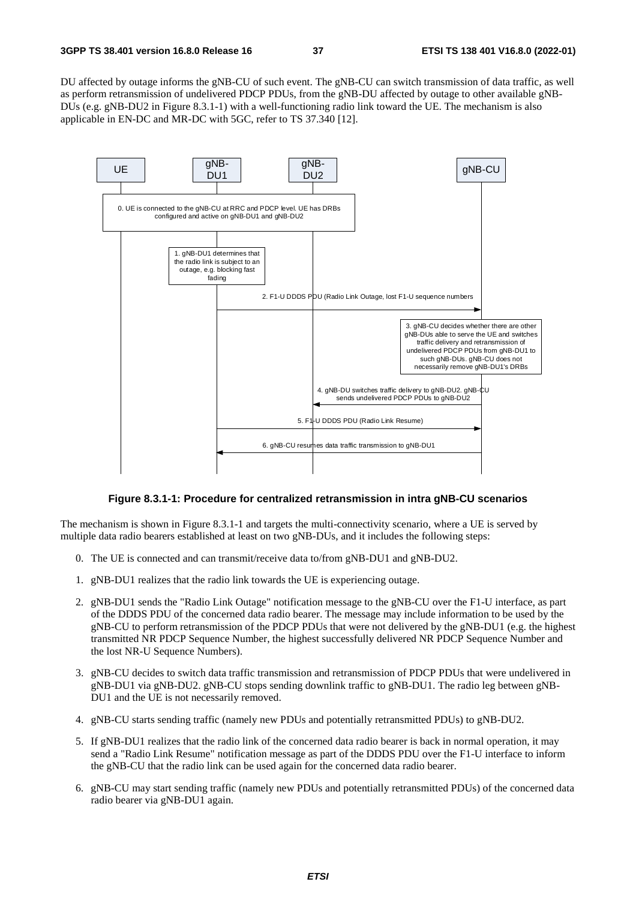DU affected by outage informs the gNB-CU of such event. The gNB-CU can switch transmission of data traffic, as well as perform retransmission of undelivered PDCP PDUs, from the gNB-DU affected by outage to other available gNB-DUs (e.g. gNB-DU2 in Figure 8.3.1-1) with a well-functioning radio link toward the UE. The mechanism is also applicable in EN-DC and MR-DC with 5GC, refer to TS 37.340 [12].

**Figure 8.3.1-1: Procedure for centralized retransmission in intra gNB-CU scenarios**

The mechanism is shown in Figure 8.3.1-1 and targets the multi-connectivity scenario, where a UE is served by multiple data radio bearers established at least on two gNB-DUs, and it includes the following steps:

0. The UE is connected and can transmit/receive data to/from gNB-DU1 and gNB-DU2.
1. gNB-DU1 realizes that the radio link towards the UE is experiencing outage.
2. gNB-DU1 sends the "Radio Link Outage" notification message to the gNB-CU over the F1-U interface, as part of the DDDS PDU of the concerned data radio bearer. The message may include information to be used by the gNB-CU to perform retransmission of the PDCP PDUs that were not delivered by the gNB-DU1 (e.g. the highest transmitted NR PDCP Sequence Number, the highest successfully delivered NR PDCP Sequence Number and the lost NR-U Sequence Numbers).
3. gNB-CU decides to switch data traffic transmission and retransmission of PDCP PDUs that were undelivered in gNB-DU1 via gNB-DU2. gNB-CU stops sending downlink traffic to gNB-DU1. The radio leg between gNB-DU1 and the UE is not necessarily removed.
4. gNB-CU starts sending traffic (namely new PDUs and potentially retransmitted PDUs) to gNB-DU2.
5. If gNB-DU1 realizes that the radio link of the concerned data radio bearer is back in normal operation, it may send a "Radio Link Resume" notification message as part of the DDDS PDU over the F1-U interface to inform the gNB-CU that the radio link can be used again for the concerned data radio bearer.
6. gNB-CU may start sending traffic (namely new PDUs and potentially retransmitted PDUs) of the concerned data radio bearer via gNB-DU1 again.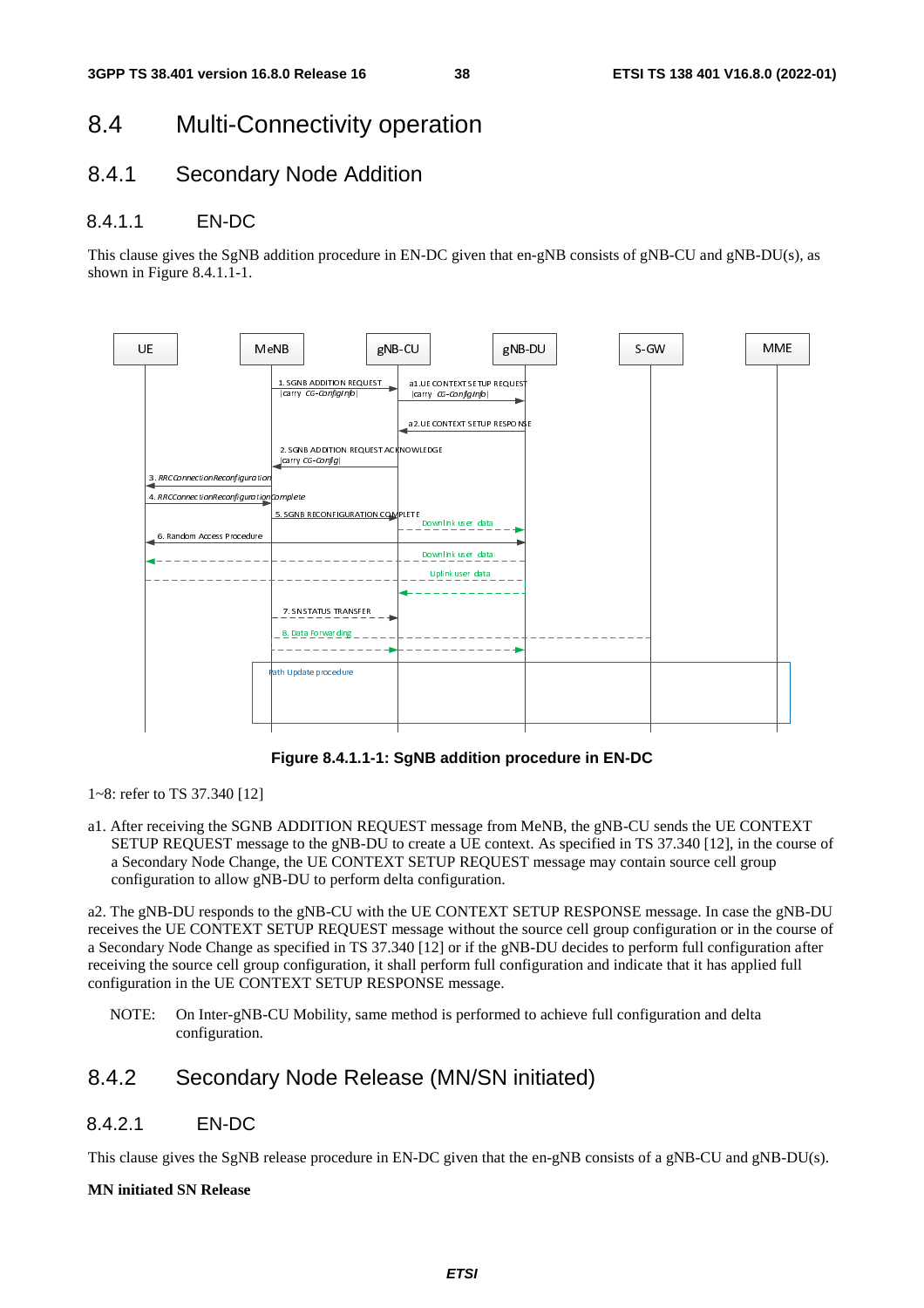## 8.4 Multi-Connectivity operation

### 8.4.1 Secondary Node Addition

#### 8.4.1.1 EN-DC

This clause gives the SgNB addition procedure in EN-DC given that en-gNB consists of gNB-CU and gNB-DU(s), as shown in Figure 8.4.1.1-1.

**Figure 8.4.1.1-1: SgNB addition procedure in EN-DC**

1~8: refer to TS 37.340 [12]

a1. After receiving the SGNB ADDITION REQUEST message from MeNB, the gNB-CU sends the UE CONTEXT SETUP REQUEST message to the gNB-DU to create a UE context. As specified in TS 37.340 [12], in the course of a Secondary Node Change, the UE CONTEXT SETUP REQUEST message may contain source cell group configuration to allow gNB-DU to perform delta configuration.

a2. The gNB-DU responds to the gNB-CU with the UE CONTEXT SETUP RESPONSE message. In case the gNB-DU receives the UE CONTEXT SETUP REQUEST message without the source cell group configuration or in the course of a Secondary Node Change as specified in TS 37.340 [12] or if the gNB-DU decides to perform full configuration after receiving the source cell group configuration, it shall perform full configuration and indicate that it has applied full configuration in the UE CONTEXT SETUP RESPONSE message.

NOTE: On Inter-gNB-CU Mobility, same method is performed to achieve full configuration and delta configuration.

### 8.4.2 Secondary Node Release (MN/SN initiated)

#### 8.4.2.1 EN-DC

This clause gives the SgNB release procedure in EN-DC given that the en-gNB consists of a gNB-CU and gNB-DU(s).

**MN initiated SN Release**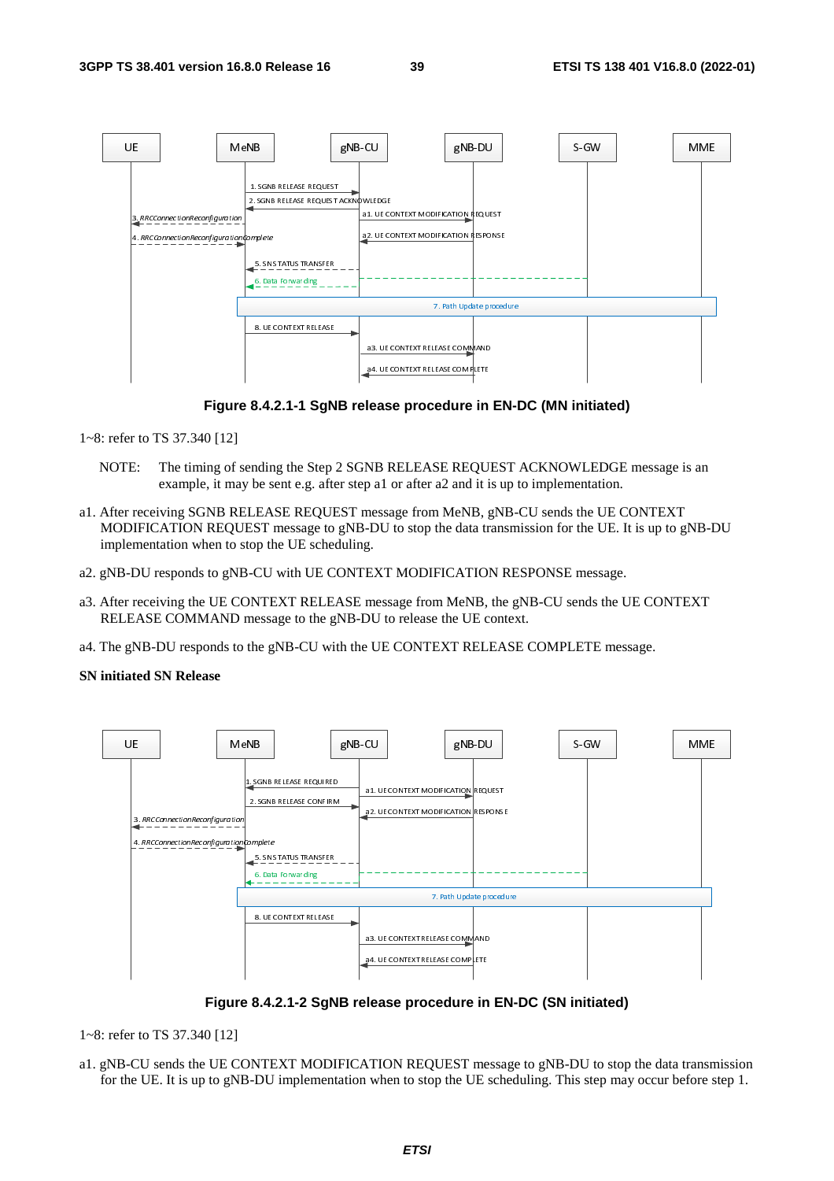**Figure 8.4.2.1-1 SgNB release procedure in EN-DC (MN initiated)**

1~8: refer to TS 37.340 [12]

NOTE: The timing of sending the Step 2 SGNB RELEASE REQUEST ACKNOWLEDGE message is an example, it may be sent e.g. after step a1 or after a2 and it is up to implementation.

a1. After receiving SGNB RELEASE REQUEST message from MeNB, gNB-CU sends the UE CONTEXT MODIFICATION REQUEST message to gNB-DU to stop the data transmission for the UE. It is up to gNB-DU implementation when to stop the UE scheduling.

a2. gNB-DU responds to gNB-CU with UE CONTEXT MODIFICATION RESPONSE message.

a3. After receiving the UE CONTEXT RELEASE message from MeNB, the gNB-CU sends the UE CONTEXT RELEASE COMMAND message to the gNB-DU to release the UE context.

a4. The gNB-DU responds to the gNB-CU with the UE CONTEXT RELEASE COMPLETE message.

**SN initiated SN Release**

**Figure 8.4.2.1-2 SgNB release procedure in EN-DC (SN initiated)**

1~8: refer to TS 37.340 [12]

a1. gNB-CU sends the UE CONTEXT MODIFICATION REQUEST message to gNB-DU to stop the data transmission for the UE. It is up to gNB-DU implementation when to stop the UE scheduling. This step may occur before step 1.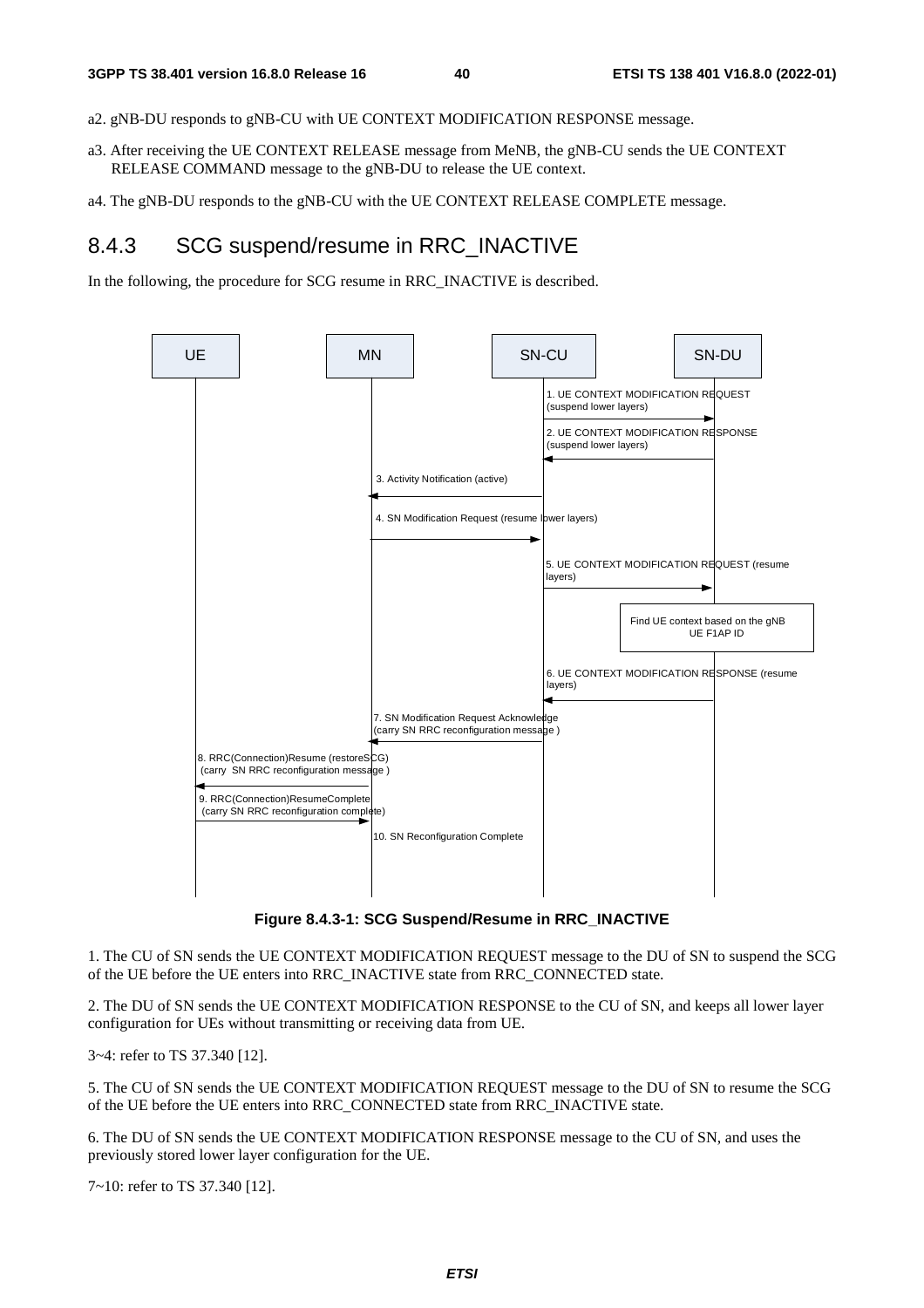a2. gNB-DU responds to gNB-CU with UE CONTEXT MODIFICATION RESPONSE message.

a3. After receiving the UE CONTEXT RELEASE message from MeNB, the gNB-CU sends the UE CONTEXT RELEASE COMMAND message to the gNB-DU to release the UE context.

a4. The gNB-DU responds to the gNB-CU with the UE CONTEXT RELEASE COMPLETE message.

## 8.4.3 SCG suspend/resume in RRC_INACTIVE

In the following, the procedure for SCG resume in RRC_INACTIVE is described.

**Figure 8.4.3-1: SCG Suspend/Resume in RRC_INACTIVE**

1. The CU of SN sends the UE CONTEXT MODIFICATION REQUEST message to the DU of SN to suspend the SCG of the UE before the UE enters into RRC_INACTIVE state from RRC_CONNECTED state.

2. The DU of SN sends the UE CONTEXT MODIFICATION RESPONSE to the CU of SN, and keeps all lower layer configuration for UEs without transmitting or receiving data from UE.

3~4: refer to TS 37.340 [12].

5. The CU of SN sends the UE CONTEXT MODIFICATION REQUEST message to the DU of SN to resume the SCG of the UE before the UE enters into RRC_CONNECTED state from RRC_INACTIVE state.

6. The DU of SN sends the UE CONTEXT MODIFICATION RESPONSE message to the CU of SN, and uses the previously stored lower layer configuration for the UE.

7~10: refer to TS 37.340 [12].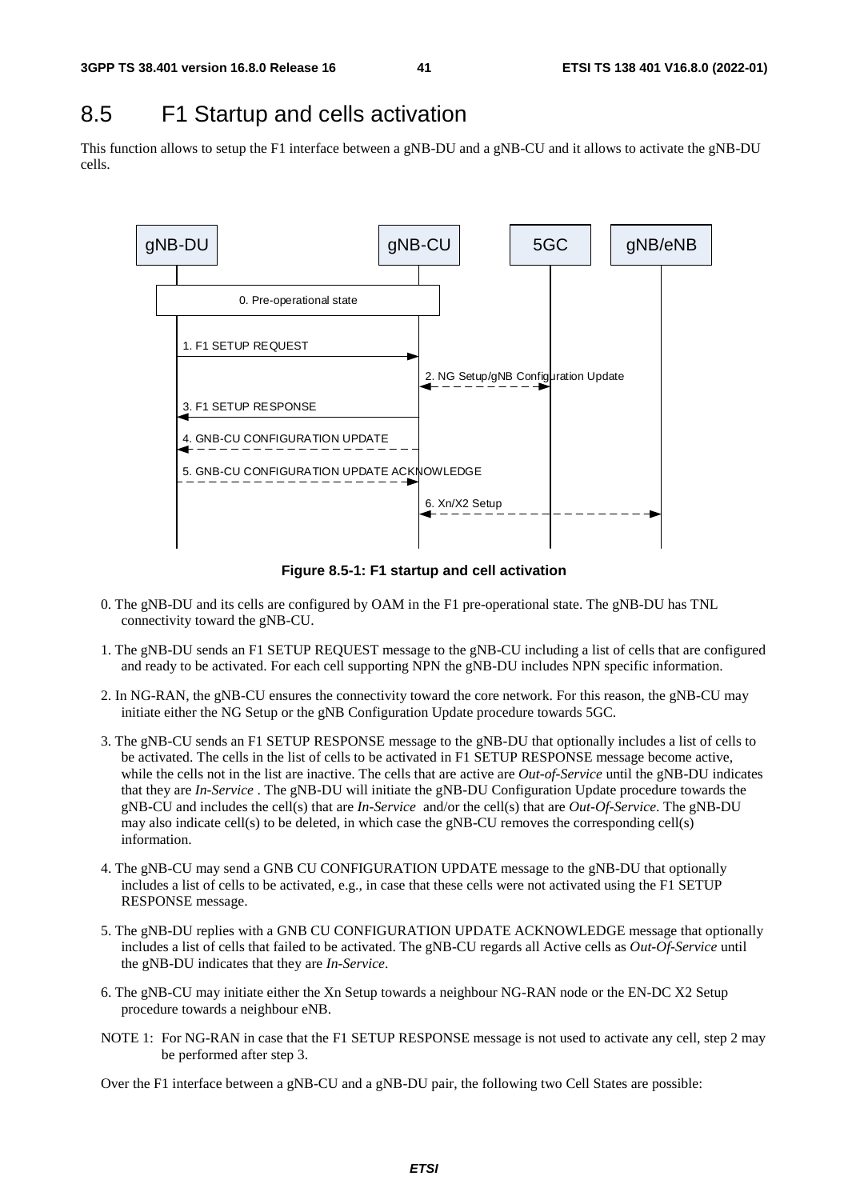## 8.5 F1 Startup and cells activation

This function allows to setup the F1 interface between a gNB-DU and a gNB-CU and it allows to activate the gNB-DU cells.

**Figure 8.5-1: F1 startup and cell activation**

0. The gNB-DU and its cells are configured by OAM in the F1 pre-operational state. The gNB-DU has TNL connectivity toward the gNB-CU.

1. The gNB-DU sends an F1 SETUP REQUEST message to the gNB-CU including a list of cells that are configured and ready to be activated. For each cell supporting NPN the gNB-DU includes NPN specific information.

2. In NG-RAN, the gNB-CU ensures the connectivity toward the core network. For this reason, the gNB-CU may initiate either the NG Setup or the gNB Configuration Update procedure towards 5GC.

3. The gNB-CU sends an F1 SETUP RESPONSE message to the gNB-DU that optionally includes a list of cells to be activated. The cells in the list of cells to be activated in F1 SETUP RESPONSE message become active, while the cells not in the list are inactive. The cells that are active are *Out-of-Service* until the gNB-DU indicates that they are *In-Service* . The gNB-DU will initiate the gNB-DU Configuration Update procedure towards the gNB-CU and includes the cell(s) that are *In-Service* and/or the cell(s) that are *Out-Of-Service*. The gNB-DU may also indicate cell(s) to be deleted, in which case the gNB-CU removes the corresponding cell(s) information.

4. The gNB-CU may send a GNB CU CONFIGURATION UPDATE message to the gNB-DU that optionally includes a list of cells to be activated, e.g., in case that these cells were not activated using the F1 SETUP RESPONSE message.

5. The gNB-DU replies with a GNB CU CONFIGURATION UPDATE ACKNOWLEDGE message that optionally includes a list of cells that failed to be activated. The gNB-CU regards all Active cells as *Out-Of-Service* until the gNB-DU indicates that they are *In-Service*.

6. The gNB-CU may initiate either the Xn Setup towards a neighbour NG-RAN node or the EN-DC X2 Setup procedure towards a neighbour eNB.

NOTE 1: For NG-RAN in case that the F1 SETUP RESPONSE message is not used to activate any cell, step 2 may be performed after step 3.

Over the F1 interface between a gNB-CU and a gNB-DU pair, the following two Cell States are possible: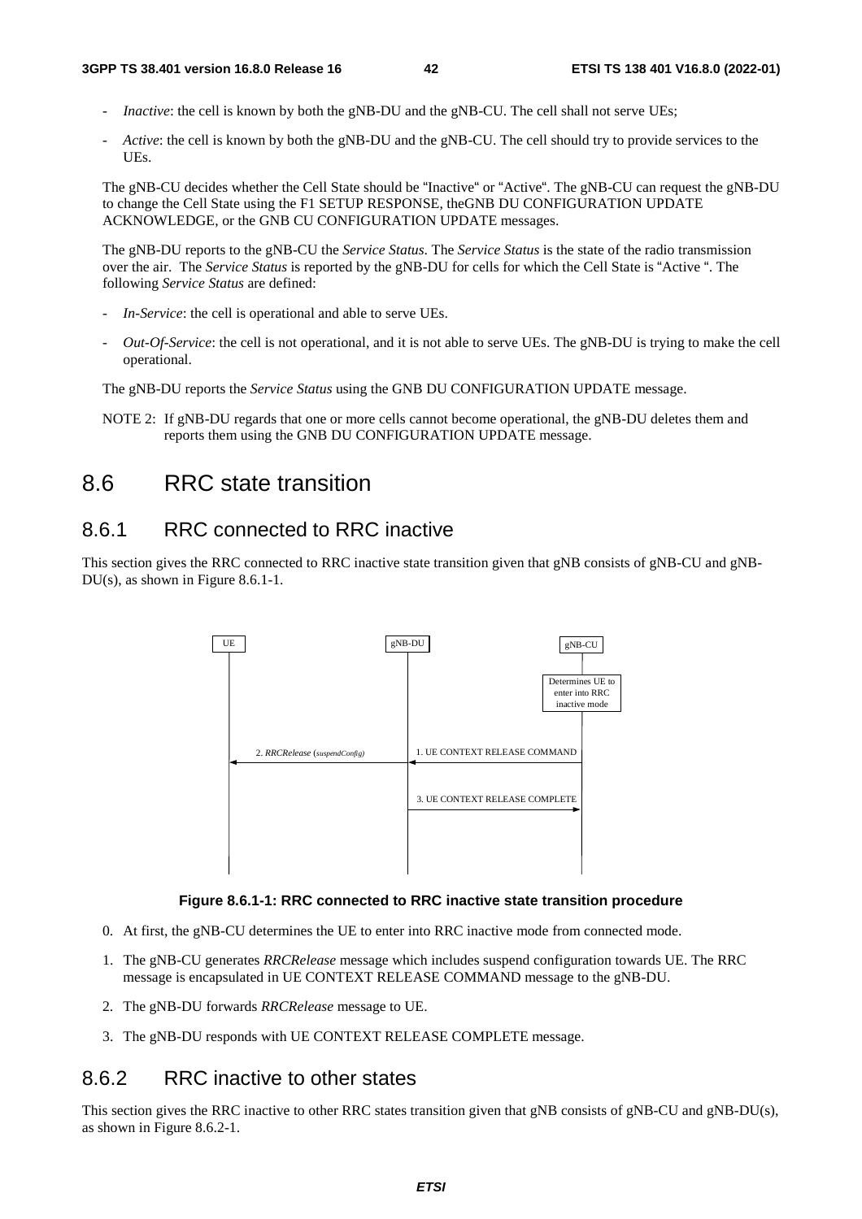- *Inactive*: the cell is known by both the gNB-DU and the gNB-CU. The cell shall not serve UEs;

- *Active*: the cell is known by both the gNB-DU and the gNB-CU. The cell should try to provide services to the UEs.

The gNB-CU decides whether the Cell State should be "Inactive" or "Active". The gNB-CU can request the gNB-DU to change the Cell State using the F1 SETUP RESPONSE, theGNB DU CONFIGURATION UPDATE ACKNOWLEDGE, or the GNB CU CONFIGURATION UPDATE messages.

The gNB-DU reports to the gNB-CU the *Service Status*. The *Service Status* is the state of the radio transmission over the air. The *Service Status* is reported by the gNB-DU for cells for which the Cell State is "Active ". The following *Service Status* are defined:

- *In-Service*: the cell is operational and able to serve UEs.

- *Out-Of-Service*: the cell is not operational, and it is not able to serve UEs. The gNB-DU is trying to make the cell operational.

The gNB-DU reports the *Service Status* using the GNB DU CONFIGURATION UPDATE message.

NOTE 2: If gNB-DU regards that one or more cells cannot become operational, the gNB-DU deletes them and reports them using the GNB DU CONFIGURATION UPDATE message.

# 8.6 RRC state transition

## 8.6.1 RRC connected to RRC inactive

This section gives the RRC connected to RRC inactive state transition given that gNB consists of gNB-CU and gNB-DU(s), as shown in Figure 8.6.1-1.

**Figure 8.6.1-1: RRC connected to RRC inactive state transition procedure**

0. At first, the gNB-CU determines the UE to enter into RRC inactive mode from connected mode.

1. The gNB-CU generates *RRCRelease* message which includes suspend configuration towards UE. The RRC message is encapsulated in UE CONTEXT RELEASE COMMAND message to the gNB-DU.

2. The gNB-DU forwards *RRCRelease* message to UE.

3. The gNB-DU responds with UE CONTEXT RELEASE COMPLETE message.

## 8.6.2 RRC inactive to other states

This section gives the RRC inactive to other RRC states transition given that gNB consists of gNB-CU and gNB-DU(s), as shown in Figure 8.6.2-1.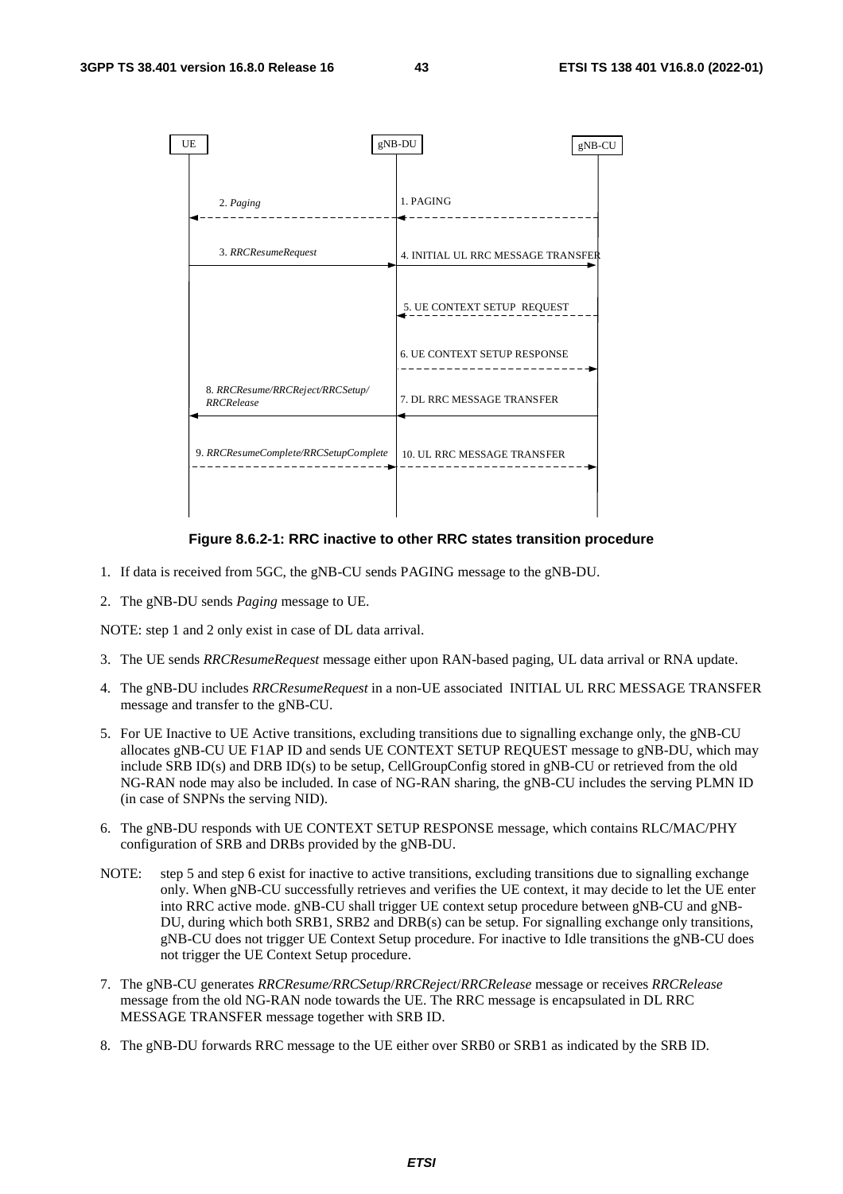Figure 8.6.2-1: RRC inactive to other RRC states transition procedure

1. If data is received from 5GC, the gNB-CU sends PAGING message to the gNB-DU.
2. The gNB-DU sends *Paging* message to UE.

NOTE: step 1 and 2 only exist in case of DL data arrival.

3. The UE sends *RRCResumeRequest* message either upon RAN-based paging, UL data arrival or RNA update.
4. The gNB-DU includes *RRCResumeRequest* in a non-UE associated INITIAL UL RRC MESSAGE TRANSFER message and transfer to the gNB-CU.
5. For UE Inactive to UE Active transitions, excluding transitions due to signalling exchange only, the gNB-CU allocates gNB-CU UE F1AP ID and sends UE CONTEXT SETUP REQUEST message to gNB-DU, which may include SRB ID(s) and DRB ID(s) to be setup, CellGroupConfig stored in gNB-CU or retrieved from the old NG-RAN node may also be included. In case of NG-RAN sharing, the gNB-CU includes the serving PLMN ID (in case of SNPNs the serving NID).
6. The gNB-DU responds with UE CONTEXT SETUP RESPONSE message, which contains RLC/MAC/PHY configuration of SRB and DRBs provided by the gNB-DU.

NOTE: step 5 and step 6 exist for inactive to active transitions, excluding transitions due to signalling exchange only. When gNB-CU successfully retrieves and verifies the UE context, it may decide to let the UE enter into RRC active mode. gNB-CU shall trigger UE context setup procedure between gNB-CU and gNB-DU, during which both SRB1, SRB2 and DRB(s) can be setup. For signalling exchange only transitions, gNB-CU does not trigger UE Context Setup procedure. For inactive to Idle transitions the gNB-CU does not trigger the UE Context Setup procedure.

7. The gNB-CU generates *RRCResume/RRCSetup*/*RRCReject*/*RRCRelease* message or receives *RRCRelease* message from the old NG-RAN node towards the UE. The RRC message is encapsulated in DL RRC MESSAGE TRANSFER message together with SRB ID.
8. The gNB-DU forwards RRC message to the UE either over SRB0 or SRB1 as indicated by the SRB ID.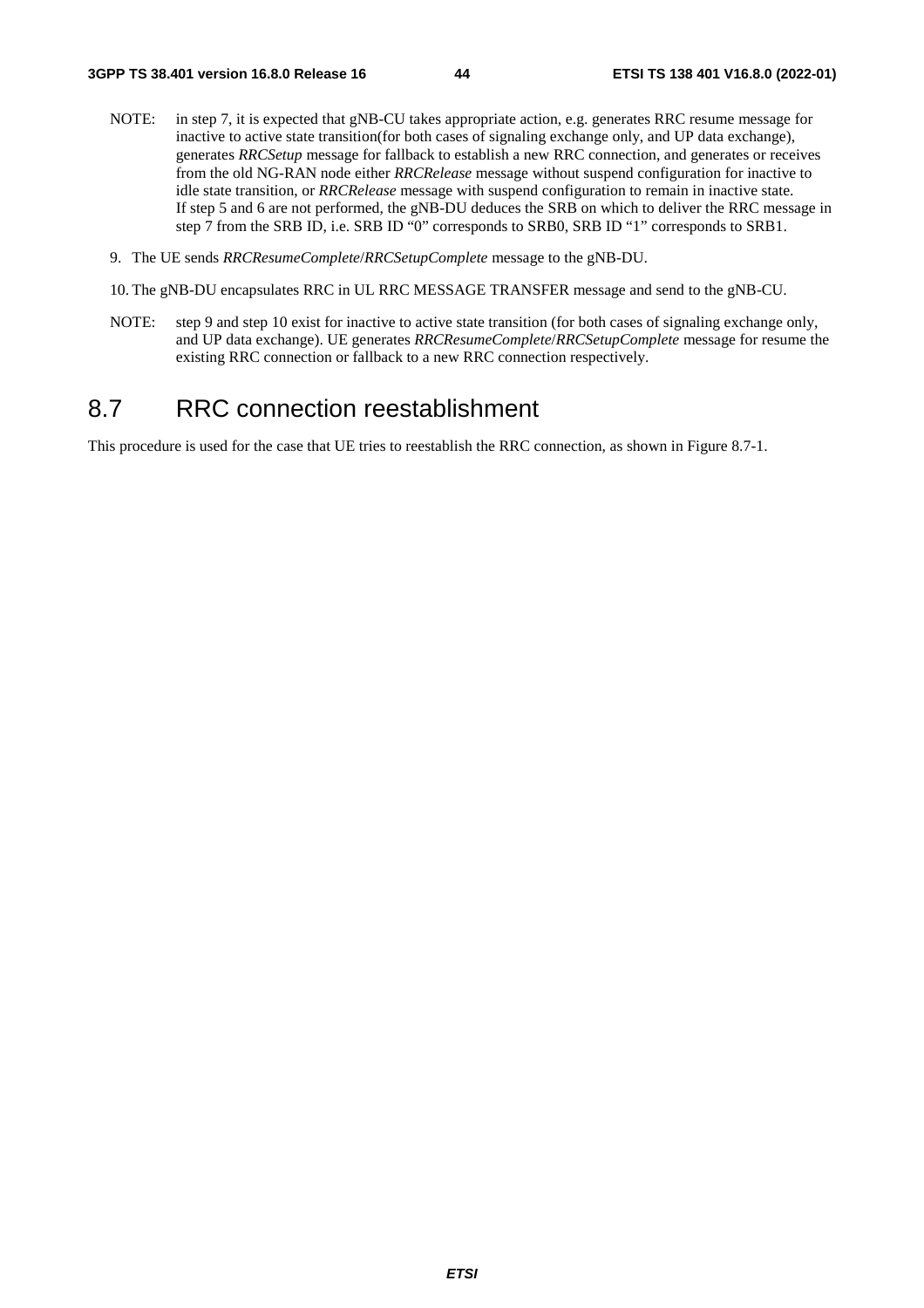NOTE: in step 7, it is expected that gNB-CU takes appropriate action, e.g. generates RRC resume message for inactive to active state transition(for both cases of signaling exchange only, and UP data exchange), generates *RRCSetup* message for fallback to establish a new RRC connection, and generates or receives from the old NG-RAN node either *RRCRelease* message without suspend configuration for inactive to idle state transition, or *RRCRelease* message with suspend configuration to remain in inactive state. If step 5 and 6 are not performed, the gNB-DU deduces the SRB on which to deliver the RRC message in step 7 from the SRB ID, i.e. SRB ID "0" corresponds to SRB0, SRB ID "1" corresponds to SRB1.

9. The UE sends *RRCResumeComplete*/*RRCSetupComplete* message to the gNB-DU.

10. The gNB-DU encapsulates RRC in UL RRC MESSAGE TRANSFER message and send to the gNB-CU.

NOTE: step 9 and step 10 exist for inactive to active state transition (for both cases of signaling exchange only, and UP data exchange). UE generates *RRCResumeComplete*/*RRCSetupComplete* message for resume the existing RRC connection or fallback to a new RRC connection respectively.

## 8.7 RRC connection reestablishment

This procedure is used for the case that UE tries to reestablish the RRC connection, as shown in Figure 8.7-1.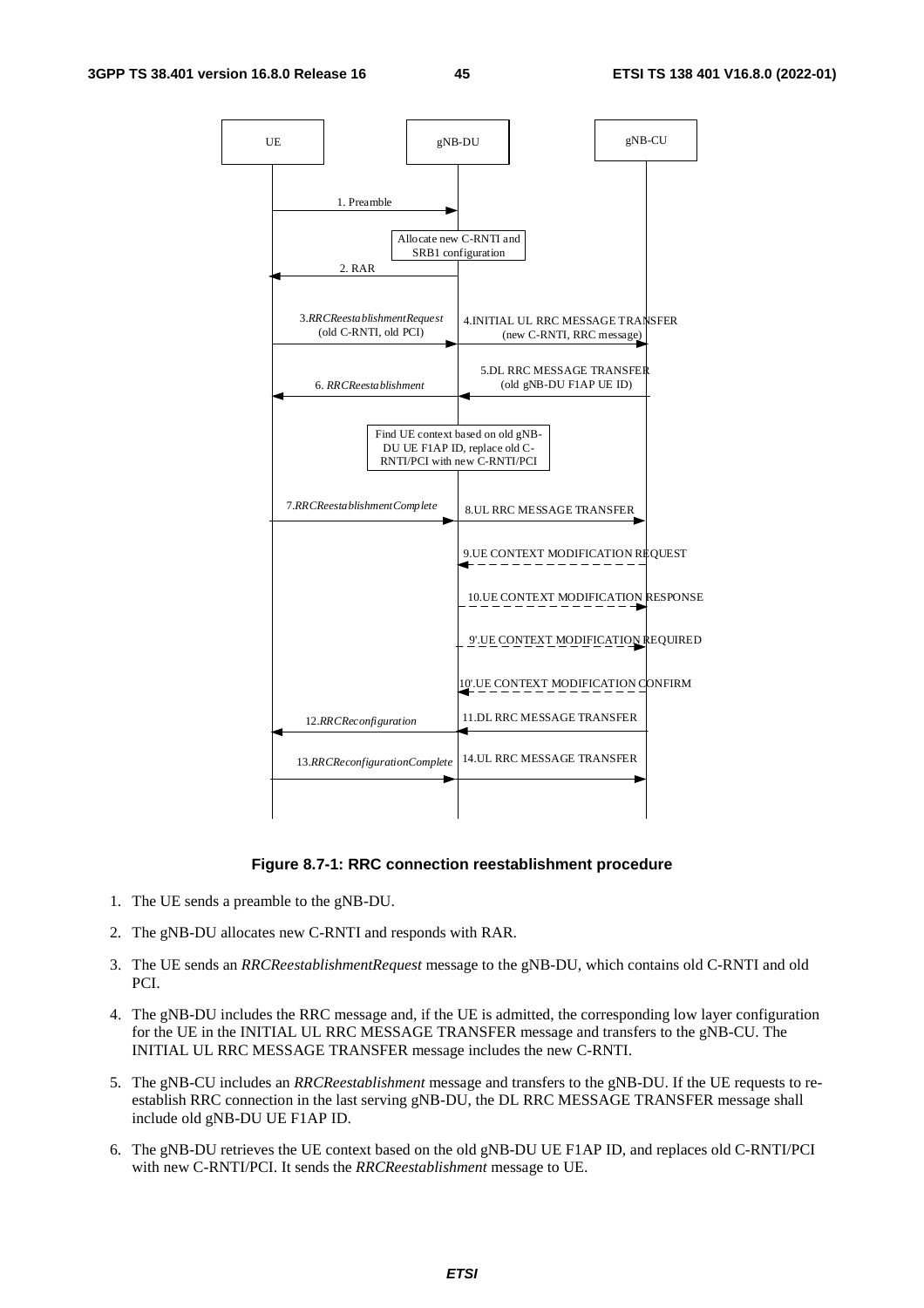**Figure 8.7-1: RRC connection reestablishment procedure**

1. The UE sends a preamble to the gNB-DU.
2. The gNB-DU allocates new C-RNTI and responds with RAR.
3. The UE sends an *RRCReestablishmentRequest* message to the gNB-DU, which contains old C-RNTI and old PCI.
4. The gNB-DU includes the RRC message and, if the UE is admitted, the corresponding low layer configuration for the UE in the INITIAL UL RRC MESSAGE TRANSFER message and transfers to the gNB-CU. The INITIAL UL RRC MESSAGE TRANSFER message includes the new C-RNTI.
5. The gNB-CU includes an *RRCReestablishment* message and transfers to the gNB-DU. If the UE requests to re-establish RRC connection in the last serving gNB-DU, the DL RRC MESSAGE TRANSFER message shall include old gNB-DU UE F1AP ID.
6. The gNB-DU retrieves the UE context based on the old gNB-DU UE F1AP ID, and replaces old C-RNTI/PCI with new C-RNTI/PCI. It sends the *RRCReestablishment* message to UE.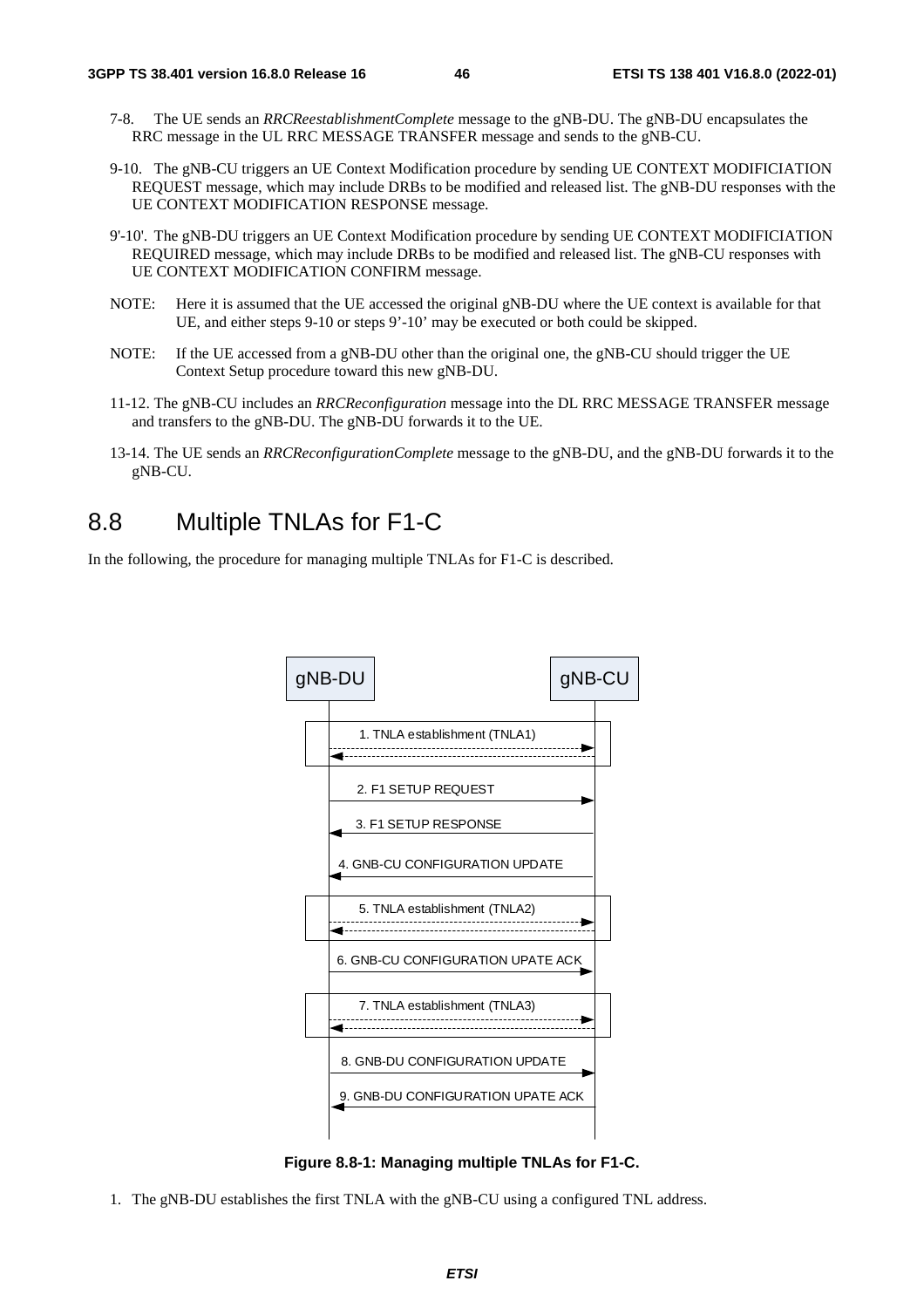7-8. The UE sends an *RRCReestablishmentComplete* message to the gNB-DU. The gNB-DU encapsulates the RRC message in the UL RRC MESSAGE TRANSFER message and sends to the gNB-CU.

9-10. The gNB-CU triggers an UE Context Modification procedure by sending UE CONTEXT MODIFICIATION REQUEST message, which may include DRBs to be modified and released list. The gNB-DU responses with the UE CONTEXT MODIFICATION RESPONSE message.

9'-10'. The gNB-DU triggers an UE Context Modification procedure by sending UE CONTEXT MODIFICIATION REQUIRED message, which may include DRBs to be modified and released list. The gNB-CU responses with UE CONTEXT MODIFICATION CONFIRM message.

NOTE: Here it is assumed that the UE accessed the original gNB-DU where the UE context is available for that UE, and either steps 9-10 or steps 9'-10' may be executed or both could be skipped.

NOTE: If the UE accessed from a gNB-DU other than the original one, the gNB-CU should trigger the UE Context Setup procedure toward this new gNB-DU.

11-12. The gNB-CU includes an *RRCReconfiguration* message into the DL RRC MESSAGE TRANSFER message and transfers to the gNB-DU. The gNB-DU forwards it to the UE.

13-14. The UE sends an *RRCReconfigurationComplete* message to the gNB-DU, and the gNB-DU forwards it to the gNB-CU.

## 8.8 Multiple TNLAs for F1-C

In the following, the procedure for managing multiple TNLAs for F1-C is described.

gNB-DU | gNB-CU

1. TNLA establishment (TNLA1)
2. F1 SETUP REQUEST
3. F1 SETUP RESPONSE
4. GNB-CU CONFIGURATION UPDATE
5. TNLA establishment (TNLA2)
6. GNB-CU CONFIGURATION UPATE ACK
7. TNLA establishment (TNLA3)
8. GNB-DU CONFIGURATION UPDATE
9. GNB-DU CONFIGURATION UPATE ACK

**Figure 8.8-1: Managing multiple TNLAs for F1-C.**

1. The gNB-DU establishes the first TNLA with the gNB-CU using a configured TNL address.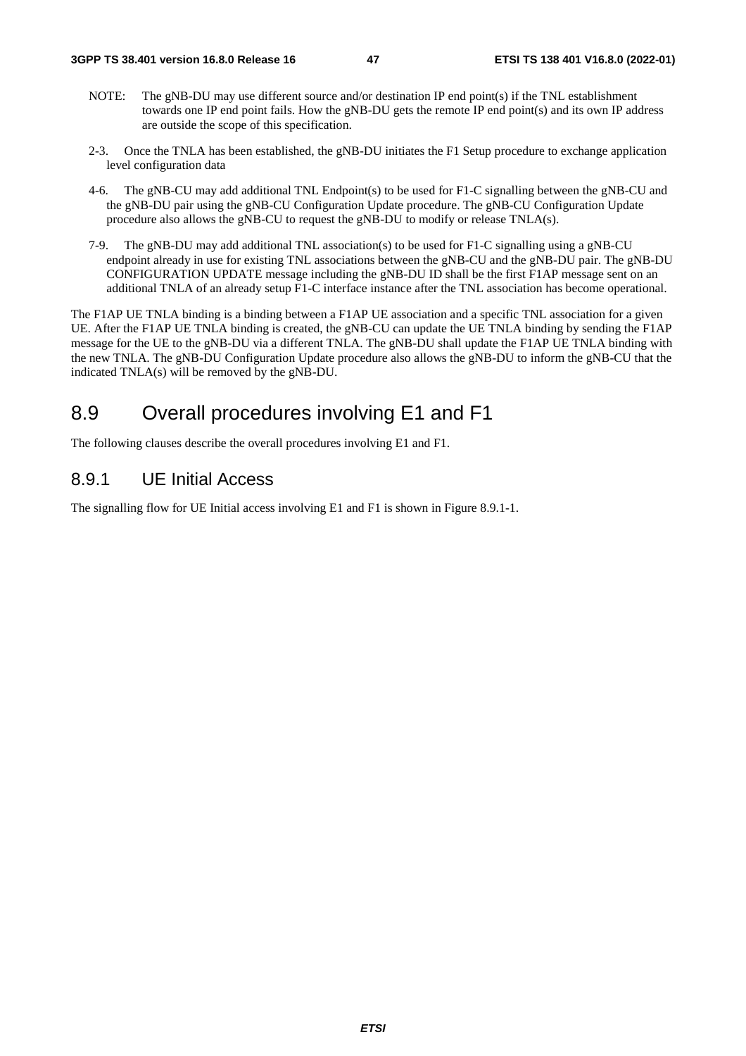NOTE: The gNB-DU may use different source and/or destination IP end point(s) if the TNL establishment towards one IP end point fails. How the gNB-DU gets the remote IP end point(s) and its own IP address are outside the scope of this specification.

2-3. Once the TNLA has been established, the gNB-DU initiates the F1 Setup procedure to exchange application level configuration data

4-6. The gNB-CU may add additional TNL Endpoint(s) to be used for F1-C signalling between the gNB-CU and the gNB-DU pair using the gNB-CU Configuration Update procedure. The gNB-CU Configuration Update procedure also allows the gNB-CU to request the gNB-DU to modify or release TNLA(s).

7-9. The gNB-DU may add additional TNL association(s) to be used for F1-C signalling using a gNB-CU endpoint already in use for existing TNL associations between the gNB-CU and the gNB-DU pair. The gNB-DU CONFIGURATION UPDATE message including the gNB-DU ID shall be the first F1AP message sent on an additional TNLA of an already setup F1-C interface instance after the TNL association has become operational.

The F1AP UE TNLA binding is a binding between a F1AP UE association and a specific TNL association for a given UE. After the F1AP UE TNLA binding is created, the gNB-CU can update the UE TNLA binding by sending the F1AP message for the UE to the gNB-DU via a different TNLA. The gNB-DU shall update the F1AP UE TNLA binding with the new TNLA. The gNB-DU Configuration Update procedure also allows the gNB-DU to inform the gNB-CU that the indicated TNLA(s) will be removed by the gNB-DU.

## 8.9 Overall procedures involving E1 and F1

The following clauses describe the overall procedures involving E1 and F1.

### 8.9.1 UE Initial Access

The signalling flow for UE Initial access involving E1 and F1 is shown in Figure 8.9.1-1.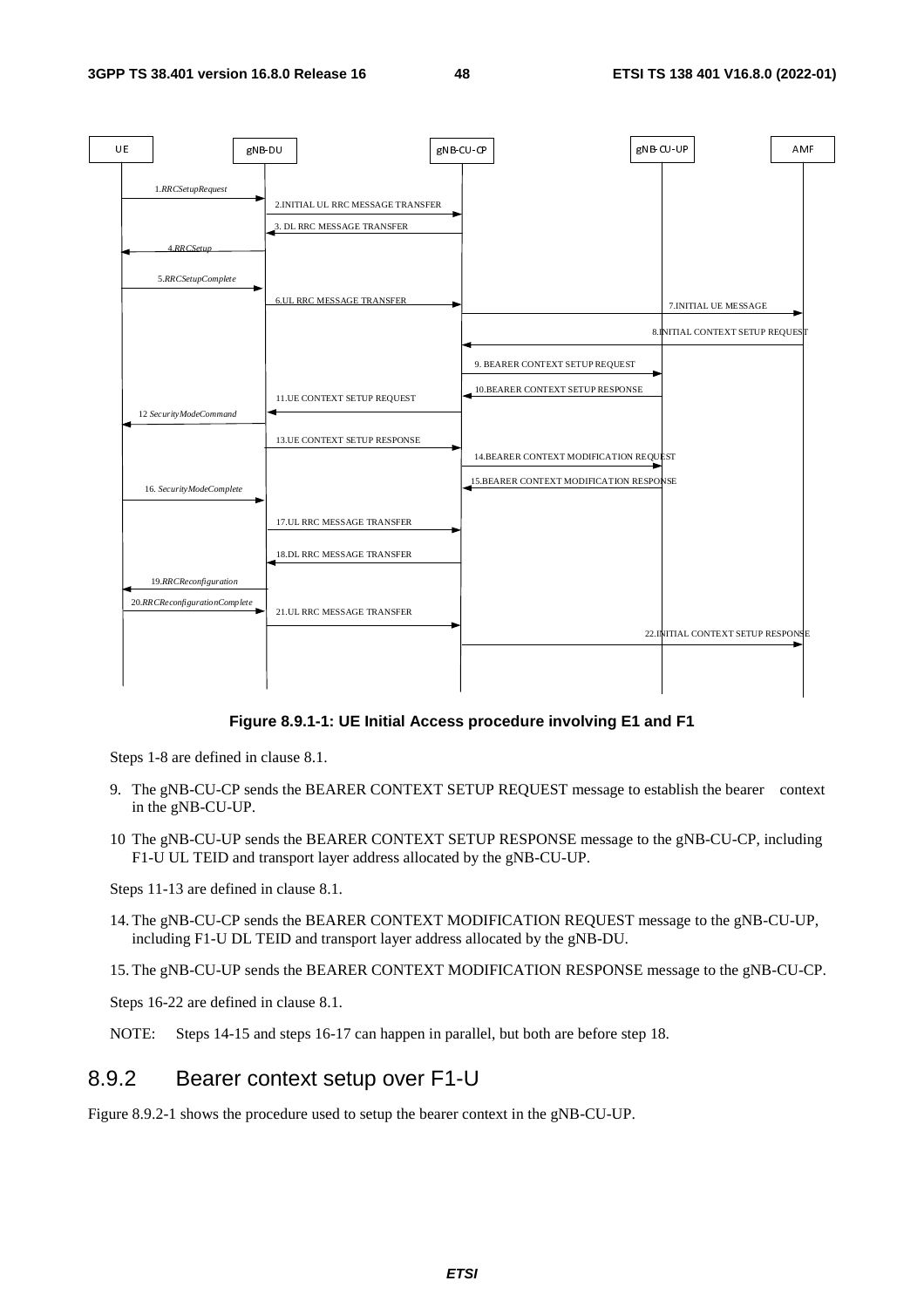**Figure 8.9.1-1: UE Initial Access procedure involving E1 and F1**

Steps 1-8 are defined in clause 8.1.

9. The gNB-CU-CP sends the BEARER CONTEXT SETUP REQUEST message to establish the bearer context in the gNB-CU-UP.

10 The gNB-CU-UP sends the BEARER CONTEXT SETUP RESPONSE message to the gNB-CU-CP, including F1-U UL TEID and transport layer address allocated by the gNB-CU-UP.

Steps 11-13 are defined in clause 8.1.

14. The gNB-CU-CP sends the BEARER CONTEXT MODIFICATION REQUEST message to the gNB-CU-UP, including F1-U DL TEID and transport layer address allocated by the gNB-DU.

15. The gNB-CU-UP sends the BEARER CONTEXT MODIFICATION RESPONSE message to the gNB-CU-CP.

Steps 16-22 are defined in clause 8.1.

NOTE: Steps 14-15 and steps 16-17 can happen in parallel, but both are before step 18.

## 8.9.2 Bearer context setup over F1-U

Figure 8.9.2-1 shows the procedure used to setup the bearer context in the gNB-CU-UP.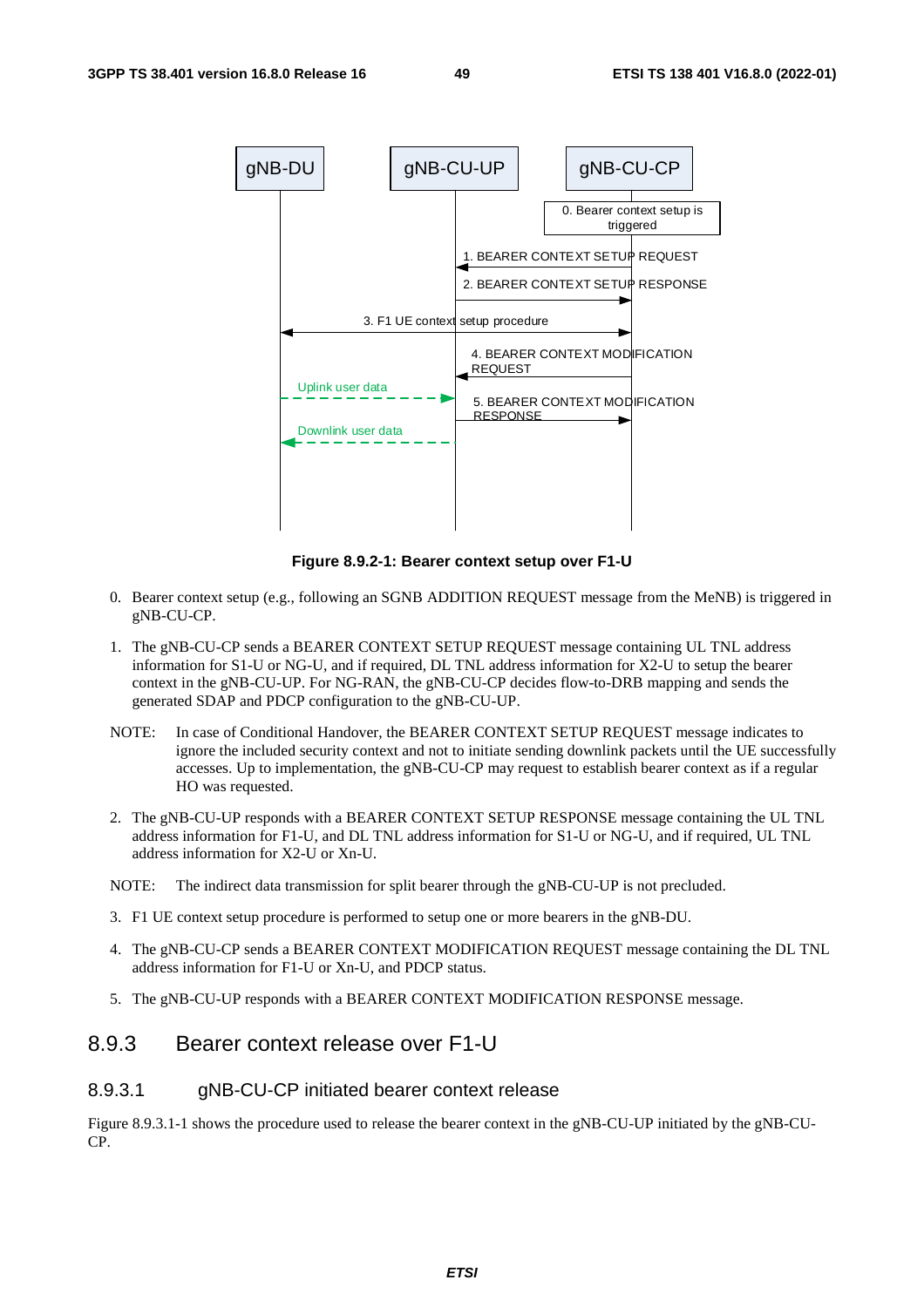Figure 8.9.2-1: Bearer context setup over F1-U

0. Bearer context setup (e.g., following an SGNB ADDITION REQUEST message from the MeNB) is triggered in gNB-CU-CP.

1. The gNB-CU-CP sends a BEARER CONTEXT SETUP REQUEST message containing UL TNL address information for S1-U or NG-U, and if required, DL TNL address information for X2-U to setup the bearer context in the gNB-CU-UP. For NG-RAN, the gNB-CU-CP decides flow-to-DRB mapping and sends the generated SDAP and PDCP configuration to the gNB-CU-UP.

NOTE: In case of Conditional Handover, the BEARER CONTEXT SETUP REQUEST message indicates to ignore the included security context and not to initiate sending downlink packets until the UE successfully accesses. Up to implementation, the gNB-CU-CP may request to establish bearer context as if a regular HO was requested.

2. The gNB-CU-UP responds with a BEARER CONTEXT SETUP RESPONSE message containing the UL TNL address information for F1-U, and DL TNL address information for S1-U or NG-U, and if required, UL TNL address information for X2-U or Xn-U.

NOTE: The indirect data transmission for split bearer through the gNB-CU-UP is not precluded.

3. F1 UE context setup procedure is performed to setup one or more bearers in the gNB-DU.

4. The gNB-CU-CP sends a BEARER CONTEXT MODIFICATION REQUEST message containing the DL TNL address information for F1-U or Xn-U, and PDCP status.

5. The gNB-CU-UP responds with a BEARER CONTEXT MODIFICATION RESPONSE message.

## 8.9.3 Bearer context release over F1-U

### 8.9.3.1 gNB-CU-CP initiated bearer context release

Figure 8.9.3.1-1 shows the procedure used to release the bearer context in the gNB-CU-UP initiated by the gNB-CU-CP.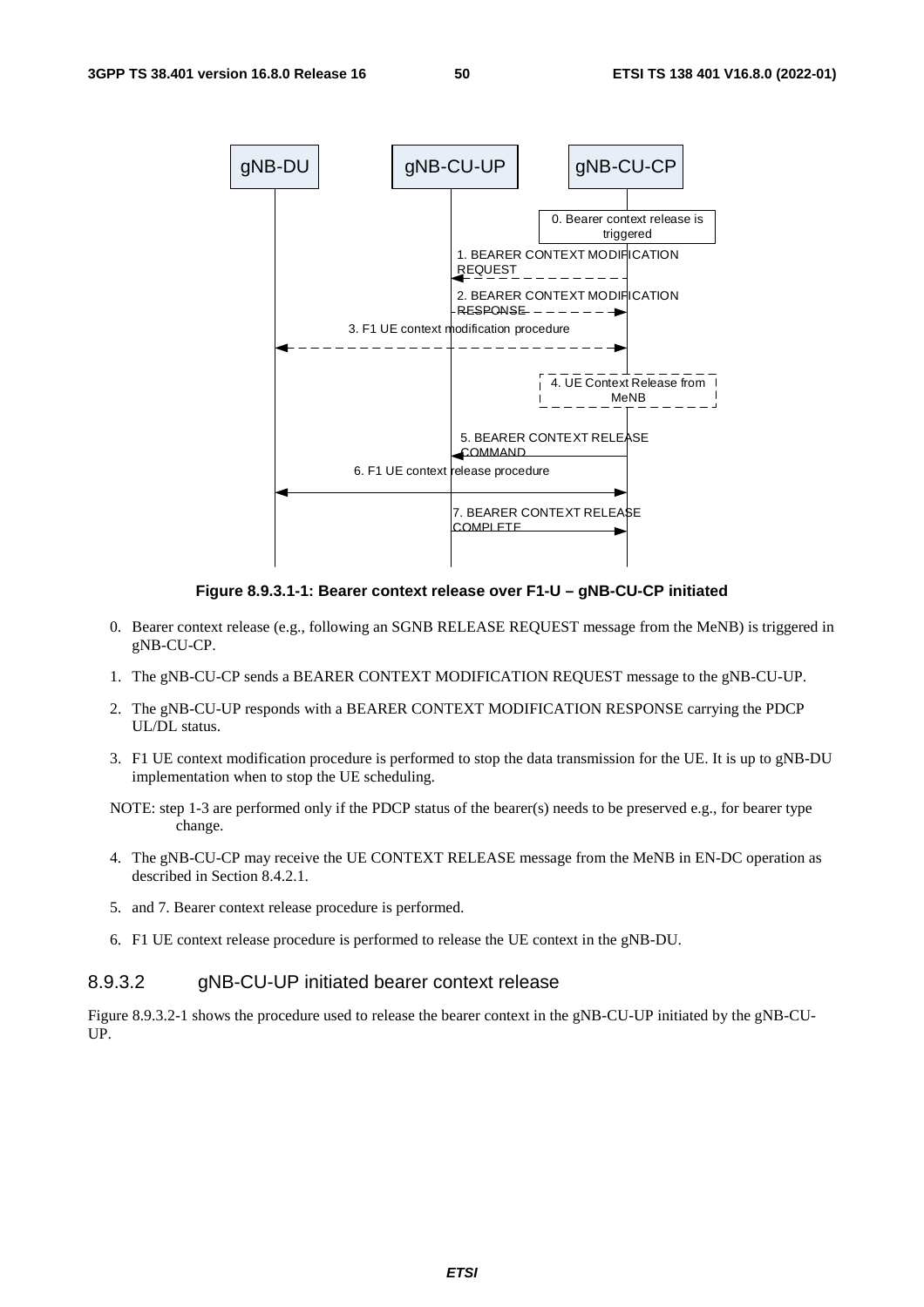Figure 8.9.3.1-1: Bearer context release over F1-U – gNB-CU-CP initiated

0. Bearer context release (e.g., following an SGNB RELEASE REQUEST message from the MeNB) is triggered in gNB-CU-CP.
1. The gNB-CU-CP sends a BEARER CONTEXT MODIFICATION REQUEST message to the gNB-CU-UP.
2. The gNB-CU-UP responds with a BEARER CONTEXT MODIFICATION RESPONSE carrying the PDCP UL/DL status.
3. F1 UE context modification procedure is performed to stop the data transmission for the UE. It is up to gNB-DU implementation when to stop the UE scheduling.

NOTE: step 1-3 are performed only if the PDCP status of the bearer(s) needs to be preserved e.g., for bearer type change.

4. The gNB-CU-CP may receive the UE CONTEXT RELEASE message from the MeNB in EN-DC operation as described in Section 8.4.2.1.
5. and 7. Bearer context release procedure is performed.
6. F1 UE context release procedure is performed to release the UE context in the gNB-DU.

#### 8.9.3.2 gNB-CU-UP initiated bearer context release

Figure 8.9.3.2-1 shows the procedure used to release the bearer context in the gNB-CU-UP initiated by the gNB-CU-UP.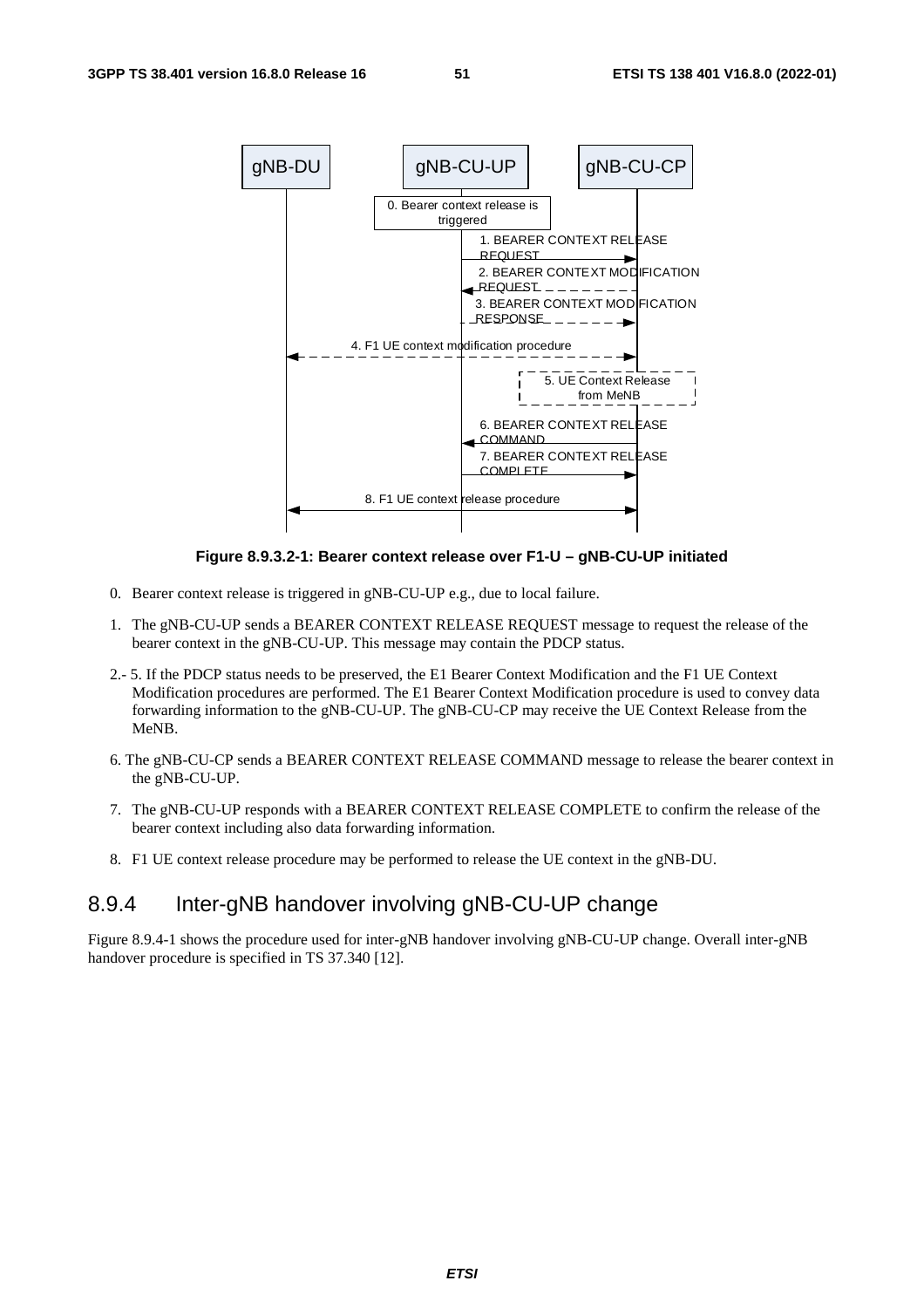Figure 8.9.3.2-1: Bearer context release over F1-U – gNB-CU-UP initiated

0. Bearer context release is triggered in gNB-CU-UP e.g., due to local failure.

1. The gNB-CU-UP sends a BEARER CONTEXT RELEASE REQUEST message to request the release of the bearer context in the gNB-CU-UP. This message may contain the PDCP status.

2.- 5. If the PDCP status needs to be preserved, the E1 Bearer Context Modification and the F1 UE Context Modification procedures are performed. The E1 Bearer Context Modification procedure is used to convey data forwarding information to the gNB-CU-UP. The gNB-CU-CP may receive the UE Context Release from the MeNB.

6. The gNB-CU-CP sends a BEARER CONTEXT RELEASE COMMAND message to release the bearer context in the gNB-CU-UP.

7. The gNB-CU-UP responds with a BEARER CONTEXT RELEASE COMPLETE to confirm the release of the bearer context including also data forwarding information.

8. F1 UE context release procedure may be performed to release the UE context in the gNB-DU.

### 8.9.4 Inter-gNB handover involving gNB-CU-UP change

Figure 8.9.4-1 shows the procedure used for inter-gNB handover involving gNB-CU-UP change. Overall inter-gNB handover procedure is specified in TS 37.340 [12].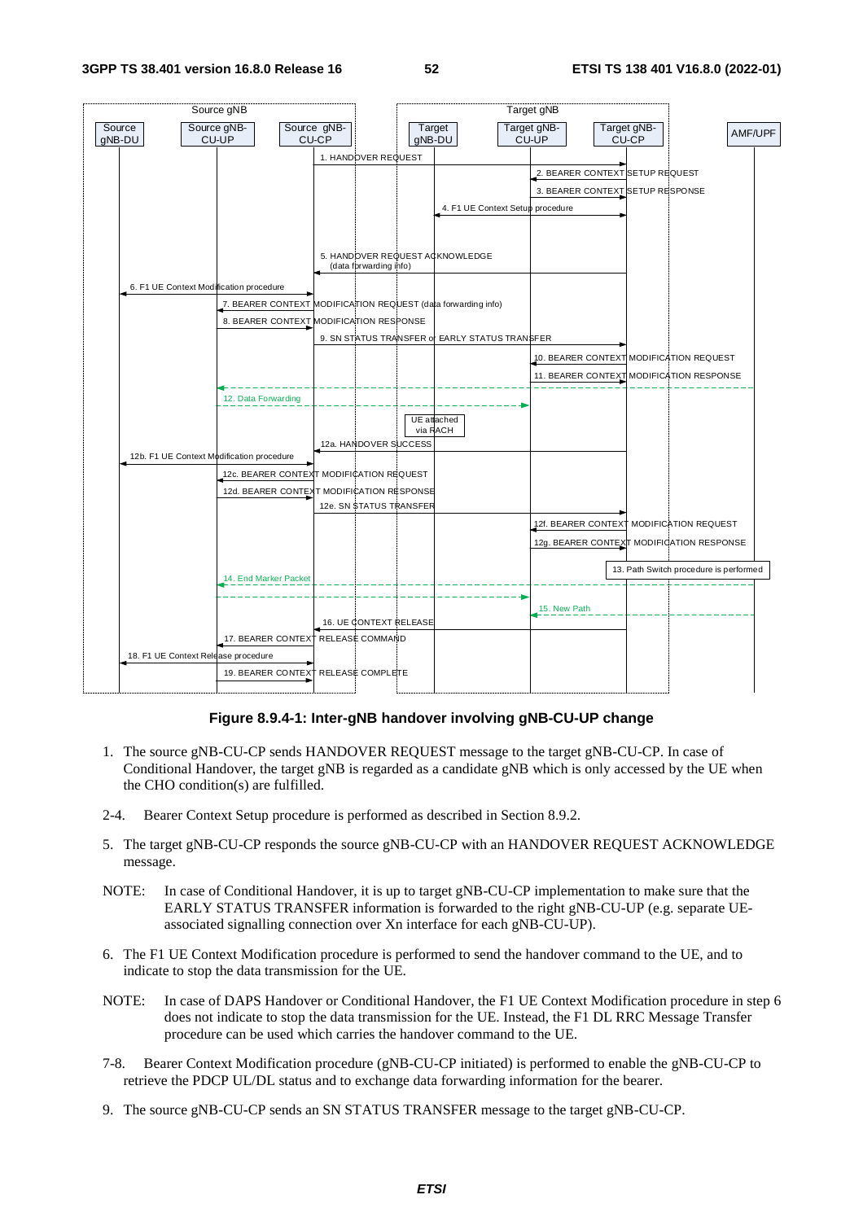**Figure 8.9.4-1: Inter-gNB handover involving gNB-CU-UP change**

1. The source gNB-CU-CP sends HANDOVER REQUEST message to the target gNB-CU-CP. In case of Conditional Handover, the target gNB is regarded as a candidate gNB which is only accessed by the UE when the CHO condition(s) are fulfilled.

2-4. Bearer Context Setup procedure is performed as described in Section 8.9.2.

5. The target gNB-CU-CP responds the source gNB-CU-CP with an HANDOVER REQUEST ACKNOWLEDGE message.

NOTE: In case of Conditional Handover, it is up to target gNB-CU-CP implementation to make sure that the EARLY STATUS TRANSFER information is forwarded to the right gNB-CU-UP (e.g. separate UE-associated signalling connection over Xn interface for each gNB-CU-UP).

6. The F1 UE Context Modification procedure is performed to send the handover command to the UE, and to indicate to stop the data transmission for the UE.

NOTE: In case of DAPS Handover or Conditional Handover, the F1 UE Context Modification procedure in step 6 does not indicate to stop the data transmission for the UE. Instead, the F1 DL RRC Message Transfer procedure can be used which carries the handover command to the UE.

7-8. Bearer Context Modification procedure (gNB-CU-CP initiated) is performed to enable the gNB-CU-CP to retrieve the PDCP UL/DL status and to exchange data forwarding information for the bearer.

9. The source gNB-CU-CP sends an SN STATUS TRANSFER message to the target gNB-CU-CP.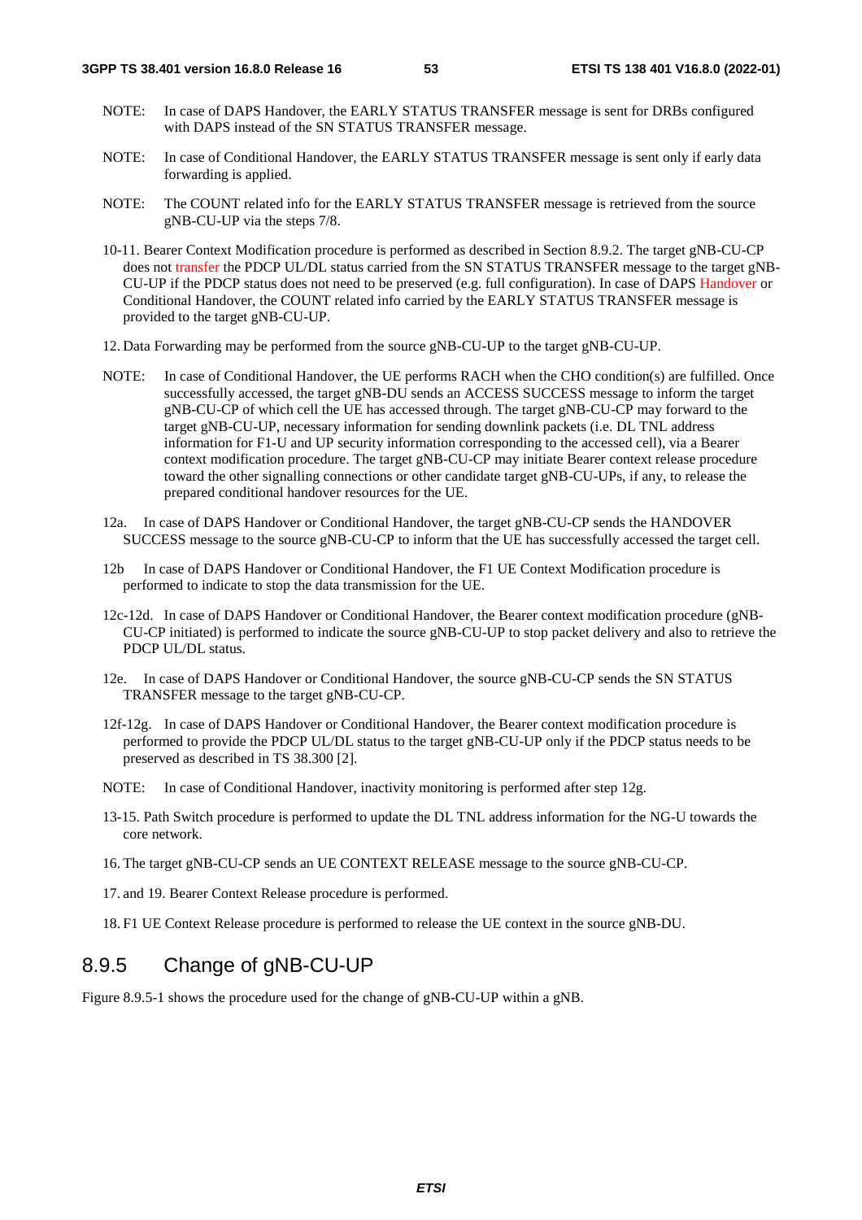NOTE: In case of DAPS Handover, the EARLY STATUS TRANSFER message is sent for DRBs configured with DAPS instead of the SN STATUS TRANSFER message.

NOTE: In case of Conditional Handover, the EARLY STATUS TRANSFER message is sent only if early data forwarding is applied.

NOTE: The COUNT related info for the EARLY STATUS TRANSFER message is retrieved from the source gNB-CU-UP via the steps 7/8.

10-11. Bearer Context Modification procedure is performed as described in Section 8.9.2. The target gNB-CU-CP does not transfer the PDCP UL/DL status carried from the SN STATUS TRANSFER message to the target gNB-CU-UP if the PDCP status does not need to be preserved (e.g. full configuration). In case of DAPS Handover or Conditional Handover, the COUNT related info carried by the EARLY STATUS TRANSFER message is provided to the target gNB-CU-UP.

12. Data Forwarding may be performed from the source gNB-CU-UP to the target gNB-CU-UP.

NOTE: In case of Conditional Handover, the UE performs RACH when the CHO condition(s) are fulfilled. Once successfully accessed, the target gNB-DU sends an ACCESS SUCCESS message to inform the target gNB-CU-CP of which cell the UE has accessed through. The target gNB-CU-CP may forward to the target gNB-CU-UP, necessary information for sending downlink packets (i.e. DL TNL address information for F1-U and UP security information corresponding to the accessed cell), via a Bearer context modification procedure. The target gNB-CU-CP may initiate Bearer context release procedure toward the other signalling connections or other candidate target gNB-CU-UPs, if any, to release the prepared conditional handover resources for the UE.

12a. In case of DAPS Handover or Conditional Handover, the target gNB-CU-CP sends the HANDOVER SUCCESS message to the source gNB-CU-CP to inform that the UE has successfully accessed the target cell.

12b In case of DAPS Handover or Conditional Handover, the F1 UE Context Modification procedure is performed to indicate to stop the data transmission for the UE.

12c-12d. In case of DAPS Handover or Conditional Handover, the Bearer context modification procedure (gNB-CU-CP initiated) is performed to indicate the source gNB-CU-UP to stop packet delivery and also to retrieve the PDCP UL/DL status.

12e. In case of DAPS Handover or Conditional Handover, the source gNB-CU-CP sends the SN STATUS TRANSFER message to the target gNB-CU-CP.

12f-12g. In case of DAPS Handover or Conditional Handover, the Bearer context modification procedure is performed to provide the PDCP UL/DL status to the target gNB-CU-UP only if the PDCP status needs to be preserved as described in TS 38.300 [2].

NOTE: In case of Conditional Handover, inactivity monitoring is performed after step 12g.

13-15. Path Switch procedure is performed to update the DL TNL address information for the NG-U towards the core network.

16. The target gNB-CU-CP sends an UE CONTEXT RELEASE message to the source gNB-CU-CP.

17. and 19. Bearer Context Release procedure is performed.

18. F1 UE Context Release procedure is performed to release the UE context in the source gNB-DU.

## 8.9.5 Change of gNB-CU-UP

Figure 8.9.5-1 shows the procedure used for the change of gNB-CU-UP within a gNB.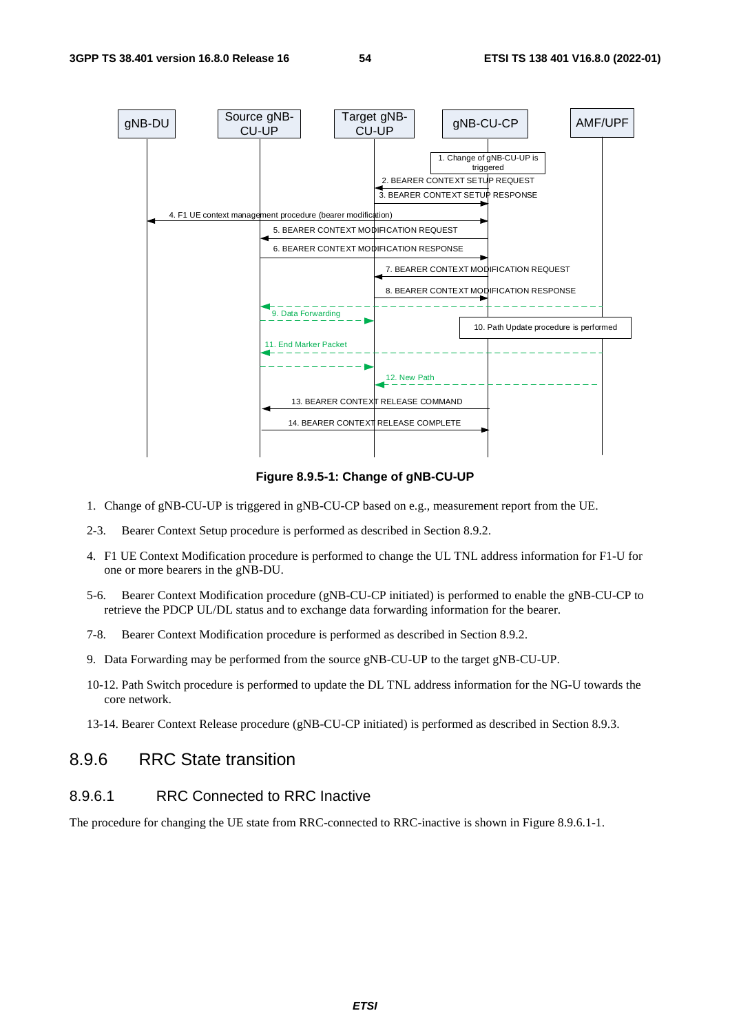**Figure 8.9.5-1: Change of gNB-CU-UP**

1. Change of gNB-CU-UP is triggered in gNB-CU-CP based on e.g., measurement report from the UE.

2-3. Bearer Context Setup procedure is performed as described in Section 8.9.2.

4. F1 UE Context Modification procedure is performed to change the UL TNL address information for F1-U for one or more bearers in the gNB-DU.

5-6. Bearer Context Modification procedure (gNB-CU-CP initiated) is performed to enable the gNB-CU-CP to retrieve the PDCP UL/DL status and to exchange data forwarding information for the bearer.

7-8. Bearer Context Modification procedure is performed as described in Section 8.9.2.

9. Data Forwarding may be performed from the source gNB-CU-UP to the target gNB-CU-UP.

10-12. Path Switch procedure is performed to update the DL TNL address information for the NG-U towards the core network.

13-14. Bearer Context Release procedure (gNB-CU-CP initiated) is performed as described in Section 8.9.3.

## 8.9.6 RRC State transition

### 8.9.6.1 RRC Connected to RRC Inactive

The procedure for changing the UE state from RRC-connected to RRC-inactive is shown in Figure 8.9.6.1-1.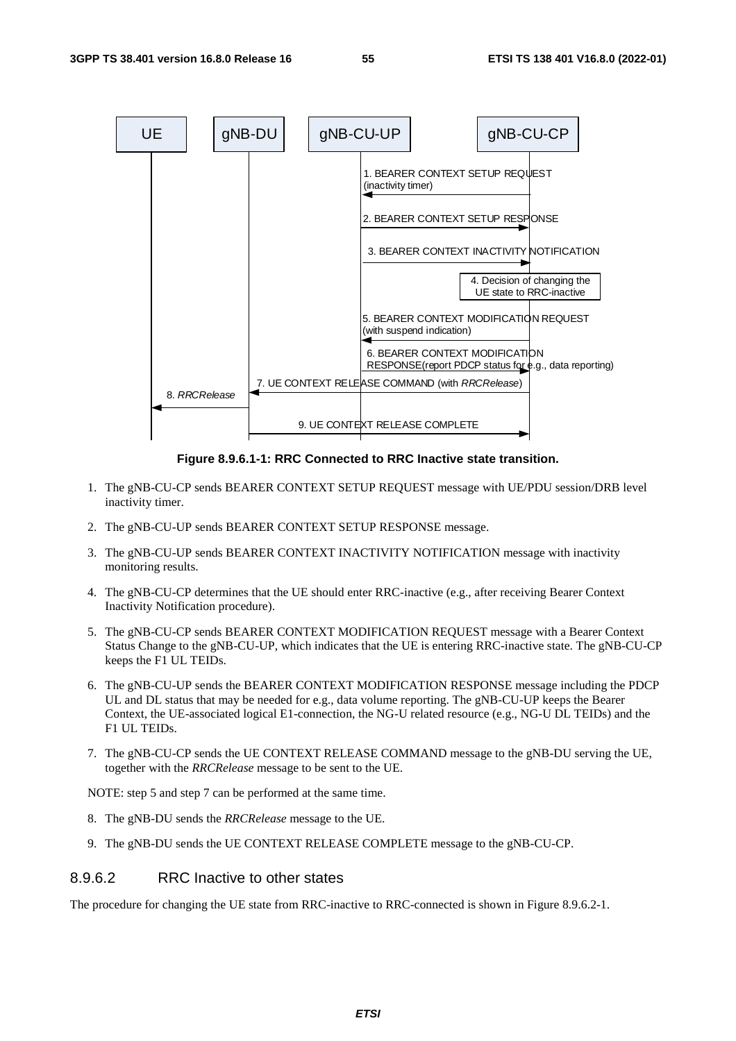**Figure 8.9.6.1-1: RRC Connected to RRC Inactive state transition.**

1. The gNB-CU-CP sends BEARER CONTEXT SETUP REQUEST message with UE/PDU session/DRB level inactivity timer.

2. The gNB-CU-UP sends BEARER CONTEXT SETUP RESPONSE message.

3. The gNB-CU-UP sends BEARER CONTEXT INACTIVITY NOTIFICATION message with inactivity monitoring results.

4. The gNB-CU-CP determines that the UE should enter RRC-inactive (e.g., after receiving Bearer Context Inactivity Notification procedure).

5. The gNB-CU-CP sends BEARER CONTEXT MODIFICATION REQUEST message with a Bearer Context Status Change to the gNB-CU-UP, which indicates that the UE is entering RRC-inactive state. The gNB-CU-CP keeps the F1 UL TEIDs.

6. The gNB-CU-UP sends the BEARER CONTEXT MODIFICATION RESPONSE message including the PDCP UL and DL status that may be needed for e.g., data volume reporting. The gNB-CU-UP keeps the Bearer Context, the UE-associated logical E1-connection, the NG-U related resource (e.g., NG-U DL TEIDs) and the F1 UL TEIDs.

7. The gNB-CU-CP sends the UE CONTEXT RELEASE COMMAND message to the gNB-DU serving the UE, together with the *RRCRelease* message to be sent to the UE.

NOTE: step 5 and step 7 can be performed at the same time.

8. The gNB-DU sends the *RRCRelease* message to the UE.

9. The gNB-DU sends the UE CONTEXT RELEASE COMPLETE message to the gNB-CU-CP.

#### 8.9.6.2 RRC Inactive to other states

The procedure for changing the UE state from RRC-inactive to RRC-connected is shown in Figure 8.9.6.2-1.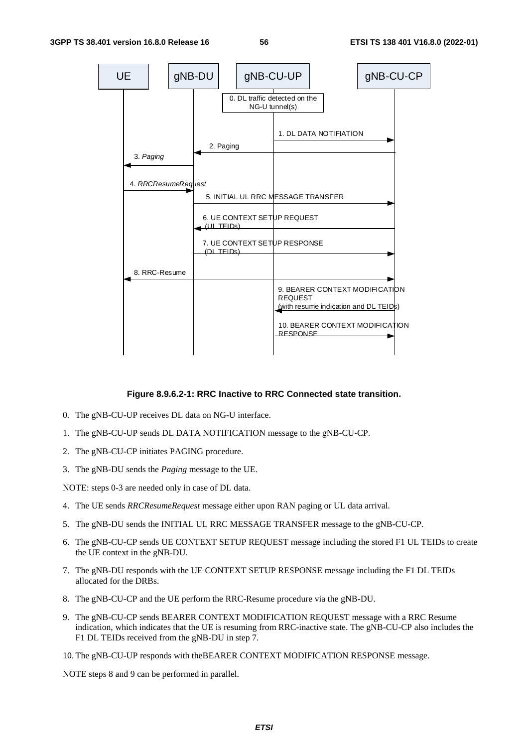**Figure 8.9.6.2-1: RRC Inactive to RRC Connected state transition.**

0. The gNB-CU-UP receives DL data on NG-U interface.

1. The gNB-CU-UP sends DL DATA NOTIFICATION message to the gNB-CU-CP.

2. The gNB-CU-CP initiates PAGING procedure.

3. The gNB-DU sends the *Paging* message to the UE.

NOTE: steps 0-3 are needed only in case of DL data.

4. The UE sends *RRCResumeRequest* message either upon RAN paging or UL data arrival.

5. The gNB-DU sends the INITIAL UL RRC MESSAGE TRANSFER message to the gNB-CU-CP.

6. The gNB-CU-CP sends UE CONTEXT SETUP REQUEST message including the stored F1 UL TEIDs to create the UE context in the gNB-DU.

7. The gNB-DU responds with the UE CONTEXT SETUP RESPONSE message including the F1 DL TEIDs allocated for the DRBs.

8. The gNB-CU-CP and the UE perform the RRC-Resume procedure via the gNB-DU.

9. The gNB-CU-CP sends BEARER CONTEXT MODIFICATION REQUEST message with a RRC Resume indication, which indicates that the UE is resuming from RRC-inactive state. The gNB-CU-CP also includes the F1 DL TEIDs received from the gNB-DU in step 7.

10. The gNB-CU-UP responds with theBEARER CONTEXT MODIFICATION RESPONSE message.

NOTE steps 8 and 9 can be performed in parallel.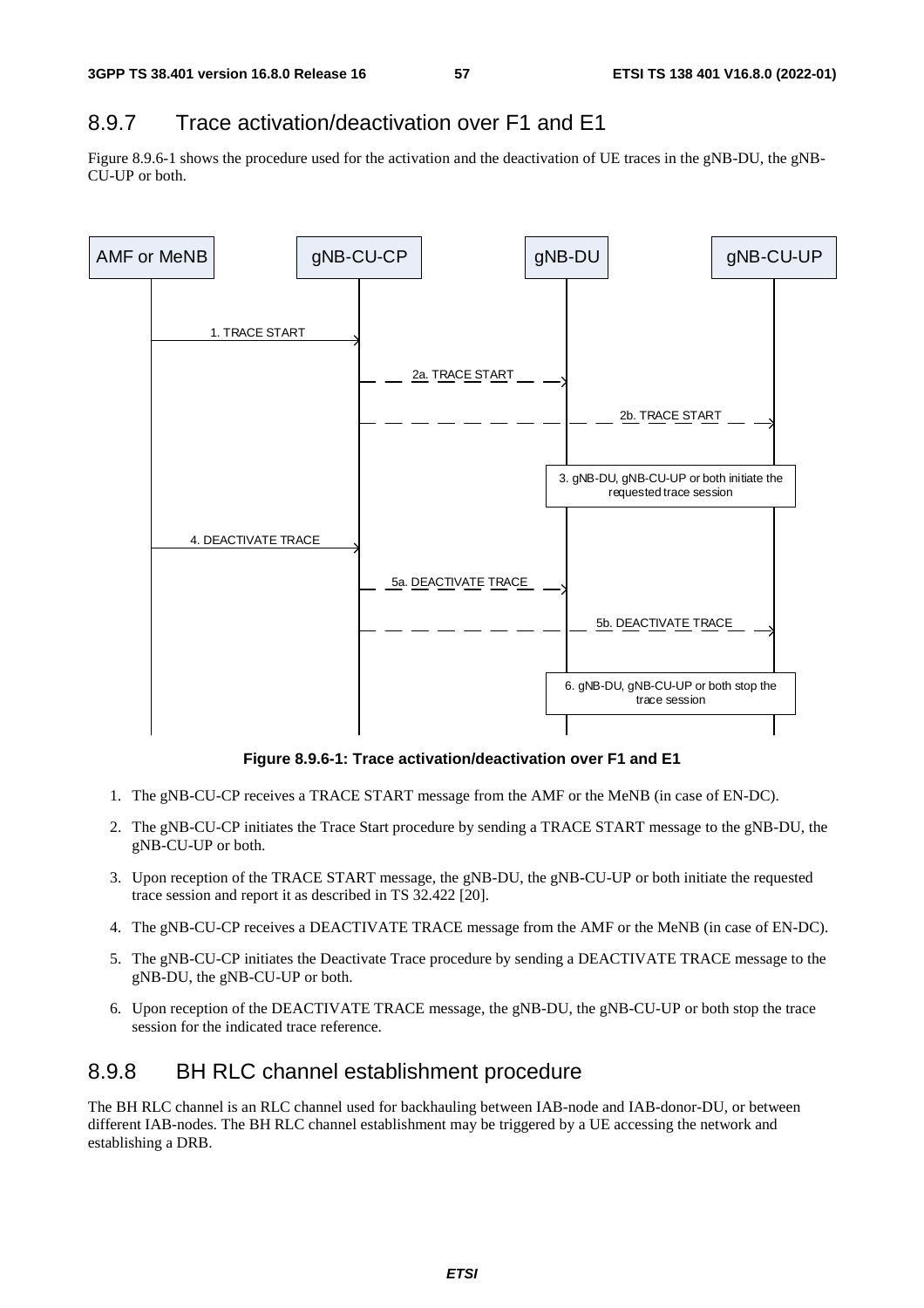## 8.9.7 Trace activation/deactivation over F1 and E1

Figure 8.9.6-1 shows the procedure used for the activation and the deactivation of UE traces in the gNB-DU, the gNB-CU-UP or both.

**Figure 8.9.6-1: Trace activation/deactivation over F1 and E1**

1. The gNB-CU-CP receives a TRACE START message from the AMF or the MeNB (in case of EN-DC).
2. The gNB-CU-CP initiates the Trace Start procedure by sending a TRACE START message to the gNB-DU, the gNB-CU-UP or both.
3. Upon reception of the TRACE START message, the gNB-DU, the gNB-CU-UP or both initiate the requested trace session and report it as described in TS 32.422 [20].
4. The gNB-CU-CP receives a DEACTIVATE TRACE message from the AMF or the MeNB (in case of EN-DC).
5. The gNB-CU-CP initiates the Deactivate Trace procedure by sending a DEACTIVATE TRACE message to the gNB-DU, the gNB-CU-UP or both.
6. Upon reception of the DEACTIVATE TRACE message, the gNB-DU, the gNB-CU-UP or both stop the trace session for the indicated trace reference.

## 8.9.8 BH RLC channel establishment procedure

The BH RLC channel is an RLC channel used for backhauling between IAB-node and IAB-donor-DU, or between different IAB-nodes. The BH RLC channel establishment may be triggered by a UE accessing the network and establishing a DRB.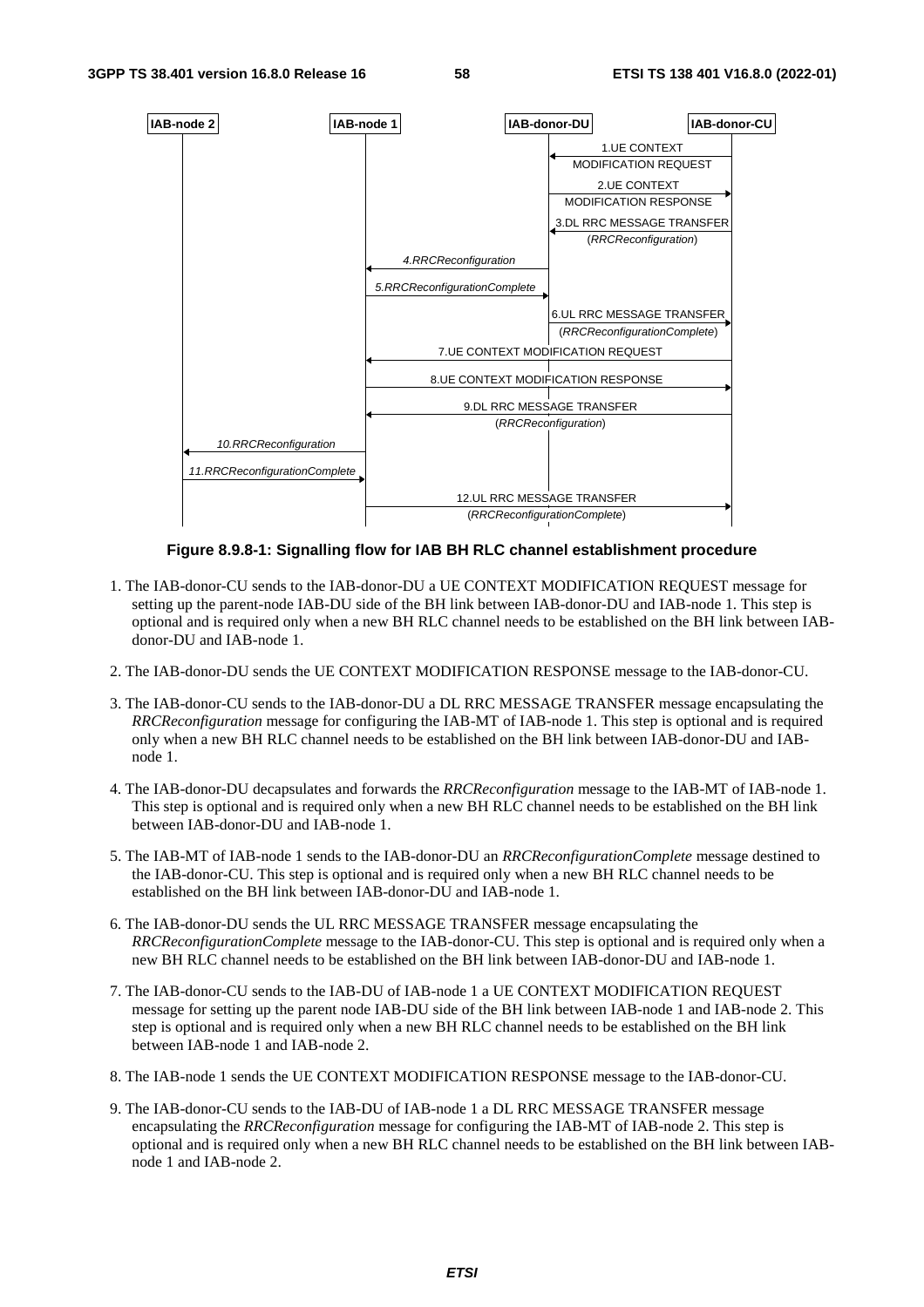**Figure 8.9.8-1: Signalling flow for IAB BH RLC channel establishment procedure**

1. The IAB-donor-CU sends to the IAB-donor-DU a UE CONTEXT MODIFICATION REQUEST message for setting up the parent-node IAB-DU side of the BH link between IAB-donor-DU and IAB-node 1. This step is optional and is required only when a new BH RLC channel needs to be established on the BH link between IAB-donor-DU and IAB-node 1.

2. The IAB-donor-DU sends the UE CONTEXT MODIFICATION RESPONSE message to the IAB-donor-CU.

3. The IAB-donor-CU sends to the IAB-donor-DU a DL RRC MESSAGE TRANSFER message encapsulating the *RRCReconfiguration* message for configuring the IAB-MT of IAB-node 1. This step is optional and is required only when a new BH RLC channel needs to be established on the BH link between IAB-donor-DU and IAB-node 1.

4. The IAB-donor-DU decapsulates and forwards the *RRCReconfiguration* message to the IAB-MT of IAB-node 1. This step is optional and is required only when a new BH RLC channel needs to be established on the BH link between IAB-donor-DU and IAB-node 1.

5. The IAB-MT of IAB-node 1 sends to the IAB-donor-DU an *RRCReconfigurationComplete* message destined to the IAB-donor-CU. This step is optional and is required only when a new BH RLC channel needs to be established on the BH link between IAB-donor-DU and IAB-node 1.

6. The IAB-donor-DU sends the UL RRC MESSAGE TRANSFER message encapsulating the *RRCReconfigurationComplete* message to the IAB-donor-CU. This step is optional and is required only when a new BH RLC channel needs to be established on the BH link between IAB-donor-DU and IAB-node 1.

7. The IAB-donor-CU sends to the IAB-DU of IAB-node 1 a UE CONTEXT MODIFICATION REQUEST message for setting up the parent node IAB-DU side of the BH link between IAB-node 1 and IAB-node 2. This step is optional and is required only when a new BH RLC channel needs to be established on the BH link between IAB-node 1 and IAB-node 2.

8. The IAB-node 1 sends the UE CONTEXT MODIFICATION RESPONSE message to the IAB-donor-CU.

9. The IAB-donor-CU sends to the IAB-DU of IAB-node 1 a DL RRC MESSAGE TRANSFER message encapsulating the *RRCReconfiguration* message for configuring the IAB-MT of IAB-node 2. This step is optional and is required only when a new BH RLC channel needs to be established on the BH link between IAB-node 1 and IAB-node 2.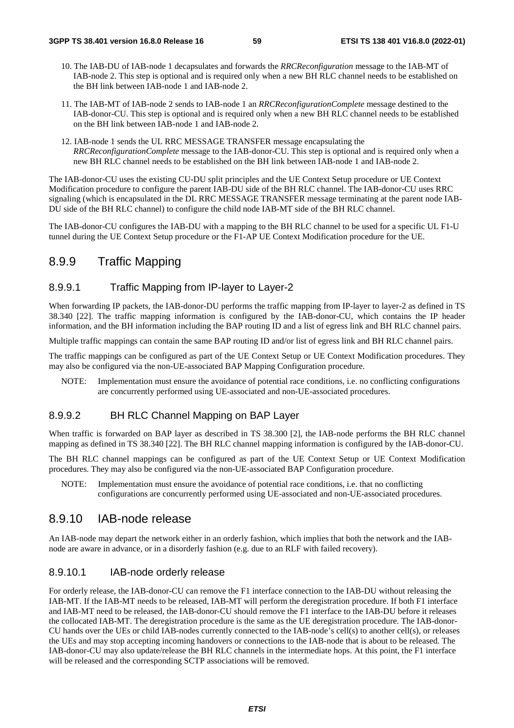10. The IAB-DU of IAB-node 1 decapsulates and forwards the *RRCReconfiguration* message to the IAB-MT of IAB-node 2. This step is optional and is required only when a new BH RLC channel needs to be established on the BH link between IAB-node 1 and IAB-node 2.

11. The IAB-MT of IAB-node 2 sends to IAB-node 1 an *RRCReconfigurationComplete* message destined to the IAB-donor-CU. This step is optional and is required only when a new BH RLC channel needs to be established on the BH link between IAB-node 1 and IAB-node 2.

12. IAB-node 1 sends the UL RRC MESSAGE TRANSFER message encapsulating the *RRCReconfigurationComplete* message to the IAB-donor-CU. This step is optional and is required only when a new BH RLC channel needs to be established on the BH link between IAB-node 1 and IAB-node 2.

The IAB-donor-CU uses the existing CU-DU split principles and the UE Context Setup procedure or UE Context Modification procedure to configure the parent IAB-DU side of the BH RLC channel. The IAB-donor-CU uses RRC signaling (which is encapsulated in the DL RRC MESSAGE TRANSFER message terminating at the parent node IAB-DU side of the BH RLC channel) to configure the child node IAB-MT side of the BH RLC channel.

The IAB-donor-CU configures the IAB-DU with a mapping to the BH RLC channel to be used for a specific UL F1-U tunnel during the UE Context Setup procedure or the F1-AP UE Context Modification procedure for the UE.

## 8.9.9 Traffic Mapping

### 8.9.9.1 Traffic Mapping from IP-layer to Layer-2

When forwarding IP packets, the IAB-donor-DU performs the traffic mapping from IP-layer to layer-2 as defined in TS 38.340 [22]. The traffic mapping information is configured by the IAB-donor-CU, which contains the IP header information, and the BH information including the BAP routing ID and a list of egress link and BH RLC channel pairs.

Multiple traffic mappings can contain the same BAP routing ID and/or list of egress link and BH RLC channel pairs.

The traffic mappings can be configured as part of the UE Context Setup or UE Context Modification procedures. They may also be configured via the non-UE-associated BAP Mapping Configuration procedure.

NOTE: Implementation must ensure the avoidance of potential race conditions, i.e. no conflicting configurations are concurrently performed using UE-associated and non-UE-associated procedures.

### 8.9.9.2 BH RLC Channel Mapping on BAP Layer

When traffic is forwarded on BAP layer as described in TS 38.300 [2], the IAB-node performs the BH RLC channel mapping as defined in TS 38.340 [22]. The BH RLC channel mapping information is configured by the IAB-donor-CU.

The BH RLC channel mappings can be configured as part of the UE Context Setup or UE Context Modification procedures. They may also be configured via the non-UE-associated BAP Configuration procedure.

NOTE: Implementation must ensure the avoidance of potential race conditions, i.e. that no conflicting configurations are concurrently performed using UE-associated and non-UE-associated procedures.

## 8.9.10 IAB-node release

An IAB-node may depart the network either in an orderly fashion, which implies that both the network and the IAB-node are aware in advance, or in a disorderly fashion (e.g. due to an RLF with failed recovery).

### 8.9.10.1 IAB-node orderly release

For orderly release, the IAB-donor-CU can remove the F1 interface connection to the IAB-DU without releasing the IAB-MT. If the IAB-MT needs to be released, IAB-MT will perform the deregistration procedure. If both F1 interface and IAB-MT need to be released, the IAB-donor-CU should remove the F1 interface to the IAB-DU before it releases the collocated IAB-MT. The deregistration procedure is the same as the UE deregistration procedure. The IAB-donor-CU hands over the UEs or child IAB-nodes currently connected to the IAB-node's cell(s) to another cell(s), or releases the UEs and may stop accepting incoming handovers or connections to the IAB-node that is about to be released. The IAB-donor-CU may also update/release the BH RLC channels in the intermediate hops. At this point, the F1 interface will be released and the corresponding SCTP associations will be removed.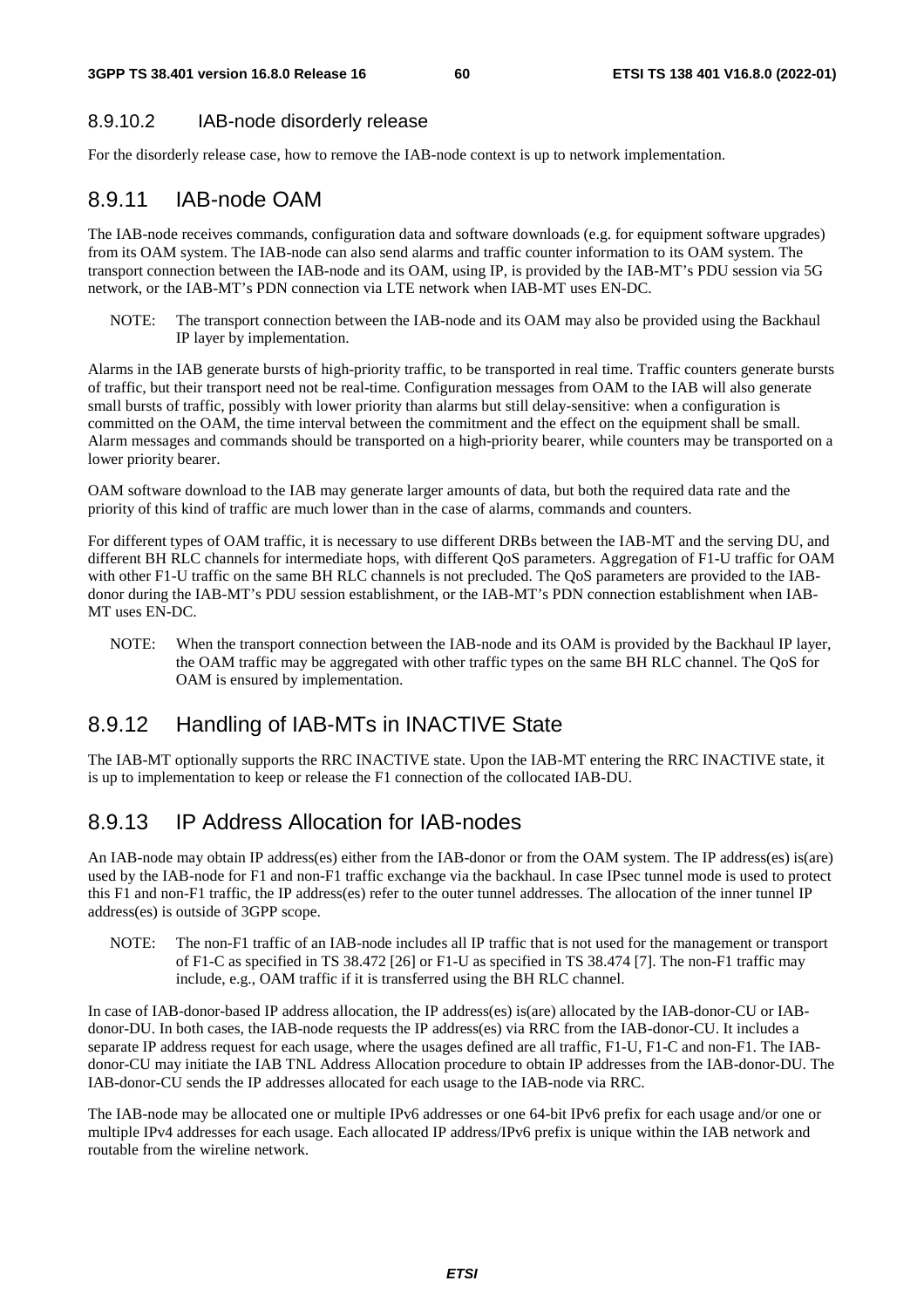#### 8.9.10.2 IAB-node disorderly release

For the disorderly release case, how to remove the IAB-node context is up to network implementation.

### 8.9.11 IAB-node OAM

The IAB-node receives commands, configuration data and software downloads (e.g. for equipment software upgrades) from its OAM system. The IAB-node can also send alarms and traffic counter information to its OAM system. The transport connection between the IAB-node and its OAM, using IP, is provided by the IAB-MT's PDU session via 5G network, or the IAB-MT's PDN connection via LTE network when IAB-MT uses EN-DC.

NOTE: The transport connection between the IAB-node and its OAM may also be provided using the Backhaul IP layer by implementation.

Alarms in the IAB generate bursts of high-priority traffic, to be transported in real time. Traffic counters generate bursts of traffic, but their transport need not be real-time. Configuration messages from OAM to the IAB will also generate small bursts of traffic, possibly with lower priority than alarms but still delay-sensitive: when a configuration is committed on the OAM, the time interval between the commitment and the effect on the equipment shall be small. Alarm messages and commands should be transported on a high-priority bearer, while counters may be transported on a lower priority bearer.

OAM software download to the IAB may generate larger amounts of data, but both the required data rate and the priority of this kind of traffic are much lower than in the case of alarms, commands and counters.

For different types of OAM traffic, it is necessary to use different DRBs between the IAB-MT and the serving DU, and different BH RLC channels for intermediate hops, with different QoS parameters. Aggregation of F1-U traffic for OAM with other F1-U traffic on the same BH RLC channels is not precluded. The QoS parameters are provided to the IAB-donor during the IAB-MT's PDU session establishment, or the IAB-MT's PDN connection establishment when IAB-MT uses EN-DC.

NOTE: When the transport connection between the IAB-node and its OAM is provided by the Backhaul IP layer, the OAM traffic may be aggregated with other traffic types on the same BH RLC channel. The QoS for OAM is ensured by implementation.

### 8.9.12 Handling of IAB-MTs in INACTIVE State

The IAB-MT optionally supports the RRC INACTIVE state. Upon the IAB-MT entering the RRC INACTIVE state, it is up to implementation to keep or release the F1 connection of the collocated IAB-DU.

### 8.9.13 IP Address Allocation for IAB-nodes

An IAB-node may obtain IP address(es) either from the IAB-donor or from the OAM system. The IP address(es) is(are) used by the IAB-node for F1 and non-F1 traffic exchange via the backhaul. In case IPsec tunnel mode is used to protect this F1 and non-F1 traffic, the IP address(es) refer to the outer tunnel addresses. The allocation of the inner tunnel IP address(es) is outside of 3GPP scope.

NOTE: The non-F1 traffic of an IAB-node includes all IP traffic that is not used for the management or transport of F1-C as specified in TS 38.472 [26] or F1-U as specified in TS 38.474 [7]. The non-F1 traffic may include, e.g., OAM traffic if it is transferred using the BH RLC channel.

In case of IAB-donor-based IP address allocation, the IP address(es) is(are) allocated by the IAB-donor-CU or IAB-donor-DU. In both cases, the IAB-node requests the IP address(es) via RRC from the IAB-donor-CU. It includes a separate IP address request for each usage, where the usages defined are all traffic, F1-U, F1-C and non-F1. The IAB-donor-CU may initiate the IAB TNL Address Allocation procedure to obtain IP addresses from the IAB-donor-DU. The IAB-donor-CU sends the IP addresses allocated for each usage to the IAB-node via RRC.

The IAB-node may be allocated one or multiple IPv6 addresses or one 64-bit IPv6 prefix for each usage and/or one or multiple IPv4 addresses for each usage. Each allocated IP address/IPv6 prefix is unique within the IAB network and routable from the wireline network.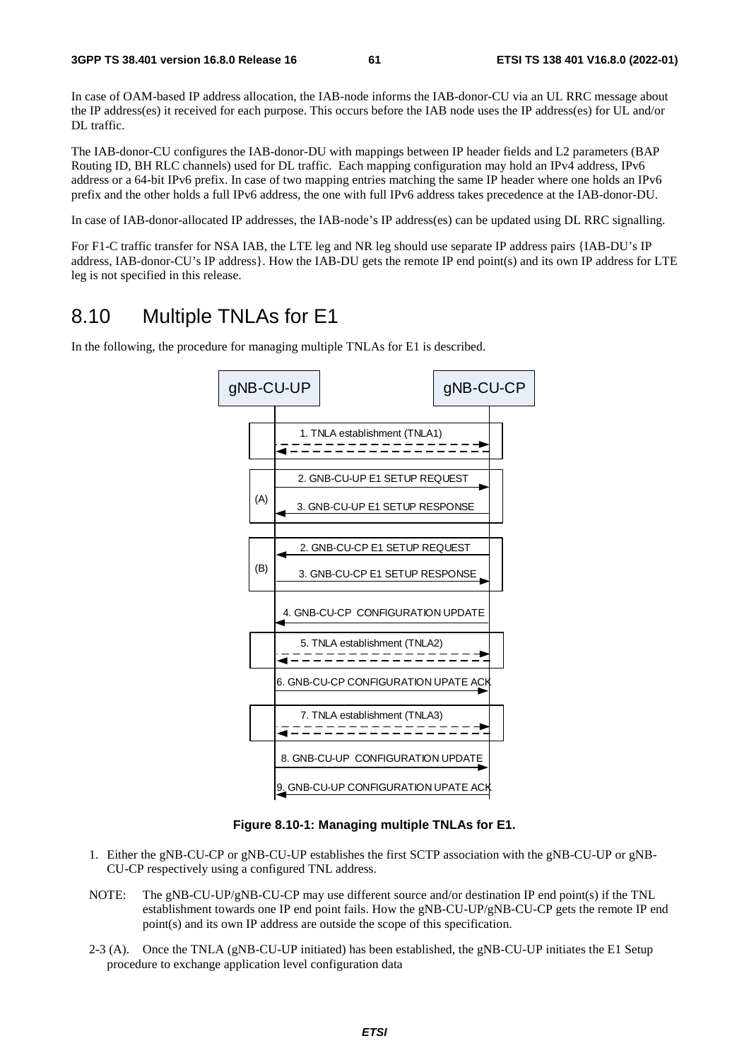In case of OAM-based IP address allocation, the IAB-node informs the IAB-donor-CU via an UL RRC message about the IP address(es) it received for each purpose. This occurs before the IAB node uses the IP address(es) for UL and/or DL traffic.

The IAB-donor-CU configures the IAB-donor-DU with mappings between IP header fields and L2 parameters (BAP Routing ID, BH RLC channels) used for DL traffic. Each mapping configuration may hold an IPv4 address, IPv6 address or a 64-bit IPv6 prefix. In case of two mapping entries matching the same IP header where one holds an IPv6 prefix and the other holds a full IPv6 address, the one with full IPv6 address takes precedence at the IAB-donor-DU.

In case of IAB-donor-allocated IP addresses, the IAB-node's IP address(es) can be updated using DL RRC signalling.

For F1-C traffic transfer for NSA IAB, the LTE leg and NR leg should use separate IP address pairs {IAB-DU's IP address, IAB-donor-CU's IP address}. How the IAB-DU gets the remote IP end point(s) and its own IP address for LTE leg is not specified in this release.

# 8.10 Multiple TNLAs for E1

In the following, the procedure for managing multiple TNLAs for E1 is described.

**Figure 8.10-1: Managing multiple TNLAs for E1.**

1. Either the gNB-CU-CP or gNB-CU-UP establishes the first SCTP association with the gNB-CU-UP or gNB-CU-CP respectively using a configured TNL address.

NOTE: The gNB-CU-UP/gNB-CU-CP may use different source and/or destination IP end point(s) if the TNL establishment towards one IP end point fails. How the gNB-CU-UP/gNB-CU-CP gets the remote IP end point(s) and its own IP address are outside the scope of this specification.

2-3 (A). Once the TNLA (gNB-CU-UP initiated) has been established, the gNB-CU-UP initiates the E1 Setup procedure to exchange application level configuration data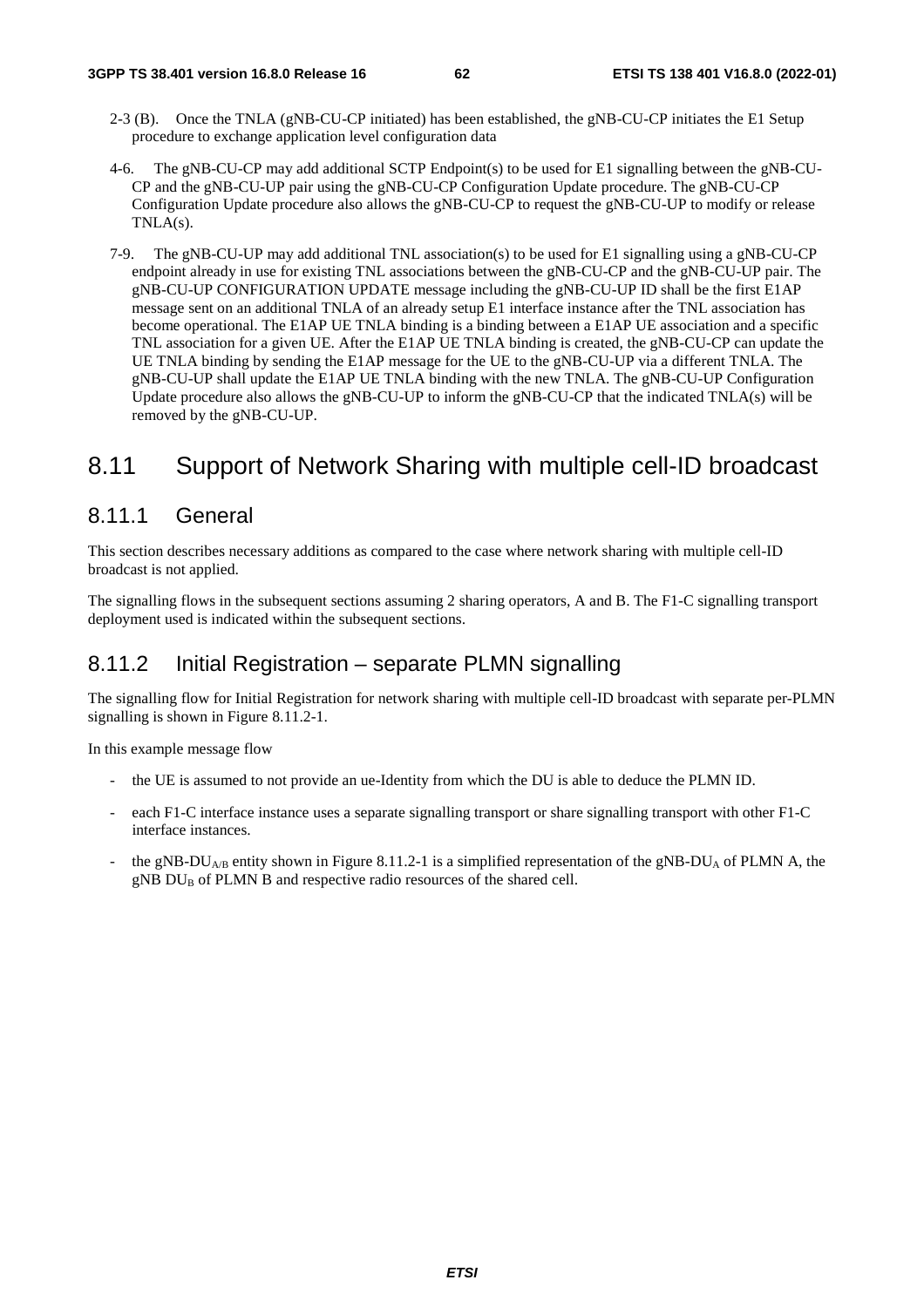2-3 (B). Once the TNLA (gNB-CU-CP initiated) has been established, the gNB-CU-CP initiates the E1 Setup procedure to exchange application level configuration data

4-6. The gNB-CU-CP may add additional SCTP Endpoint(s) to be used for E1 signalling between the gNB-CU-CP and the gNB-CU-UP pair using the gNB-CU-CP Configuration Update procedure. The gNB-CU-CP Configuration Update procedure also allows the gNB-CU-CP to request the gNB-CU-UP to modify or release TNLA(s).

7-9. The gNB-CU-UP may add additional TNL association(s) to be used for E1 signalling using a gNB-CU-CP endpoint already in use for existing TNL associations between the gNB-CU-CP and the gNB-CU-UP pair. The gNB-CU-UP CONFIGURATION UPDATE message including the gNB-CU-UP ID shall be the first E1AP message sent on an additional TNLA of an already setup E1 interface instance after the TNL association has become operational. The E1AP UE TNLA binding is a binding between a E1AP UE association and a specific TNL association for a given UE. After the E1AP UE TNLA binding is created, the gNB-CU-CP can update the UE TNLA binding by sending the E1AP message for the UE to the gNB-CU-UP via a different TNLA. The gNB-CU-UP shall update the E1AP UE TNLA binding with the new TNLA. The gNB-CU-UP Configuration Update procedure also allows the gNB-CU-UP to inform the gNB-CU-CP that the indicated TNLA(s) will be removed by the gNB-CU-UP.

# 8.11 Support of Network Sharing with multiple cell-ID broadcast

## 8.11.1 General

This section describes necessary additions as compared to the case where network sharing with multiple cell-ID broadcast is not applied.

The signalling flows in the subsequent sections assuming 2 sharing operators, A and B. The F1-C signalling transport deployment used is indicated within the subsequent sections.

## 8.11.2 Initial Registration – separate PLMN signalling

The signalling flow for Initial Registration for network sharing with multiple cell-ID broadcast with separate per-PLMN signalling is shown in Figure 8.11.2-1.

In this example message flow

- the UE is assumed to not provide an ue-Identity from which the DU is able to deduce the PLMN ID.
- each F1-C interface instance uses a separate signalling transport or share signalling transport with other F1-C interface instances.
- the gNB-DU$_{A/B}$ entity shown in Figure 8.11.2-1 is a simplified representation of the gNB-DU$_{A}$ of PLMN A, the gNB DU$_{B}$ of PLMN B and respective radio resources of the shared cell.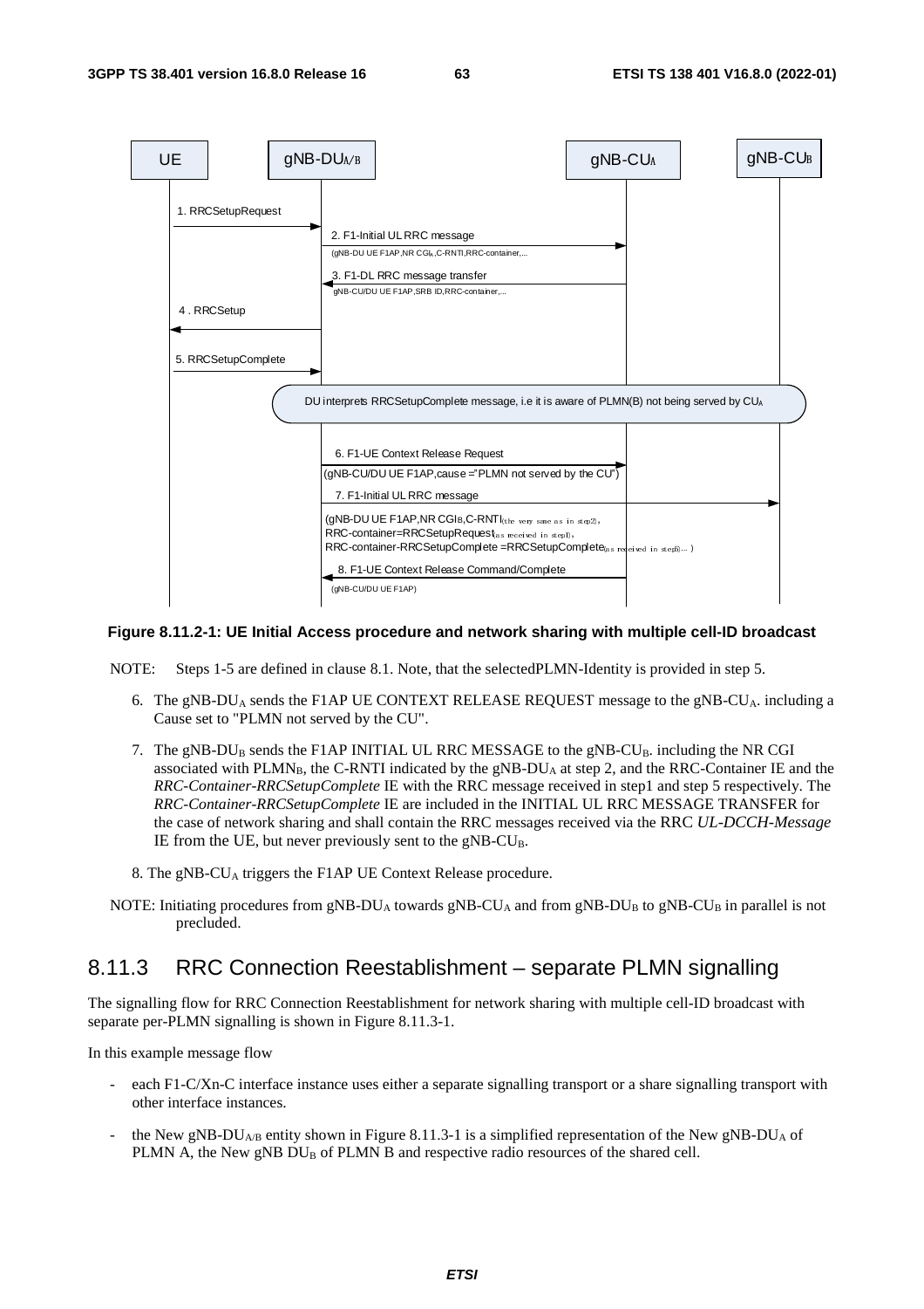**Figure 8.11.2-1: UE Initial Access procedure and network sharing with multiple cell-ID broadcast**

NOTE: Steps 1-5 are defined in clause 8.1. Note, that the selectedPLMN-Identity is provided in step 5.

6. The gNB-DU$_A$ sends the F1AP UE CONTEXT RELEASE REQUEST message to the gNB-CU$_A$. including a Cause set to "PLMN not served by the CU".

7. The gNB-DU$_B$ sends the F1AP INITIAL UL RRC MESSAGE to the gNB-CU$_B$. including the NR CGI associated with PLMN$_B$, the C-RNTI indicated by the gNB-DU$_A$ at step 2, and the RRC-Container IE and the *RRC-Container-RRCSetupComplete* IE with the RRC message received in step1 and step 5 respectively. The *RRC-Container-RRCSetupComplete* IE are included in the INITIAL UL RRC MESSAGE TRANSFER for the case of network sharing and shall contain the RRC messages received via the RRC *UL-DCCH-Message* IE from the UE, but never previously sent to the gNB-CU$_B$.

8. The gNB-CU$_A$ triggers the F1AP UE Context Release procedure.

NOTE: Initiating procedures from gNB-DU$_A$ towards gNB-CU$_A$ and from gNB-DU$_B$ to gNB-CU$_B$ in parallel is not precluded.

### 8.11.3 RRC Connection Reestablishment – separate PLMN signalling

The signalling flow for RRC Connection Reestablishment for network sharing with multiple cell-ID broadcast with separate per-PLMN signalling is shown in Figure 8.11.3-1.

In this example message flow

- each F1-C/Xn-C interface instance uses either a separate signalling transport or a share signalling transport with other interface instances.
- the New gNB-DU$_{A/B}$ entity shown in Figure 8.11.3-1 is a simplified representation of the New gNB-DU$_A$ of PLMN A, the New gNB DU$_B$ of PLMN B and respective radio resources of the shared cell.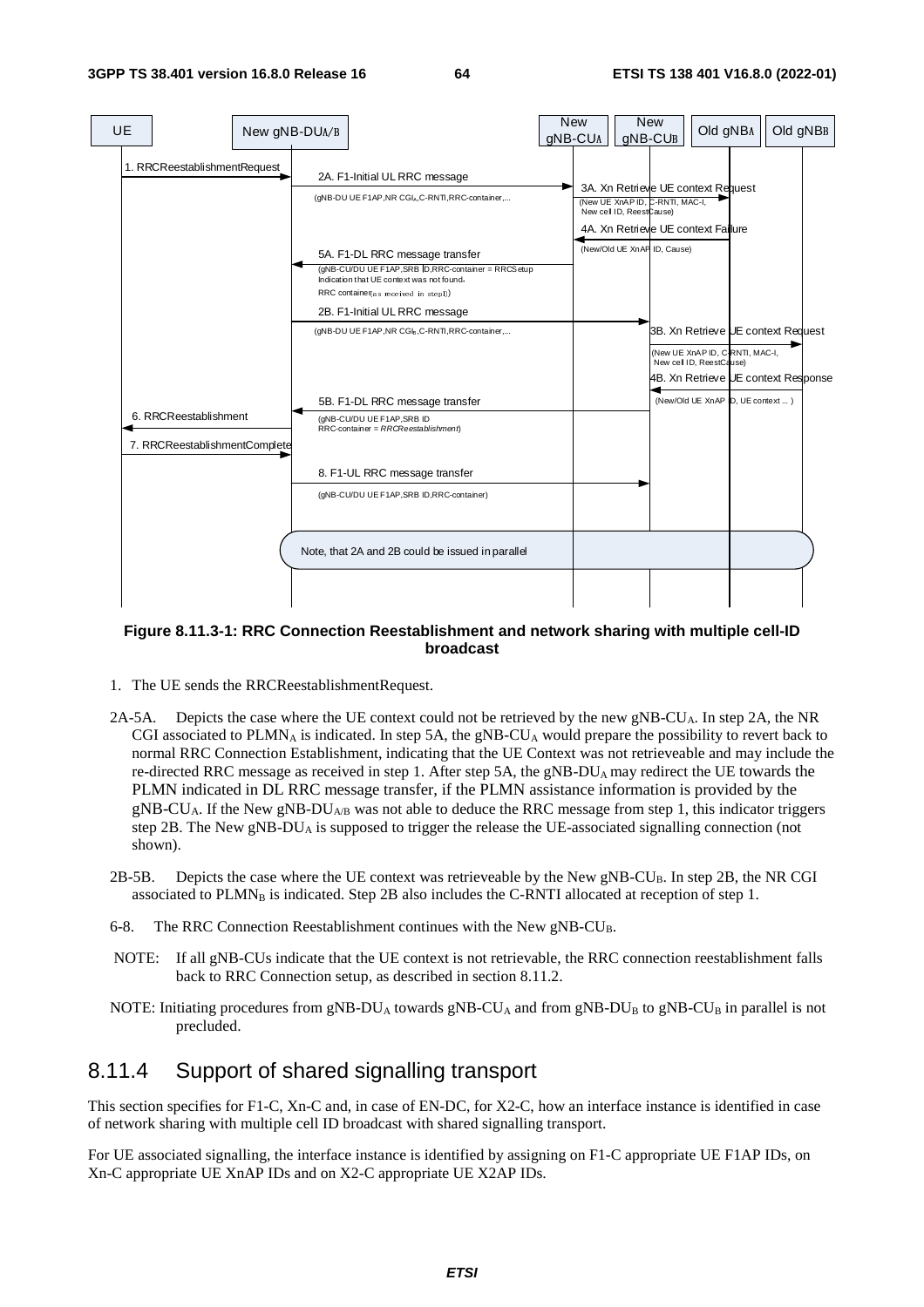Figure 8.11.3-1: RRC Connection Reestablishment and network sharing with multiple cell-ID broadcast

1. The UE sends the RRCReestablishmentRequest.

2A-5A. Depicts the case where the UE context could not be retrieved by the new gNB-$CU_A$. In step 2A, the NR CGI associated to $PLMN_A$ is indicated. In step 5A, the gNB-$CU_A$ would prepare the possibility to revert back to normal RRC Connection Establishment, indicating that the UE Context was not retrieveable and may include the re-directed RRC message as received in step 1. After step 5A, the gNB-$DU_A$ may redirect the UE towards the PLMN indicated in DL RRC message transfer, if the PLMN assistance information is provided by the gNB-$CU_A$. If the New gNB-$DU_{A/B}$ was not able to deduce the RRC message from step 1, this indicator triggers step 2B. The New gNB-$DU_A$ is supposed to trigger the release the UE-associated signalling connection (not shown).

2B-5B. Depicts the case where the UE context was retrieveable by the New gNB-$CU_B$. In step 2B, the NR CGI associated to $PLMN_B$ is indicated. Step 2B also includes the C-RNTI allocated at reception of step 1.

6-8. The RRC Connection Reestablishment continues with the New gNB-$CU_B$.

NOTE: If all gNB-CUs indicate that the UE context is not retrievable, the RRC connection reestablishment falls back to RRC Connection setup, as described in section 8.11.2.

NOTE: Initiating procedures from gNB-$DU_A$ towards gNB-$CU_A$ and from gNB-$DU_B$ to gNB-$CU_B$ in parallel is not precluded.

## 8.11.4 Support of shared signalling transport

This section specifies for F1-C, Xn-C and, in case of EN-DC, for X2-C, how an interface instance is identified in case of network sharing with multiple cell ID broadcast with shared signalling transport.

For UE associated signalling, the interface instance is identified by assigning on F1-C appropriate UE F1AP IDs, on Xn-C appropriate UE XnAP IDs and on X2-C appropriate UE X2AP IDs.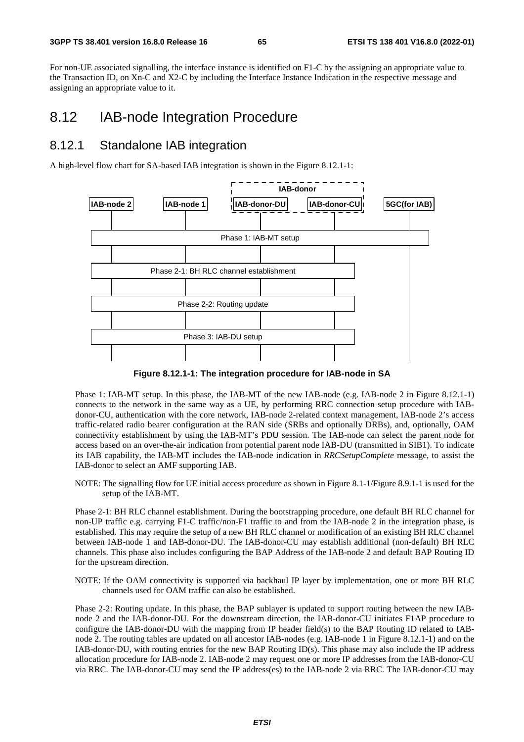For non-UE associated signalling, the interface instance is identified on F1-C by the assigning an appropriate value to the Transaction ID, on Xn-C and X2-C by including the Interface Instance Indication in the respective message and assigning an appropriate value to it.

# 8.12 IAB-node Integration Procedure

## 8.12.1 Standalone IAB integration

A high-level flow chart for SA-based IAB integration is shown in the Figure 8.12.1-1:

**Figure 8.12.1-1: The integration procedure for IAB-node in SA**

Phase 1: IAB-MT setup. In this phase, the IAB-MT of the new IAB-node (e.g. IAB-node 2 in Figure 8.12.1-1) connects to the network in the same way as a UE, by performing RRC connection setup procedure with IAB-donor-CU, authentication with the core network, IAB-node 2-related context management, IAB-node 2's access traffic-related radio bearer configuration at the RAN side (SRBs and optionally DRBs), and, optionally, OAM connectivity establishment by using the IAB-MT's PDU session. The IAB-node can select the parent node for access based on an over-the-air indication from potential parent node IAB-DU (transmitted in SIB1). To indicate its IAB capability, the IAB-MT includes the IAB-node indication in *RRCSetupComplete* message, to assist the IAB-donor to select an AMF supporting IAB.

NOTE: The signalling flow for UE initial access procedure as shown in Figure 8.1-1/Figure 8.9.1-1 is used for the setup of the IAB-MT.

Phase 2-1: BH RLC channel establishment. During the bootstrapping procedure, one default BH RLC channel for non-UP traffic e.g. carrying F1-C traffic/non-F1 traffic to and from the IAB-node 2 in the integration phase, is established. This may require the setup of a new BH RLC channel or modification of an existing BH RLC channel between IAB-node 1 and IAB-donor-DU. The IAB-donor-CU may establish additional (non-default) BH RLC channels. This phase also includes configuring the BAP Address of the IAB-node 2 and default BAP Routing ID for the upstream direction.

NOTE: If the OAM connectivity is supported via backhaul IP layer by implementation, one or more BH RLC channels used for OAM traffic can also be established.

Phase 2-2: Routing update. In this phase, the BAP sublayer is updated to support routing between the new IAB-node 2 and the IAB-donor-DU. For the downstream direction, the IAB-donor-CU initiates F1AP procedure to configure the IAB-donor-DU with the mapping from IP header field(s) to the BAP Routing ID related to IAB-node 2. The routing tables are updated on all ancestor IAB-nodes (e.g. IAB-node 1 in Figure 8.12.1-1) and on the IAB-donor-DU, with routing entries for the new BAP Routing ID(s). This phase may also include the IP address allocation procedure for IAB-node 2. IAB-node 2 may request one or more IP addresses from the IAB-donor-CU via RRC. The IAB-donor-CU may send the IP address(es) to the IAB-node 2 via RRC. The IAB-donor-CU may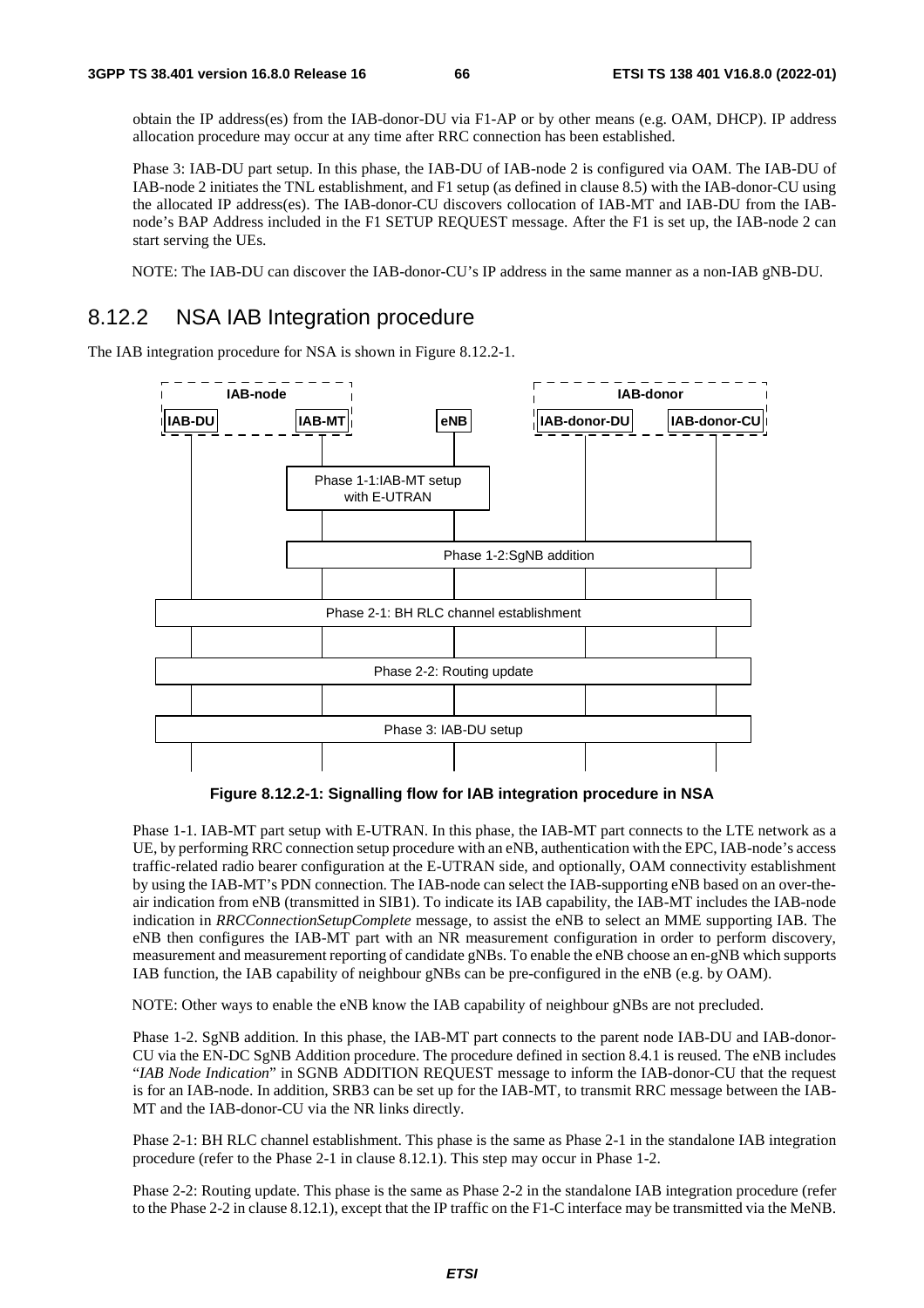obtain the IP address(es) from the IAB-donor-DU via F1-AP or by other means (e.g. OAM, DHCP). IP address allocation procedure may occur at any time after RRC connection has been established.

Phase 3: IAB-DU part setup. In this phase, the IAB-DU of IAB-node 2 is configured via OAM. The IAB-DU of IAB-node 2 initiates the TNL establishment, and F1 setup (as defined in clause 8.5) with the IAB-donor-CU using the allocated IP address(es). The IAB-donor-CU discovers collocation of IAB-MT and IAB-DU from the IAB-node's BAP Address included in the F1 SETUP REQUEST message. After the F1 is set up, the IAB-node 2 can start serving the UEs.

NOTE: The IAB-DU can discover the IAB-donor-CU's IP address in the same manner as a non-IAB gNB-DU.

## 8.12.2 NSA IAB Integration procedure

The IAB integration procedure for NSA is shown in Figure 8.12.2-1.

IAB-node: IAB-DU, IAB-MT; eNB; IAB-donor: IAB-donor-DU, IAB-donor-CU

Phase 1-1: IAB-MT setup with E-UTRAN

Phase 1-2: SgNB addition

Phase 2-1: BH RLC channel establishment

Phase 2-2: Routing update

Phase 3: IAB-DU setup

**Figure 8.12.2-1: Signalling flow for IAB integration procedure in NSA**

Phase 1-1. IAB-MT part setup with E-UTRAN. In this phase, the IAB-MT part connects to the LTE network as a UE, by performing RRC connection setup procedure with an eNB, authentication with the EPC, IAB-node's access traffic-related radio bearer configuration at the E-UTRAN side, and optionally, OAM connectivity establishment by using the IAB-MT's PDN connection. The IAB-node can select the IAB-supporting eNB based on an over-the-air indication from eNB (transmitted in SIB1). To indicate its IAB capability, the IAB-MT includes the IAB-node indication in *RRCConnectionSetupComplete* message, to assist the eNB to select an MME supporting IAB. The eNB then configures the IAB-MT part with an NR measurement configuration in order to perform discovery, measurement and measurement reporting of candidate gNBs. To enable the eNB choose an en-gNB which supports IAB function, the IAB capability of neighbour gNBs can be pre-configured in the eNB (e.g. by OAM).

NOTE: Other ways to enable the eNB know the IAB capability of neighbour gNBs are not precluded.

Phase 1-2. SgNB addition. In this phase, the IAB-MT part connects to the parent node IAB-DU and IAB-donor-CU via the EN-DC SgNB Addition procedure. The procedure defined in section 8.4.1 is reused. The eNB includes "*IAB Node Indication*" in SGNB ADDITION REQUEST message to inform the IAB-donor-CU that the request is for an IAB-node. In addition, SRB3 can be set up for the IAB-MT, to transmit RRC message between the IAB-MT and the IAB-donor-CU via the NR links directly.

Phase 2-1: BH RLC channel establishment. This phase is the same as Phase 2-1 in the standalone IAB integration procedure (refer to the Phase 2-1 in clause 8.12.1). This step may occur in Phase 1-2.

Phase 2-2: Routing update. This phase is the same as Phase 2-2 in the standalone IAB integration procedure (refer to the Phase 2-2 in clause 8.12.1), except that the IP traffic on the F1-C interface may be transmitted via the MeNB.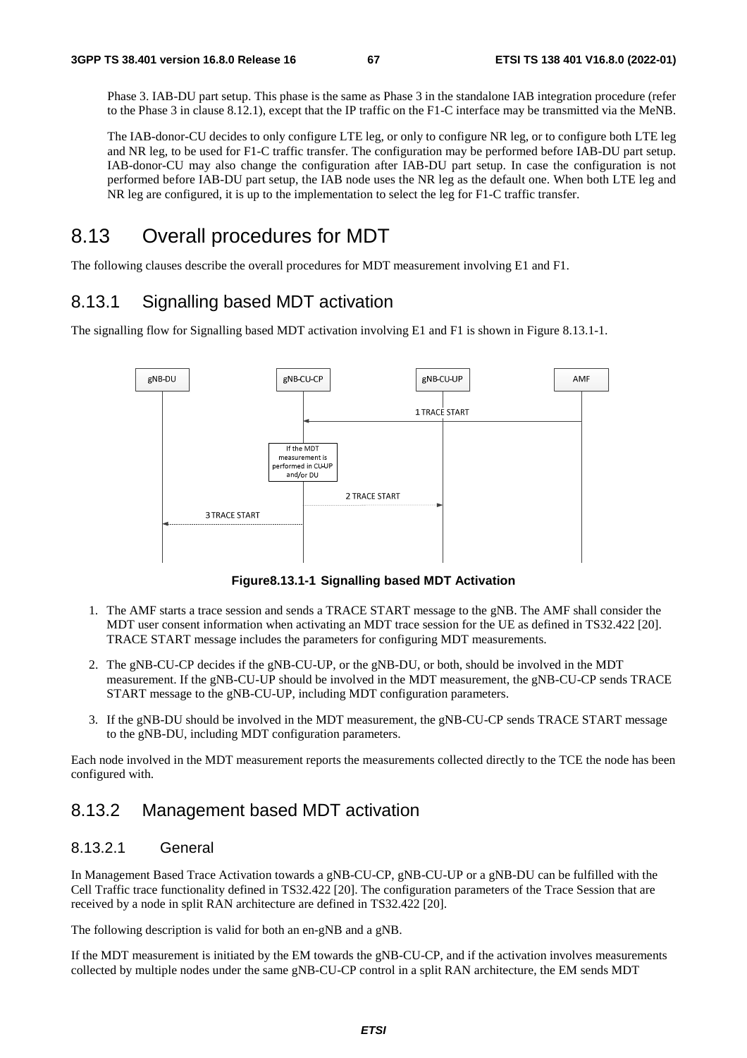Phase 3. IAB-DU part setup. This phase is the same as Phase 3 in the standalone IAB integration procedure (refer to the Phase 3 in clause 8.12.1), except that the IP traffic on the F1-C interface may be transmitted via the MeNB.

The IAB-donor-CU decides to only configure LTE leg, or only to configure NR leg, or to configure both LTE leg and NR leg, to be used for F1-C traffic transfer. The configuration may be performed before IAB-DU part setup. IAB-donor-CU may also change the configuration after IAB-DU part setup. In case the configuration is not performed before IAB-DU part setup, the IAB node uses the NR leg as the default one. When both LTE leg and NR leg are configured, it is up to the implementation to select the leg for F1-C traffic transfer.

# 8.13 Overall procedures for MDT

The following clauses describe the overall procedures for MDT measurement involving E1 and F1.

## 8.13.1 Signalling based MDT activation

The signalling flow for Signalling based MDT activation involving E1 and F1 is shown in Figure 8.13.1-1.

**Figure8.13.1-1 Signalling based MDT Activation**

1. The AMF starts a trace session and sends a TRACE START message to the gNB. The AMF shall consider the MDT user consent information when activating an MDT trace session for the UE as defined in TS32.422 [20]. TRACE START message includes the parameters for configuring MDT measurements.

2. The gNB-CU-CP decides if the gNB-CU-UP, or the gNB-DU, or both, should be involved in the MDT measurement. If the gNB-CU-UP should be involved in the MDT measurement, the gNB-CU-CP sends TRACE START message to the gNB-CU-UP, including MDT configuration parameters.

3. If the gNB-DU should be involved in the MDT measurement, the gNB-CU-CP sends TRACE START message to the gNB-DU, including MDT configuration parameters.

Each node involved in the MDT measurement reports the measurements collected directly to the TCE the node has been configured with.

## 8.13.2 Management based MDT activation

### 8.13.2.1 General

In Management Based Trace Activation towards a gNB-CU-CP, gNB-CU-UP or a gNB-DU can be fulfilled with the Cell Traffic trace functionality defined in TS32.422 [20]. The configuration parameters of the Trace Session that are received by a node in split RAN architecture are defined in TS32.422 [20].

The following description is valid for both an en-gNB and a gNB.

If the MDT measurement is initiated by the EM towards the gNB-CU-CP, and if the activation involves measurements collected by multiple nodes under the same gNB-CU-CP control in a split RAN architecture, the EM sends MDT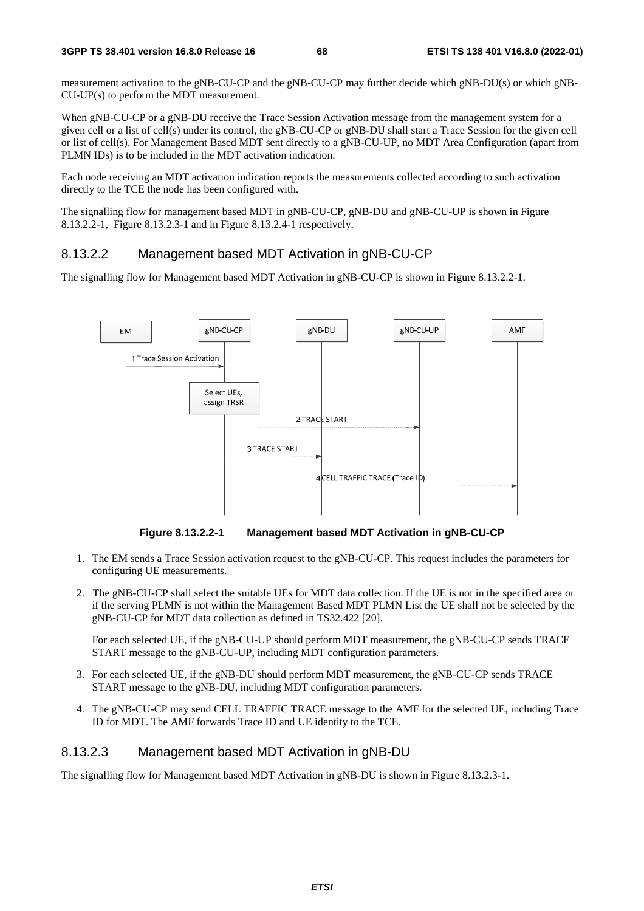measurement activation to the gNB-CU-CP and the gNB-CU-CP may further decide which gNB-DU(s) or which gNB-CU-UP(s) to perform the MDT measurement.

When gNB-CU-CP or a gNB-DU receive the Trace Session Activation message from the management system for a given cell or a list of cell(s) under its control, the gNB-CU-CP or gNB-DU shall start a Trace Session for the given cell or list of cell(s). For Management Based MDT sent directly to a gNB-CU-UP, no MDT Area Configuration (apart from PLMN IDs) is to be included in the MDT activation indication.

Each node receiving an MDT activation indication reports the measurements collected according to such activation directly to the TCE the node has been configured with.

The signalling flow for management based MDT in gNB-CU-CP, gNB-DU and gNB-CU-UP is shown in Figure 8.13.2.2-1, Figure 8.13.2.3-1 and in Figure 8.13.2.4-1 respectively.

#### 8.13.2.2 Management based MDT Activation in gNB-CU-CP

The signalling flow for Management based MDT Activation in gNB-CU-CP is shown in Figure 8.13.2.2-1.

**Figure 8.13.2.2-1 Management based MDT Activation in gNB-CU-CP**

1. The EM sends a Trace Session activation request to the gNB-CU-CP. This request includes the parameters for configuring UE measurements.
2. The gNB-CU-CP shall select the suitable UEs for MDT data collection. If the UE is not in the specified area or if the serving PLMN is not within the Management Based MDT PLMN List the UE shall not be selected by the gNB-CU-CP for MDT data collection as defined in TS32.422 [20].

   For each selected UE, if the gNB-CU-UP should perform MDT measurement, the gNB-CU-CP sends TRACE START message to the gNB-CU-UP, including MDT configuration parameters.
3. For each selected UE, if the gNB-DU should perform MDT measurement, the gNB-CU-CP sends TRACE START message to the gNB-DU, including MDT configuration parameters.
4. The gNB-CU-CP may send CELL TRAFFIC TRACE message to the AMF for the selected UE, including Trace ID for MDT. The AMF forwards Trace ID and UE identity to the TCE.

#### 8.13.2.3 Management based MDT Activation in gNB-DU

The signalling flow for Management based MDT Activation in gNB-DU is shown in Figure 8.13.2.3-1.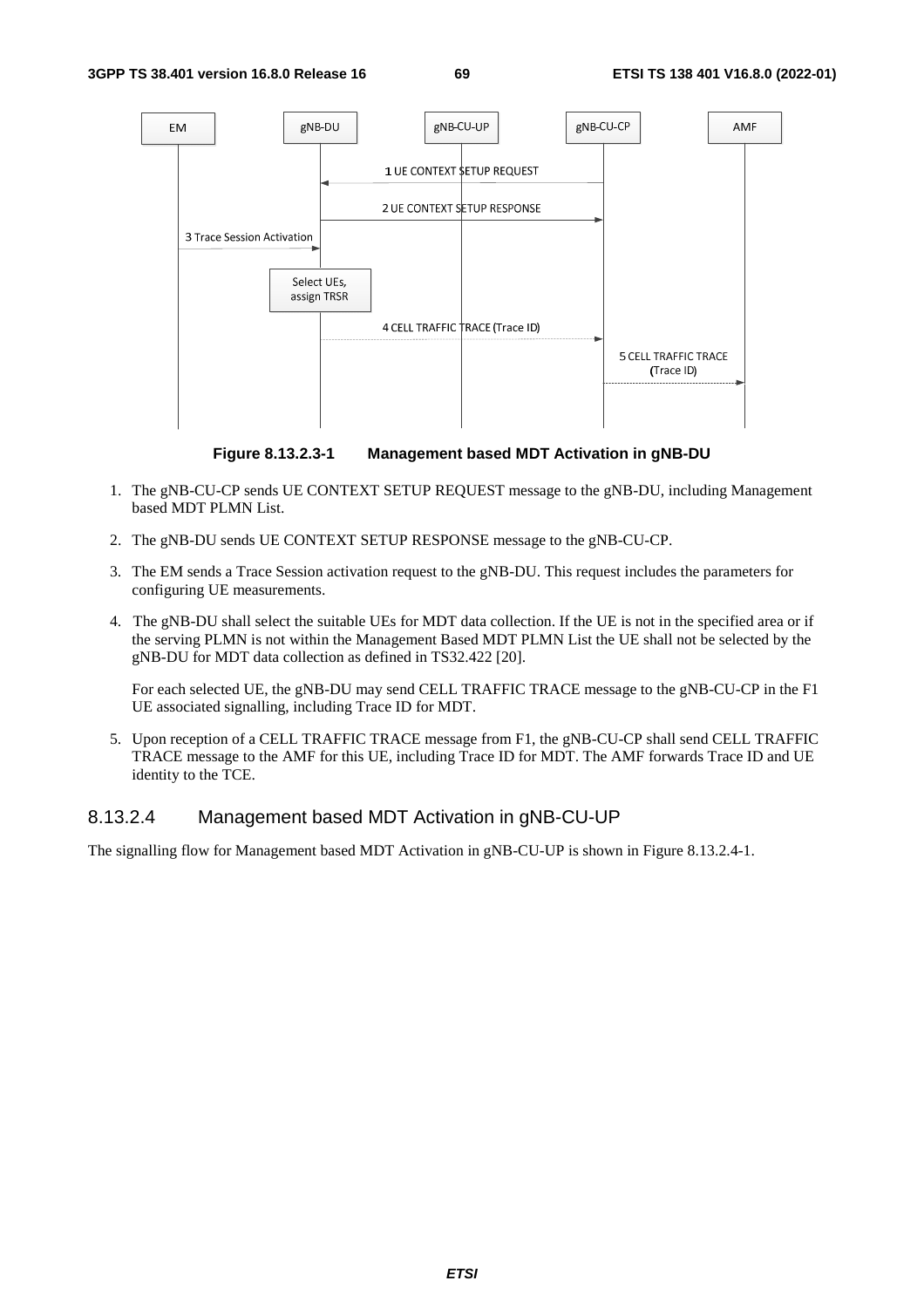**Figure 8.13.2.3-1 Management based MDT Activation in gNB-DU**

1. The gNB-CU-CP sends UE CONTEXT SETUP REQUEST message to the gNB-DU, including Management based MDT PLMN List.

2. The gNB-DU sends UE CONTEXT SETUP RESPONSE message to the gNB-CU-CP.

3. The EM sends a Trace Session activation request to the gNB-DU. This request includes the parameters for configuring UE measurements.

4. The gNB-DU shall select the suitable UEs for MDT data collection. If the UE is not in the specified area or if the serving PLMN is not within the Management Based MDT PLMN List the UE shall not be selected by the gNB-DU for MDT data collection as defined in TS32.422 [20].

   For each selected UE, the gNB-DU may send CELL TRAFFIC TRACE message to the gNB-CU-CP in the F1 UE associated signalling, including Trace ID for MDT.

5. Upon reception of a CELL TRAFFIC TRACE message from F1, the gNB-CU-CP shall send CELL TRAFFIC TRACE message to the AMF for this UE, including Trace ID for MDT. The AMF forwards Trace ID and UE identity to the TCE.

### 8.13.2.4 Management based MDT Activation in gNB-CU-UP

The signalling flow for Management based MDT Activation in gNB-CU-UP is shown in Figure 8.13.2.4-1.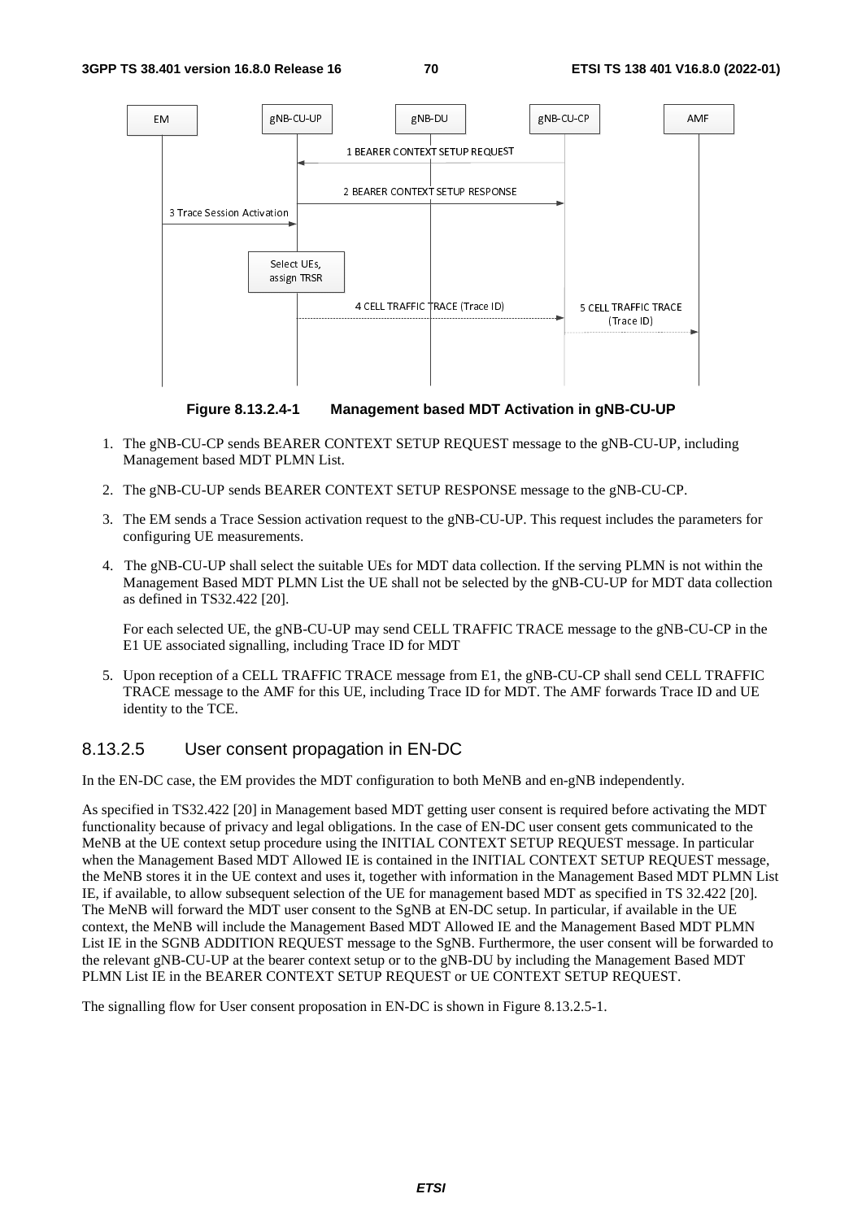**Figure 8.13.2.4-1 Management based MDT Activation in gNB-CU-UP**

1. The gNB-CU-CP sends BEARER CONTEXT SETUP REQUEST message to the gNB-CU-UP, including Management based MDT PLMN List.

2. The gNB-CU-UP sends BEARER CONTEXT SETUP RESPONSE message to the gNB-CU-CP.

3. The EM sends a Trace Session activation request to the gNB-CU-UP. This request includes the parameters for configuring UE measurements.

4. The gNB-CU-UP shall select the suitable UEs for MDT data collection. If the serving PLMN is not within the Management Based MDT PLMN List the UE shall not be selected by the gNB-CU-UP for MDT data collection as defined in TS32.422 [20].

   For each selected UE, the gNB-CU-UP may send CELL TRAFFIC TRACE message to the gNB-CU-CP in the E1 UE associated signalling, including Trace ID for MDT

5. Upon reception of a CELL TRAFFIC TRACE message from E1, the gNB-CU-CP shall send CELL TRAFFIC TRACE message to the AMF for this UE, including Trace ID for MDT. The AMF forwards Trace ID and UE identity to the TCE.

### 8.13.2.5 User consent propagation in EN-DC

In the EN-DC case, the EM provides the MDT configuration to both MeNB and en-gNB independently.

As specified in TS32.422 [20] in Management based MDT getting user consent is required before activating the MDT functionality because of privacy and legal obligations. In the case of EN-DC user consent gets communicated to the MeNB at the UE context setup procedure using the INITIAL CONTEXT SETUP REQUEST message. In particular when the Management Based MDT Allowed IE is contained in the INITIAL CONTEXT SETUP REQUEST message, the MeNB stores it in the UE context and uses it, together with information in the Management Based MDT PLMN List IE, if available, to allow subsequent selection of the UE for management based MDT as specified in TS 32.422 [20]. The MeNB will forward the MDT user consent to the SgNB at EN-DC setup. In particular, if available in the UE context, the MeNB will include the Management Based MDT Allowed IE and the Management Based MDT PLMN List IE in the SGNB ADDITION REQUEST message to the SgNB. Furthermore, the user consent will be forwarded to the relevant gNB-CU-UP at the bearer context setup or to the gNB-DU by including the Management Based MDT PLMN List IE in the BEARER CONTEXT SETUP REQUEST or UE CONTEXT SETUP REQUEST.

The signalling flow for User consent proposation in EN-DC is shown in Figure 8.13.2.5-1.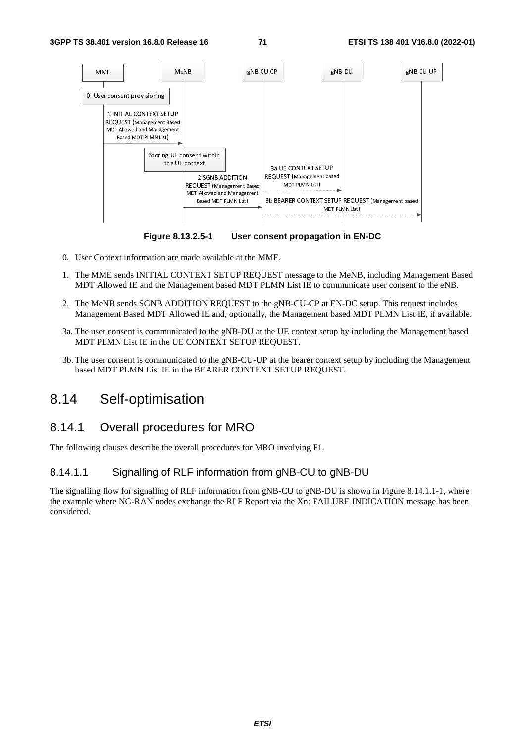**Figure 8.13.2.5-1 User consent propagation in EN-DC**

0. User Context information are made available at the MME.

1. The MME sends INITIAL CONTEXT SETUP REQUEST message to the MeNB, including Management Based MDT Allowed IE and the Management based MDT PLMN List IE to communicate user consent to the eNB.

2. The MeNB sends SGNB ADDITION REQUEST to the gNB-CU-CP at EN-DC setup. This request includes Management Based MDT Allowed IE and, optionally, the Management based MDT PLMN List IE, if available.

3a. The user consent is communicated to the gNB-DU at the UE context setup by including the Management based MDT PLMN List IE in the UE CONTEXT SETUP REQUEST.

3b. The user consent is communicated to the gNB-CU-UP at the bearer context setup by including the Management based MDT PLMN List IE in the BEARER CONTEXT SETUP REQUEST.

# 8.14 Self-optimisation

## 8.14.1 Overall procedures for MRO

The following clauses describe the overall procedures for MRO involving F1.

### 8.14.1.1 Signalling of RLF information from gNB-CU to gNB-DU

The signalling flow for signalling of RLF information from gNB-CU to gNB-DU is shown in Figure 8.14.1.1-1, where the example where NG-RAN nodes exchange the RLF Report via the Xn: FAILURE INDICATION message has been considered.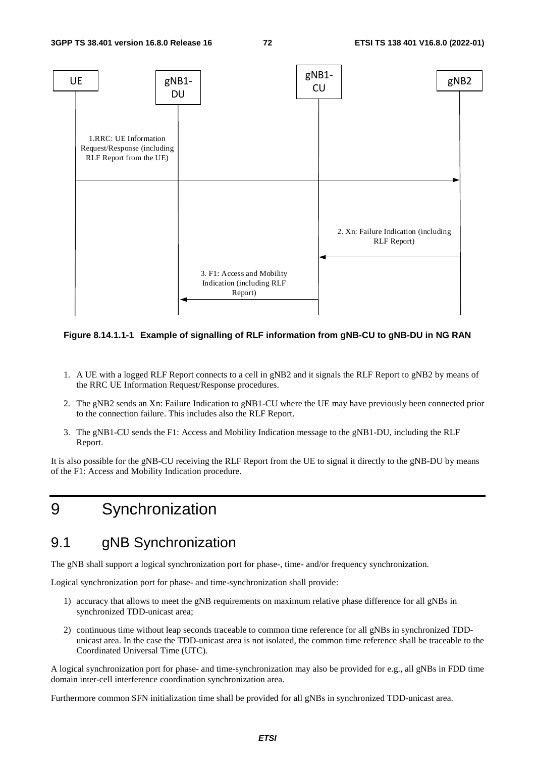**Figure 8.14.1.1-1 Example of signalling of RLF information from gNB-CU to gNB-DU in NG RAN**

1. A UE with a logged RLF Report connects to a cell in gNB2 and it signals the RLF Report to gNB2 by means of the RRC UE Information Request/Response procedures.

2. The gNB2 sends an Xn: Failure Indication to gNB1-CU where the UE may have previously been connected prior to the connection failure. This includes also the RLF Report.

3. The gNB1-CU sends the F1: Access and Mobility Indication message to the gNB1-DU, including the RLF Report.

It is also possible for the gNB-CU receiving the RLF Report from the UE to signal it directly to the gNB-DU by means of the F1: Access and Mobility Indication procedure.

# 9 Synchronization

## 9.1 gNB Synchronization

The gNB shall support a logical synchronization port for phase-, time- and/or frequency synchronization.

Logical synchronization port for phase- and time-synchronization shall provide:

1) accuracy that allows to meet the gNB requirements on maximum relative phase difference for all gNBs in synchronized TDD-unicast area;

2) continuous time without leap seconds traceable to common time reference for all gNBs in synchronized TDD-unicast area. In the case the TDD-unicast area is not isolated, the common time reference shall be traceable to the Coordinated Universal Time (UTC).

A logical synchronization port for phase- and time-synchronization may also be provided for e.g., all gNBs in FDD time domain inter-cell interference coordination synchronization area.

Furthermore common SFN initialization time shall be provided for all gNBs in synchronized TDD-unicast area.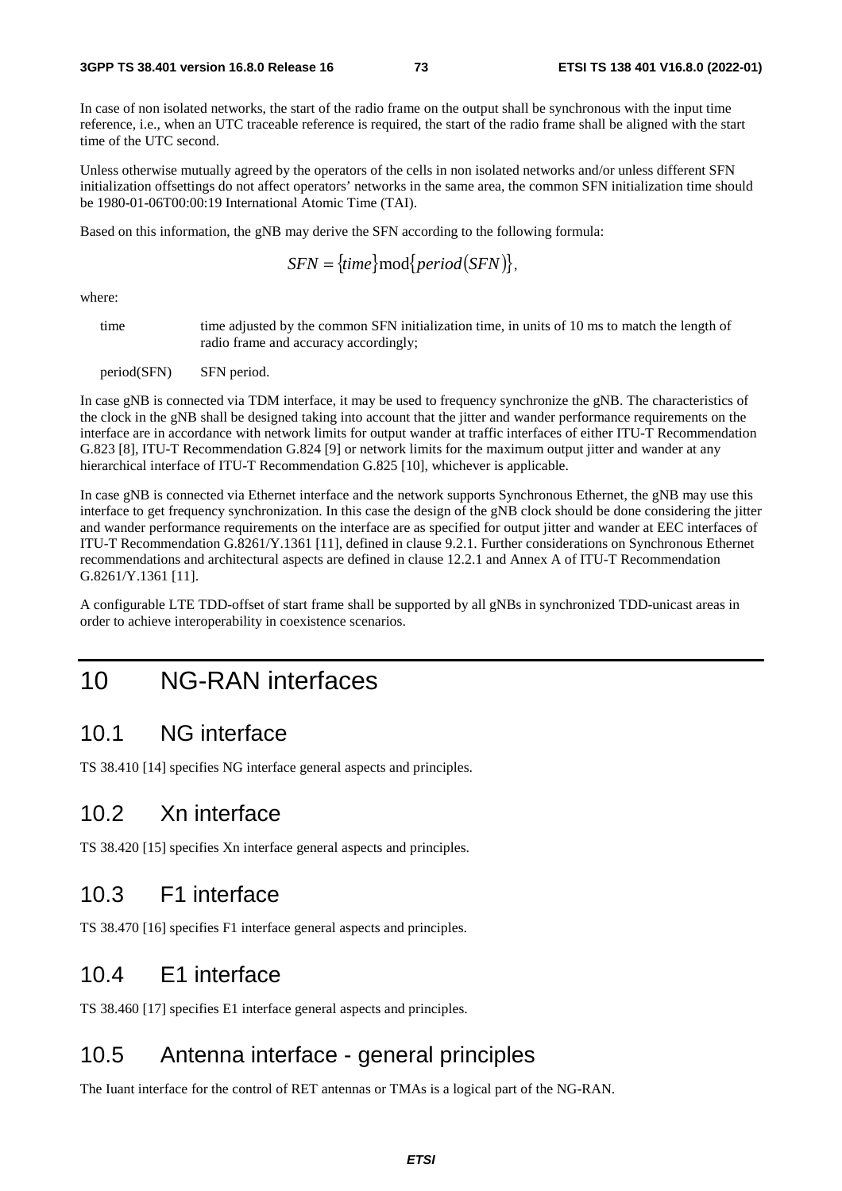In case of non isolated networks, the start of the radio frame on the output shall be synchronous with the input time reference, i.e., when an UTC traceable reference is required, the start of the radio frame shall be aligned with the start time of the UTC second.

Unless otherwise mutually agreed by the operators of the cells in non isolated networks and/or unless different SFN initialization offsettings do not affect operators' networks in the same area, the common SFN initialization time should be 1980-01-06T00:00:19 International Atomic Time (TAI).

Based on this information, the gNB may derive the SFN according to the following formula:

$$SFN = \{time\}\mathrm{mod}\{period(SFN)\},$$

where:

| | |
|---|---|
| time | time adjusted by the common SFN initialization time, in units of 10 ms to match the length of radio frame and accuracy accordingly; |
| period(SFN) | SFN period. |

In case gNB is connected via TDM interface, it may be used to frequency synchronize the gNB. The characteristics of the clock in the gNB shall be designed taking into account that the jitter and wander performance requirements on the interface are in accordance with network limits for output wander at traffic interfaces of either ITU-T Recommendation G.823 [8], ITU-T Recommendation G.824 [9] or network limits for the maximum output jitter and wander at any hierarchical interface of ITU-T Recommendation G.825 [10], whichever is applicable.

In case gNB is connected via Ethernet interface and the network supports Synchronous Ethernet, the gNB may use this interface to get frequency synchronization. In this case the design of the gNB clock should be done considering the jitter and wander performance requirements on the interface are as specified for output jitter and wander at EEC interfaces of ITU-T Recommendation G.8261/Y.1361 [11], defined in clause 9.2.1. Further considerations on Synchronous Ethernet recommendations and architectural aspects are defined in clause 12.2.1 and Annex A of ITU-T Recommendation G.8261/Y.1361 [11].

A configurable LTE TDD-offset of start frame shall be supported by all gNBs in synchronized TDD-unicast areas in order to achieve interoperability in coexistence scenarios.

# 10 NG-RAN interfaces

## 10.1 NG interface

TS 38.410 [14] specifies NG interface general aspects and principles.

## 10.2 Xn interface

TS 38.420 [15] specifies Xn interface general aspects and principles.

## 10.3 F1 interface

TS 38.470 [16] specifies F1 interface general aspects and principles.

## 10.4 E1 interface

TS 38.460 [17] specifies E1 interface general aspects and principles.

## 10.5 Antenna interface - general principles

The Iuant interface for the control of RET antennas or TMAs is a logical part of the NG-RAN.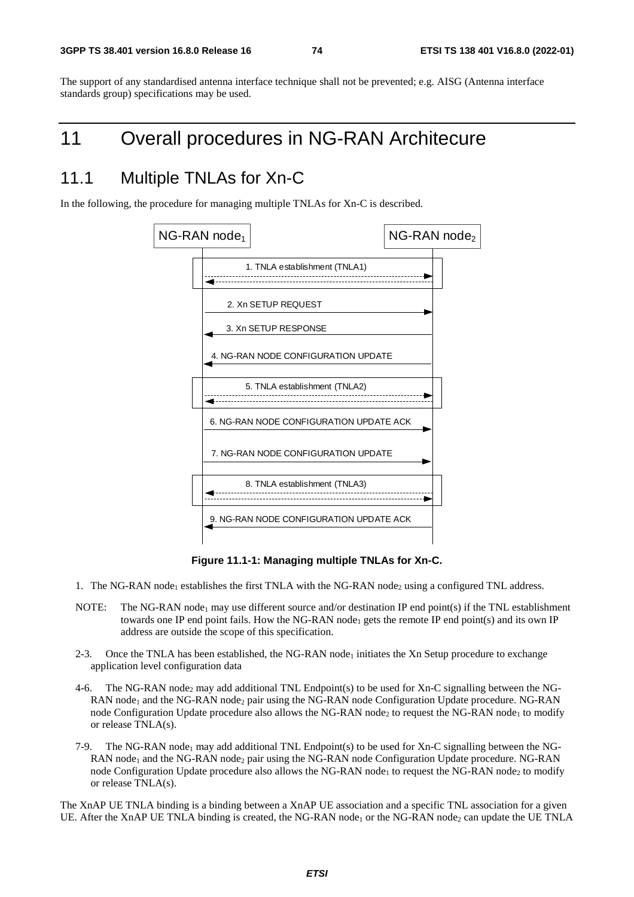The support of any standardised antenna interface technique shall not be prevented; e.g. AISG (Antenna interface standards group) specifications may be used.

# 11 Overall procedures in NG-RAN Architecure

## 11.1 Multiple TNLAs for Xn-C

In the following, the procedure for managing multiple TNLAs for Xn-C is described.

**Figure 11.1-1: Managing multiple TNLAs for Xn-C.**

1. The NG-RAN $node_1$ establishes the first TNLA with the NG-RAN $node_2$ using a configured TNL address.

NOTE: The NG-RAN $node_1$ may use different source and/or destination IP end point(s) if the TNL establishment towards one IP end point fails. How the NG-RAN $node_1$ gets the remote IP end point(s) and its own IP address are outside the scope of this specification.

2-3. Once the TNLA has been established, the NG-RAN $node_1$ initiates the Xn Setup procedure to exchange application level configuration data

4-6. The NG-RAN $node_2$ may add additional TNL Endpoint(s) to be used for Xn-C signalling between the NG-RAN $node_1$ and the NG-RAN $node_2$ pair using the NG-RAN node Configuration Update procedure. NG-RAN node Configuration Update procedure also allows the NG-RAN $node_2$ to request the NG-RAN $node_1$ to modify or release TNLA(s).

7-9. The NG-RAN $node_1$ may add additional TNL Endpoint(s) to be used for Xn-C signalling between the NG-RAN $node_1$ and the NG-RAN $node_2$ pair using the NG-RAN node Configuration Update procedure. NG-RAN node Configuration Update procedure also allows the NG-RAN $node_1$ to request the NG-RAN $node_2$ to modify or release TNLA(s).

The XnAP UE TNLA binding is a binding between a XnAP UE association and a specific TNL association for a given UE. After the XnAP UE TNLA binding is created, the NG-RAN $node_1$ or the NG-RAN $node_2$ can update the UE TNLA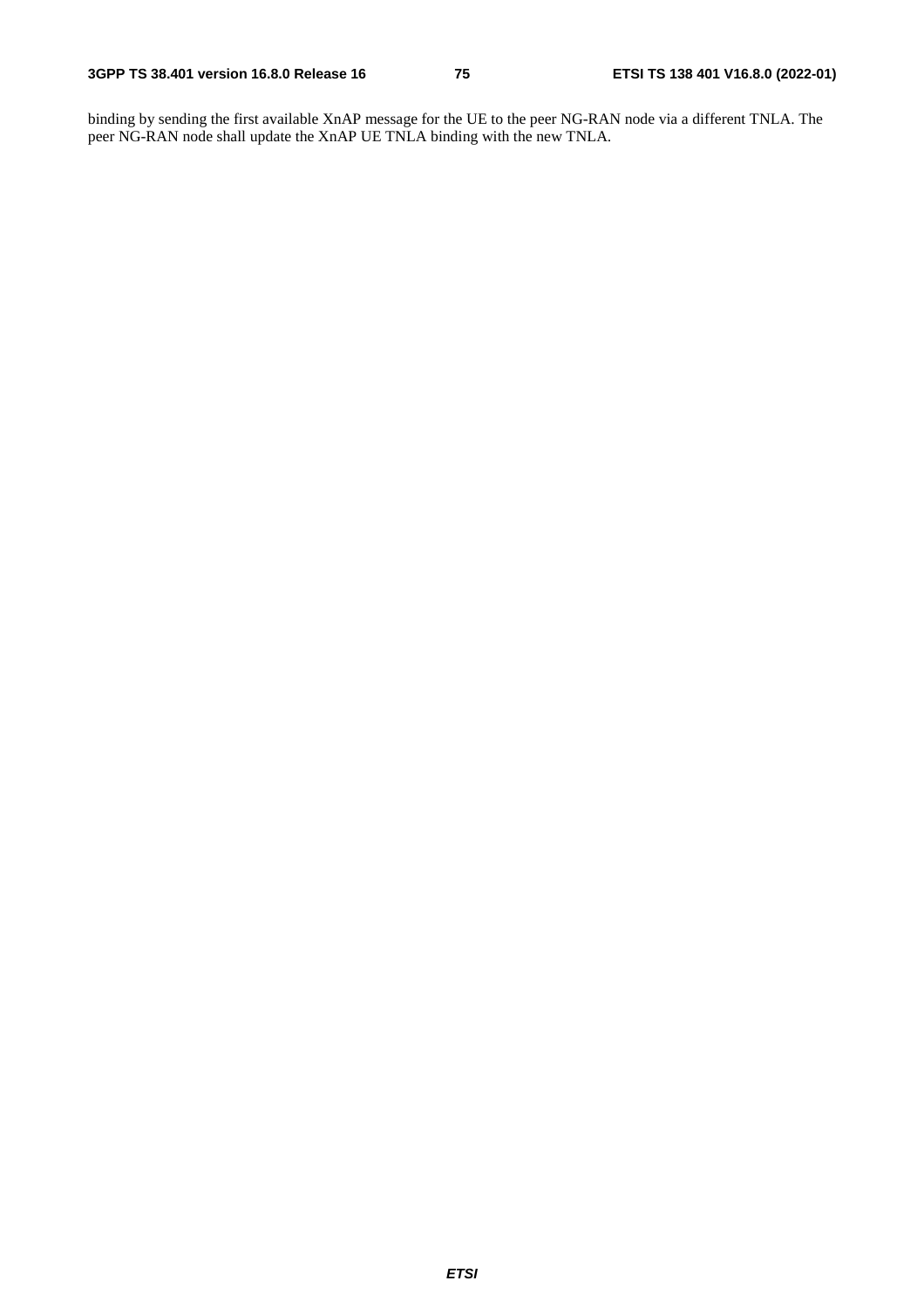binding by sending the first available XnAP message for the UE to the peer NG-RAN node via a different TNLA. The peer NG-RAN node shall update the XnAP UE TNLA binding with the new TNLA.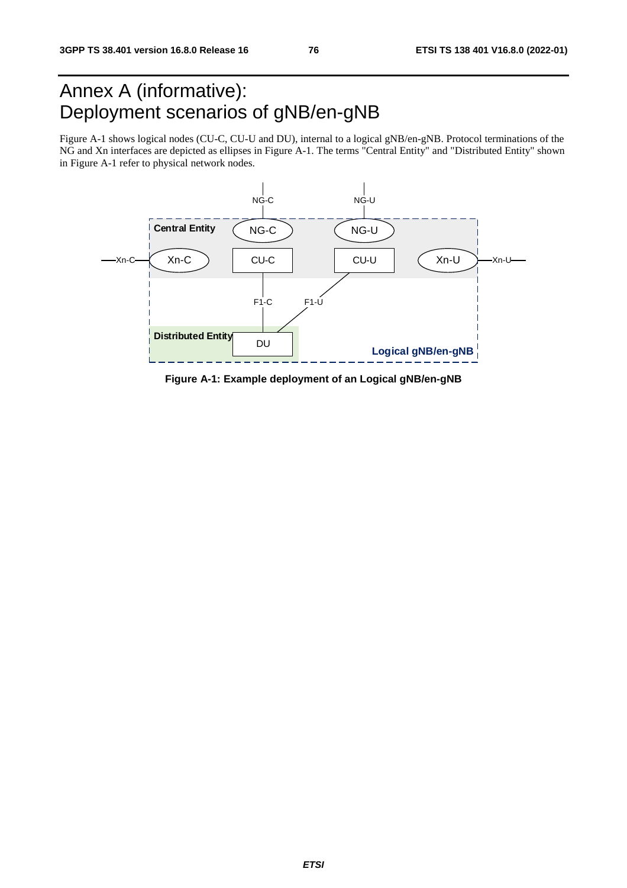# Annex A (informative): Deployment scenarios of gNB/en-gNB

Figure A-1 shows logical nodes (CU-C, CU-U and DU), internal to a logical gNB/en-gNB. Protocol terminations of the NG and Xn interfaces are depicted as ellipses in Figure A-1. The terms "Central Entity" and "Distributed Entity" shown in Figure A-1 refer to physical network nodes.

**Figure A-1: Example deployment of an Logical gNB/en-gNB**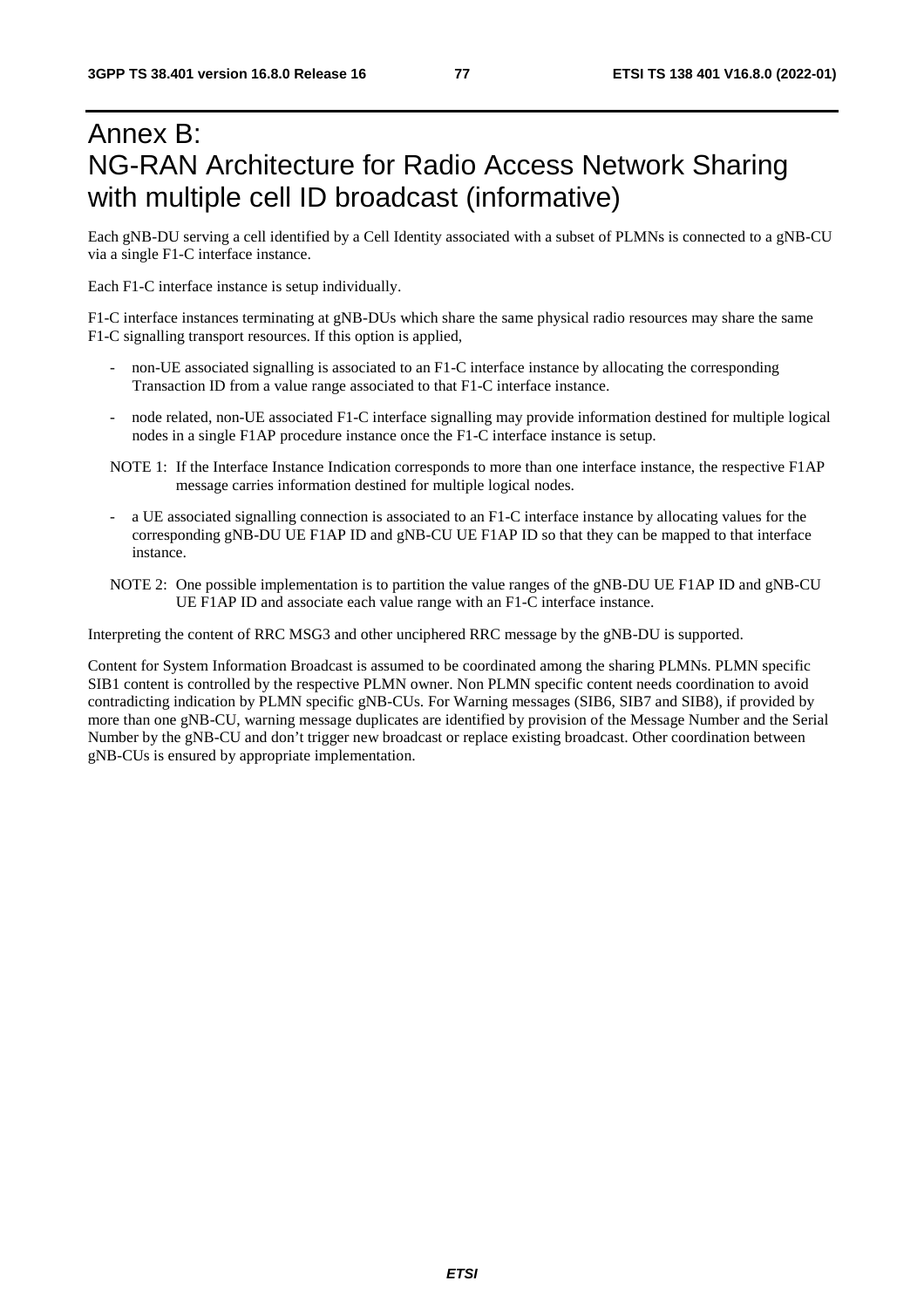# Annex B: NG-RAN Architecture for Radio Access Network Sharing with multiple cell ID broadcast (informative)

Each gNB-DU serving a cell identified by a Cell Identity associated with a subset of PLMNs is connected to a gNB-CU via a single F1-C interface instance.

Each F1-C interface instance is setup individually.

F1-C interface instances terminating at gNB-DUs which share the same physical radio resources may share the same F1-C signalling transport resources. If this option is applied,

- non-UE associated signalling is associated to an F1-C interface instance by allocating the corresponding Transaction ID from a value range associated to that F1-C interface instance.
- node related, non-UE associated F1-C interface signalling may provide information destined for multiple logical nodes in a single F1AP procedure instance once the F1-C interface instance is setup.

NOTE 1: If the Interface Instance Indication corresponds to more than one interface instance, the respective F1AP message carries information destined for multiple logical nodes.

- a UE associated signalling connection is associated to an F1-C interface instance by allocating values for the corresponding gNB-DU UE F1AP ID and gNB-CU UE F1AP ID so that they can be mapped to that interface instance.

NOTE 2: One possible implementation is to partition the value ranges of the gNB-DU UE F1AP ID and gNB-CU UE F1AP ID and associate each value range with an F1-C interface instance.

Interpreting the content of RRC MSG3 and other unciphered RRC message by the gNB-DU is supported.

Content for System Information Broadcast is assumed to be coordinated among the sharing PLMNs. PLMN specific SIB1 content is controlled by the respective PLMN owner. Non PLMN specific content needs coordination to avoid contradicting indication by PLMN specific gNB-CUs. For Warning messages (SIB6, SIB7 and SIB8), if provided by more than one gNB-CU, warning message duplicates are identified by provision of the Message Number and the Serial Number by the gNB-CU and don't trigger new broadcast or replace existing broadcast. Other coordination between gNB-CUs is ensured by appropriate implementation.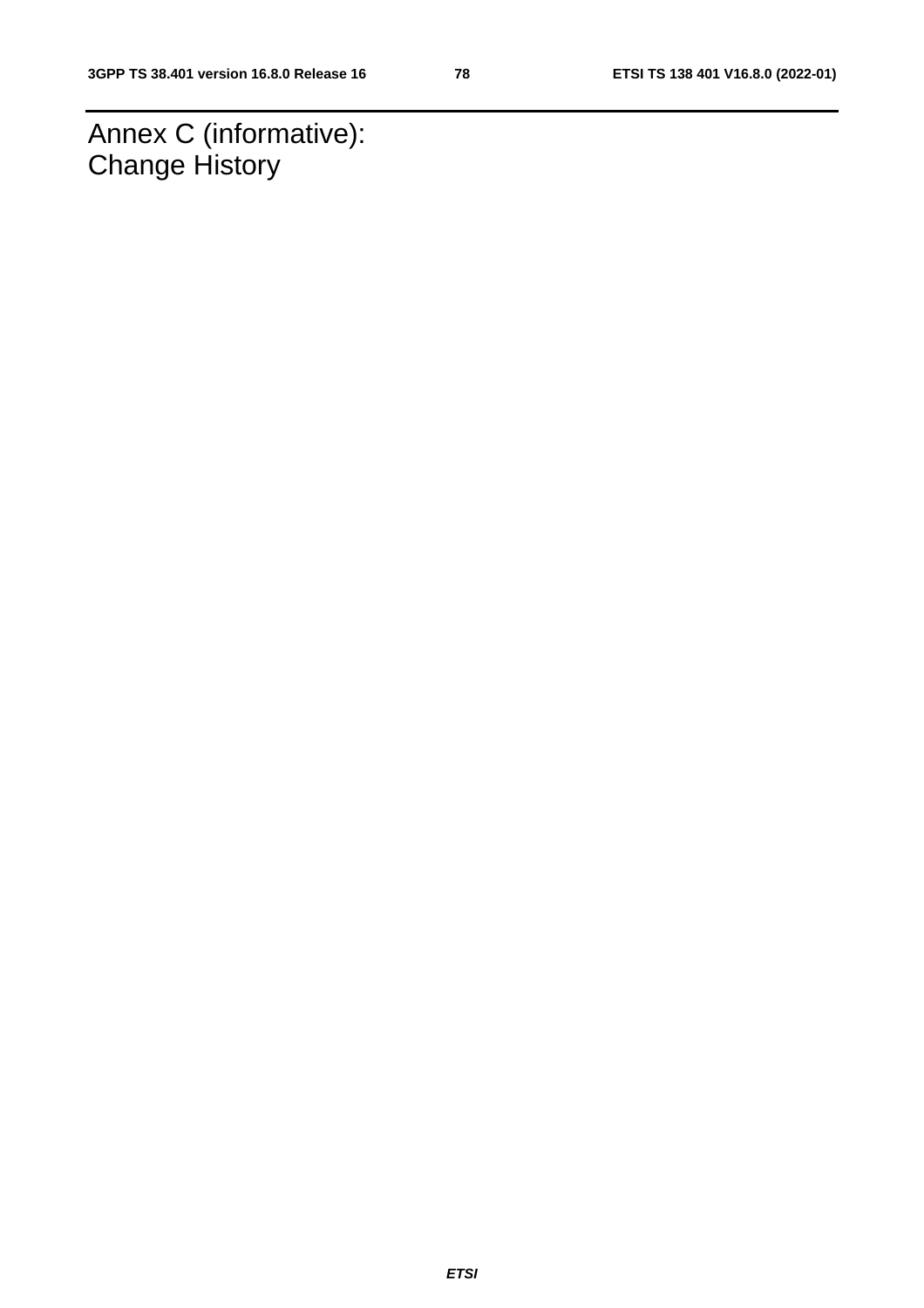# Annex C (informative): Change History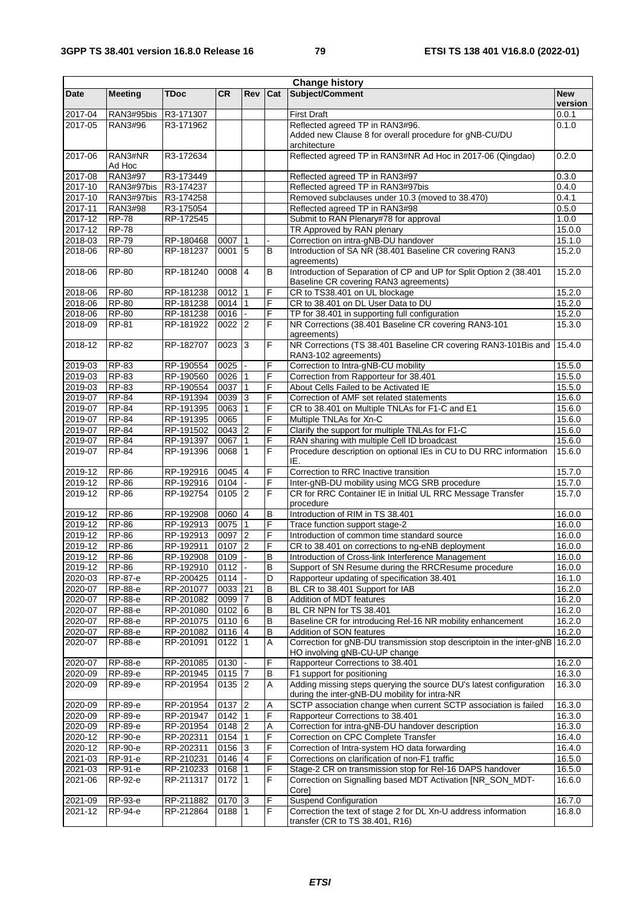| Change history | | | | | | | |
|---|---|---|---|---|---|---|---|
| **Date** | **Meeting** | **TDoc** | **CR** | **Rev** | **Cat** | **Subject/Comment** | **New version** |
| 2017-04 | RAN3#95bis | R3-171307 | | | | First Draft | 0.0.1 |
| 2017-05 | RAN3#96 | R3-171962 | | | | Reflected agreed TP in RAN3#96. Added new Clause 8 for overall procedure for gNB-CU/DU architecture | 0.1.0 |
| 2017-06 | RAN3#NR Ad Hoc | R3-172634 | | | | Reflected agreed TP in RAN3#NR Ad Hoc in 2017-06 (Qingdao) | 0.2.0 |
| 2017-08 | RAN3#97 | R3-173449 | | | | Reflected agreed TP in RAN3#97 | 0.3.0 |
| 2017-10 | RAN3#97bis | R3-174237 | | | | Reflected agreed TP in RAN3#97bis | 0.4.0 |
| 2017-10 | RAN3#97bis | R3-174258 | | | | Removed subclauses under 10.3 (moved to 38.470) | 0.4.1 |
| 2017-11 | RAN3#98 | R3-175054 | | | | Reflected agreed TP in RAN3#98 | 0.5.0 |
| 2017-12 | RP-78 | RP-172545 | | | | Submit to RAN Plenary#78 for approval | 1.0.0 |
| 2017-12 | RP-78 | | | | | TR Approved by RAN plenary | 15.0.0 |
| 2018-03 | RP-79 | RP-180468 | 0007 | 1 | - | Correction on intra-gNB-DU handover | 15.1.0 |
| 2018-06 | RP-80 | RP-181237 | 0001 | 5 | B | Introduction of SA NR (38.401 Baseline CR covering RAN3 agreements) | 15.2.0 |
| 2018-06 | RP-80 | RP-181240 | 0008 | 4 | B | Introduction of Separation of CP and UP for Split Option 2 (38.401 Baseline CR covering RAN3 agreements) | 15.2.0 |
| 2018-06 | RP-80 | RP-181238 | 0012 | 1 | F | CR to TS38.401 on UL blockage | 15.2.0 |
| 2018-06 | RP-80 | RP-181238 | 0014 | 1 | F | CR to 38.401 on DL User Data to DU | 15.2.0 |
| 2018-06 | RP-80 | RP-181238 | 0016 | - | F | TP for 38.401 in supporting full configuration | 15.2.0 |
| 2018-09 | RP-81 | RP-181922 | 0022 | 2 | F | NR Corrections (38.401 Baseline CR covering RAN3-101 agreements) | 15.3.0 |
| 2018-12 | RP-82 | RP-182707 | 0023 | 3 | F | NR Corrections (TS 38.401 Baseline CR covering RAN3-101Bis and RAN3-102 agreements) | 15.4.0 |
| 2019-03 | RP-83 | RP-190554 | 0025 | - | F | Correction to Intra-gNB-CU mobility | 15.5.0 |
| 2019-03 | RP-83 | RP-190560 | 0026 | 1 | F | Correction from Rapporteur for 38.401 | 15.5.0 |
| 2019-03 | RP-83 | RP-190554 | 0037 | 1 | F | About Cells Failed to be Activated IE | 15.5.0 |
| 2019-07 | RP-84 | RP-191394 | 0039 | 3 | F | Correction of AMF set related statements | 15.6.0 |
| 2019-07 | RP-84 | RP-191395 | 0063 | 1 | F | CR to 38.401 on Multiple TNLAs for F1-C and E1 | 15.6.0 |
| 2019-07 | RP-84 | RP-191395 | 0065 | | F | Multiple TNLAs for Xn-C | 15.6.0 |
| 2019-07 | RP-84 | RP-191502 | 0043 | 2 | F | Clarify the support for multiple TNLAs for F1-C | 15.6.0 |
| 2019-07 | RP-84 | RP-191397 | 0067 | 1 | F | RAN sharing with multiple Cell ID broadcast | 15.6.0 |
| 2019-07 | RP-84 | RP-191396 | 0068 | 1 | F | Procedure description on optional IEs in CU to DU RRC information IE. | 15.6.0 |
| 2019-12 | RP-86 | RP-192916 | 0045 | 4 | F | Correction to RRC Inactive transition | 15.7.0 |
| 2019-12 | RP-86 | RP-192916 | 0104 | - | F | Inter-gNB-DU mobility using MCG SRB procedure | 15.7.0 |
| 2019-12 | RP-86 | RP-192754 | 0105 | 2 | F | CR for RRC Container IE in Initial UL RRC Message Transfer procedure | 15.7.0 |
| 2019-12 | RP-86 | RP-192908 | 0060 | 4 | B | Introduction of RIM in TS 38.401 | 16.0.0 |
| 2019-12 | RP-86 | RP-192913 | 0075 | 1 | F | Trace function support stage-2 | 16.0.0 |
| 2019-12 | RP-86 | RP-192913 | 0097 | 2 | F | Introduction of common time standard source | 16.0.0 |
| 2019-12 | RP-86 | RP-192911 | 0107 | 2 | F | CR to 38.401 on corrections to ng-eNB deployment | 16.0.0 |
| 2019-12 | RP-86 | RP-192908 | 0109 | - | B | Introduction of Cross-link Interference Management | 16.0.0 |
| 2019-12 | RP-86 | RP-192910 | 0112 | - | B | Support of SN Resume during the RRCResume procedure | 16.0.0 |
| 2020-03 | RP-87-e | RP-200425 | 0114 | - | D | Rapporteur updating of specification 38.401 | 16.1.0 |
| 2020-07 | RP-88-e | RP-201077 | 0033 | 21 | B | BL CR to 38.401 Support for IAB | 16.2.0 |
| 2020-07 | RP-88-e | RP-201082 | 0099 | 7 | B | Addition of MDT features | 16.2.0 |
| 2020-07 | RP-88-e | RP-201080 | 0102 | 6 | B | BL CR NPN for TS 38.401 | 16.2.0 |
| 2020-07 | RP-88-e | RP-201075 | 0110 | 6 | B | Baseline CR for introducing Rel-16 NR mobility enhancement | 16.2.0 |
| 2020-07 | RP-88-e | RP-201082 | 0116 | 4 | B | Addition of SON features | 16.2.0 |
| 2020-07 | RP-88-e | RP-201091 | 0122 | 1 | A | Correction for gNB-DU transmission stop descriptoin in the inter-gNB HO involving gNB-CU-UP change | 16.2.0 |
| 2020-07 | RP-88-e | RP-201085 | 0130 | - | F | Rapporteur Corrections to 38.401 | 16.2.0 |
| 2020-09 | RP-89-e | RP-201945 | 0115 | 7 | B | F1 support for positioning | 16.3.0 |
| 2020-09 | RP-89-e | RP-201954 | 0135 | 2 | A | Adding missing steps querying the source DU's latest configuration during the inter-gNB-DU mobility for intra-NR | 16.3.0 |
| 2020-09 | RP-89-e | RP-201954 | 0137 | 2 | A | SCTP association change when current SCTP association is failed | 16.3.0 |
| 2020-09 | RP-89-e | RP-201947 | 0142 | 1 | F | Rapporteur Corrections to 38.401 | 16.3.0 |
| 2020-09 | RP-89-e | RP-201954 | 0148 | 2 | A | Correction for intra-gNB-DU handover description | 16.3.0 |
| 2020-12 | RP-90-e | RP-202311 | 0154 | 1 | F | Correction on CPC Complete Transfer | 16.4.0 |
| 2020-12 | RP-90-e | RP-202311 | 0156 | 3 | F | Correction of Intra-system HO data forwarding | 16.4.0 |
| 2021-03 | RP-91-e | RP-210231 | 0146 | 4 | F | Corrections on clarification of non-F1 traffic | 16.5.0 |
| 2021-03 | RP-91-e | RP-210233 | 0168 | 1 | F | Stage-2 CR on transmission stop for Rel-16 DAPS handover | 16.5.0 |
| 2021-06 | RP-92-e | RP-211317 | 0172 | 1 | F | Correction on Signalling based MDT Activation [NR_SON_MDT-Core] | 16.6.0 |
| 2021-09 | RP-93-e | RP-211882 | 0170 | 3 | F | Suspend Configuration | 16.7.0 |
| 2021-12 | RP-94-e | RP-212864 | 0188 | 1 | F | Correction the text of stage 2 for DL Xn-U address information transfer (CR to TS 38.401, R16) | 16.8.0 |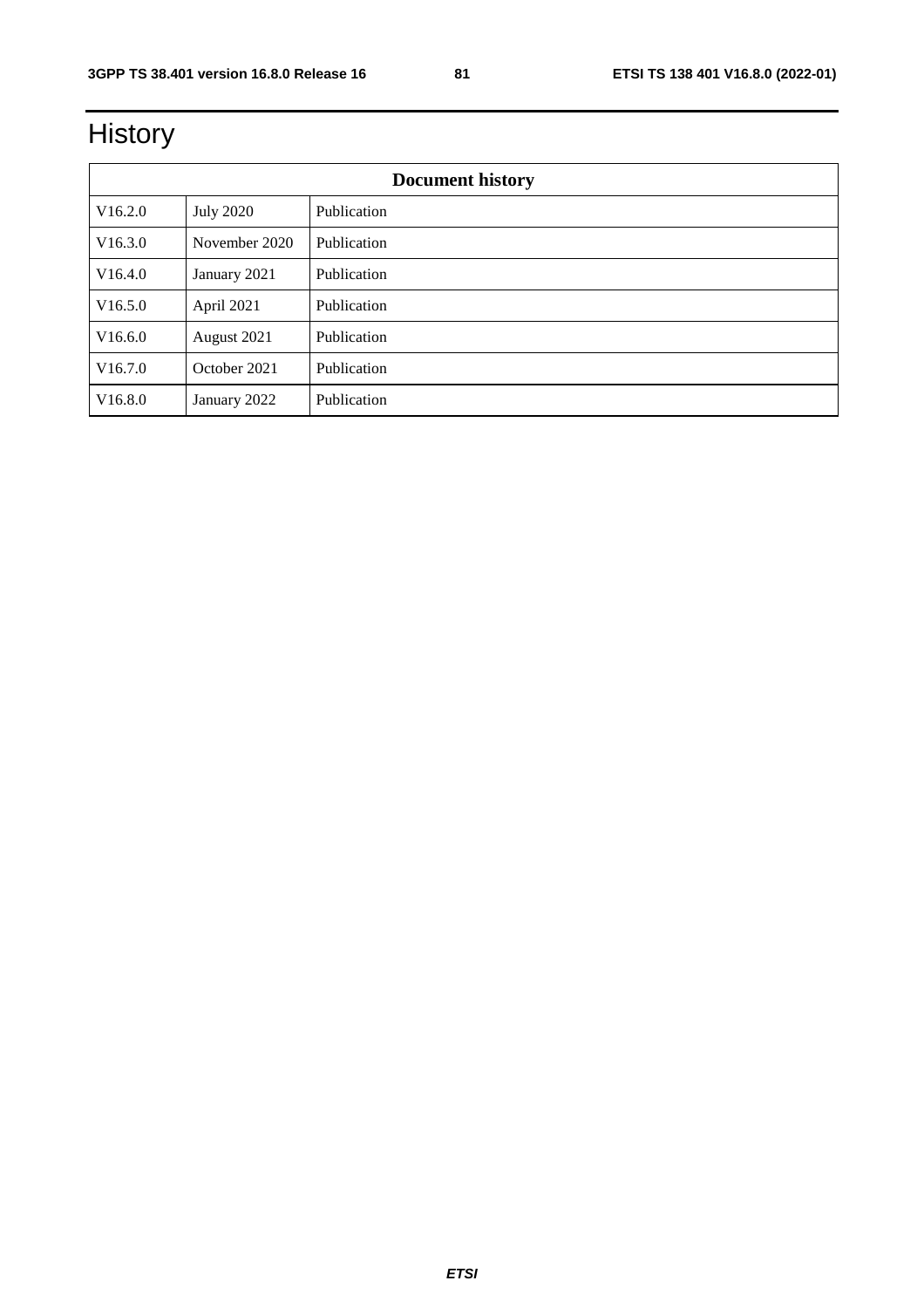# History

| Document history | | |
|---|---|---|
| V16.2.0 | July 2020 | Publication |
| V16.3.0 | November 2020 | Publication |
| V16.4.0 | January 2021 | Publication |
| V16.5.0 | April 2021 | Publication |
| V16.6.0 | August 2021 | Publication |
| V16.7.0 | October 2021 | Publication |
| V16.8.0 | January 2022 | Publication |